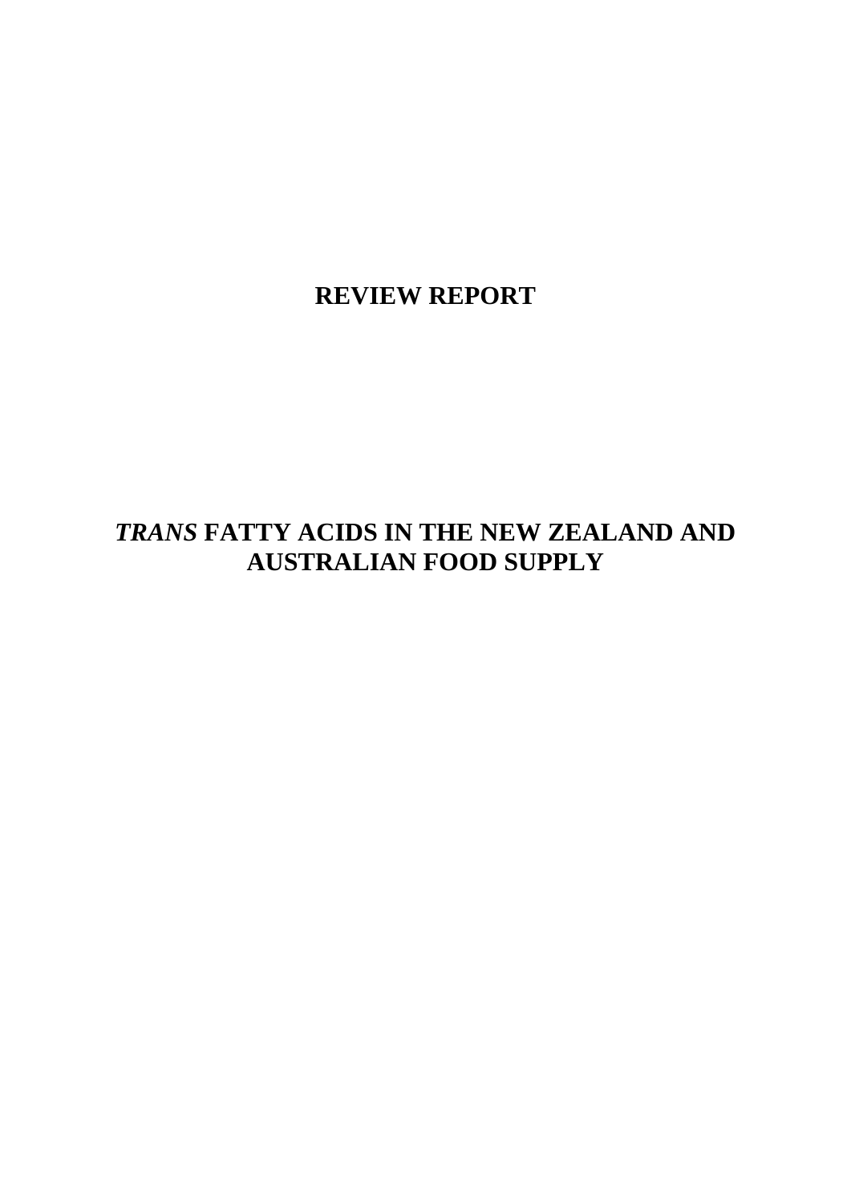# REVIEW REPORT

# *TRANS* FATTY ACIDS IN THE NEW ZEALAND AND AUSTRALIAN FOOD SUPPLY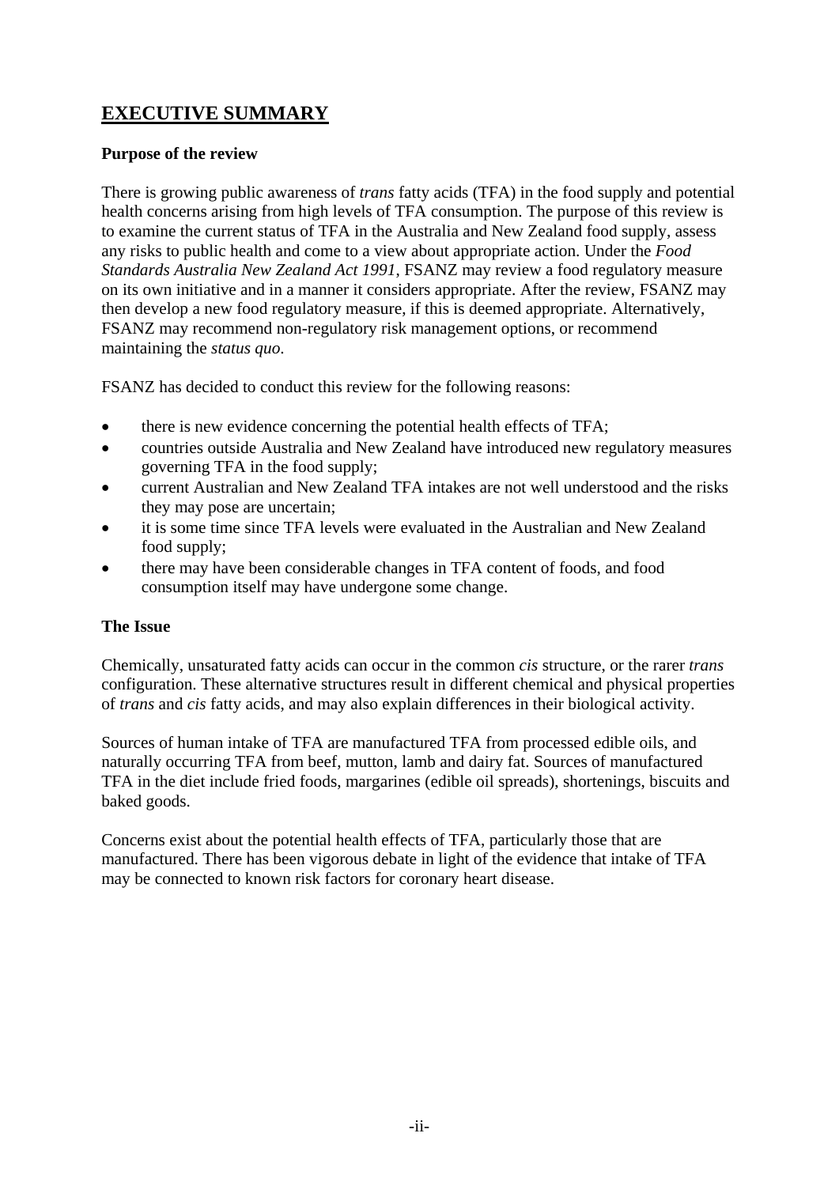## EXECUTIVE SUMMARY

### Purpose of the review

There is growing public awareness of *trans* fatty acids (TFA) in the food supply and potential health concerns arising from high levels of TFA consumption. The purpose of this review is to examine the current status of TFA in the Australia and New Zealand food supply, assess any risks to public health and come to a view about appropriate action. Under the *Food Standards Australia New Zealand Act 1991*, FSANZ may review a food regulatory measure on its own initiative and in a manner it considers appropriate. After the review, FSANZ may then develop a new food regulatory measure, if this is deemed appropriate. Alternatively, FSANZ may recommend non-regulatory risk management options, or recommend maintaining the *status quo*.

FSANZ has decided to conduct this review for the following reasons:

- there is new evidence concerning the potential health effects of TFA;
- countries outside Australia and New Zealand have introduced new regulatory measures governing TFA in the food supply;
- current Australian and New Zealand TFA intakes are not well understood and the risks they may pose are uncertain;
- it is some time since TFA levels were evaluated in the Australian and New Zealand food supply;
- there may have been considerable changes in TFA content of foods, and food consumption itself may have undergone some change.

### The Issue

Chemically, unsaturated fatty acids can occur in the common *cis* structure, or the rarer *trans* configuration. These alternative structures result in different chemical and physical properties of *trans* and *cis* fatty acids, and may also explain differences in their biological activity.

Sources of human intake of TFA are manufactured TFA from processed edible oils, and naturally occurring TFA from beef, mutton, lamb and dairy fat. Sources of manufactured TFA in the diet include fried foods, margarines (edible oil spreads), shortenings, biscuits and baked goods.

Concerns exist about the potential health effects of TFA, particularly those that are manufactured. There has been vigorous debate in light of the evidence that intake of TFA may be connected to known risk factors for coronary heart disease.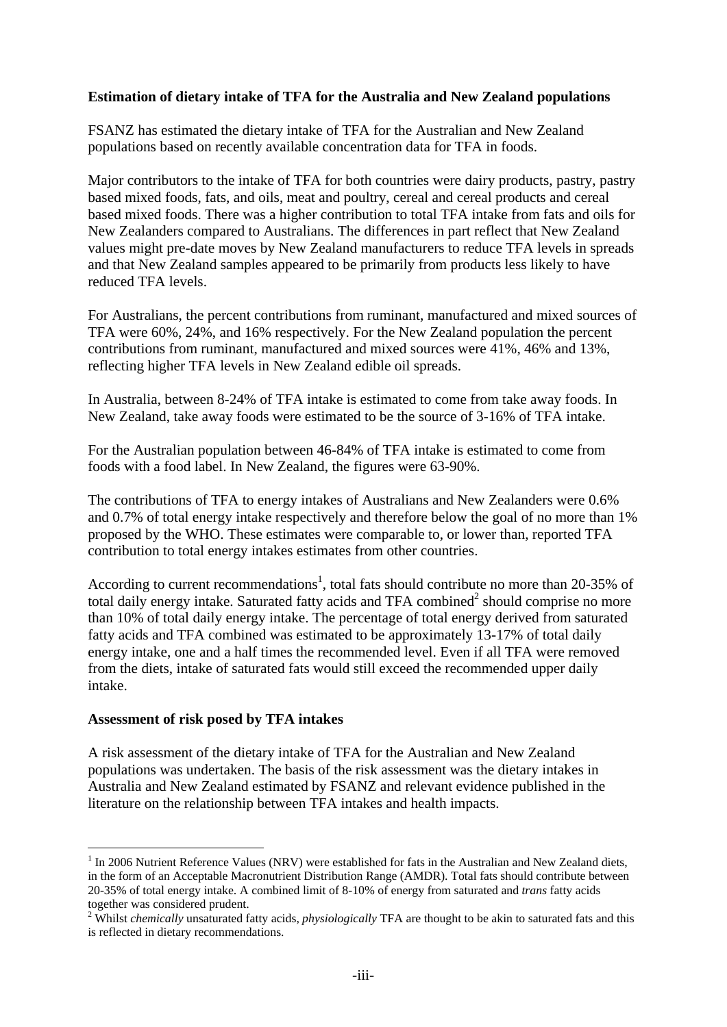**Estimation of dietary intake of TFA for the Australia and New Zealand populations**

FSANZ has estimated the dietary intake of TFA for the Australian and New Zealand populations based on recently available concentration data for TFA in foods.

Major contributors to the intake of TFA for both countries were dairy products, pastry, pastry based mixed foods, fats, and oils, meat and poultry, cereal and cereal products and cereal based mixed foods. There was a higher contribution to total TFA intake from fats and oils for New Zealanders compared to Australians. The differences in part reflect that New Zealand values might pre-date moves by New Zealand manufacturers to reduce TFA levels in spreads and that New Zealand samples appeared to be primarily from products less likely to have reduced TFA levels.

For Australians, the percent contributions from ruminant, manufactured and mixed sources of TFA were 60%, 24%, and 16% respectively. For the New Zealand population the percent contributions from ruminant, manufactured and mixed sources were 41%, 46% and 13%, reflecting higher TFA levels in New Zealand edible oil spreads.

In Australia, between 8-24% of TFA intake is estimated to come from take away foods. In New Zealand, take away foods were estimated to be the source of 3-16% of TFA intake.

For the Australian population between 46-84% of TFA intake is estimated to come from foods with a food label. In New Zealand, the figures were 63-90%.

The contributions of TFA to energy intakes of Australians and New Zealanders were 0.6% and 0.7% of total energy intake respectively and therefore below the goal of no more than 1% proposed by the WHO. These estimates were comparable to, or lower than, reported TFA contribution to total energy intakes estimates from other countries.

According to current recommendations[1], total fats should contribute no more than 20-35% of total daily energy intake. Saturated fatty acids and TFA combined[2] should comprise no more than 10% of total daily energy intake. The percentage of total energy derived from saturated fatty acids and TFA combined was estimated to be approximately 13-17% of total daily energy intake, one and a half times the recommended level. Even if all TFA were removed from the diets, intake of saturated fats would still exceed the recommended upper daily intake.

**Assessment of risk posed by TFA intakes**

A risk assessment of the dietary intake of TFA for the Australian and New Zealand populations was undertaken. The basis of the risk assessment was the dietary intakes in Australia and New Zealand estimated by FSANZ and relevant evidence published in the literature on the relationship between TFA intakes and health impacts.

---

[1] In 2006 Nutrient Reference Values (NRV) were established for fats in the Australian and New Zealand diets, in the form of an Acceptable Macronutrient Distribution Range (AMDR). Total fats should contribute between 20-35% of total energy intake. A combined limit of 8-10% of energy from saturated and *trans* fatty acids together was considered prudent.

[2] Whilst *chemically* unsaturated fatty acids, *physiologically* TFA are thought to be akin to saturated fats and this is reflected in dietary recommendations.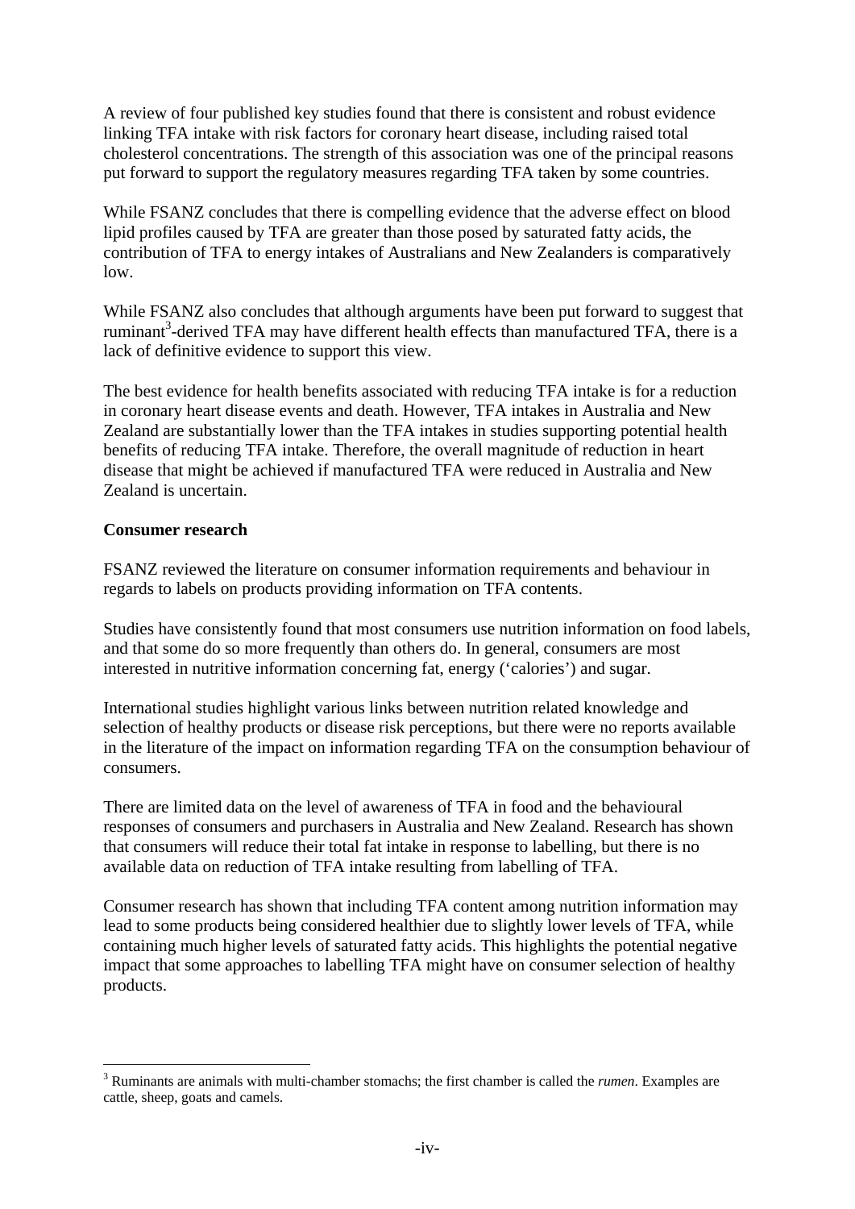A review of four published key studies found that there is consistent and robust evidence linking TFA intake with risk factors for coronary heart disease, including raised total cholesterol concentrations. The strength of this association was one of the principal reasons put forward to support the regulatory measures regarding TFA taken by some countries.

While FSANZ concludes that there is compelling evidence that the adverse effect on blood lipid profiles caused by TFA are greater than those posed by saturated fatty acids, the contribution of TFA to energy intakes of Australians and New Zealanders is comparatively low.

While FSANZ also concludes that although arguments have been put forward to suggest that ruminant[3]-derived TFA may have different health effects than manufactured TFA, there is a lack of definitive evidence to support this view.

The best evidence for health benefits associated with reducing TFA intake is for a reduction in coronary heart disease events and death. However, TFA intakes in Australia and New Zealand are substantially lower than the TFA intakes in studies supporting potential health benefits of reducing TFA intake. Therefore, the overall magnitude of reduction in heart disease that might be achieved if manufactured TFA were reduced in Australia and New Zealand is uncertain.

**Consumer research**

FSANZ reviewed the literature on consumer information requirements and behaviour in regards to labels on products providing information on TFA contents.

Studies have consistently found that most consumers use nutrition information on food labels, and that some do so more frequently than others do. In general, consumers are most interested in nutritive information concerning fat, energy ('calories') and sugar.

International studies highlight various links between nutrition related knowledge and selection of healthy products or disease risk perceptions, but there were no reports available in the literature of the impact on information regarding TFA on the consumption behaviour of consumers.

There are limited data on the level of awareness of TFA in food and the behavioural responses of consumers and purchasers in Australia and New Zealand. Research has shown that consumers will reduce their total fat intake in response to labelling, but there is no available data on reduction of TFA intake resulting from labelling of TFA.

Consumer research has shown that including TFA content among nutrition information may lead to some products being considered healthier due to slightly lower levels of TFA, while containing much higher levels of saturated fatty acids. This highlights the potential negative impact that some approaches to labelling TFA might have on consumer selection of healthy products.

---

[3] Ruminants are animals with multi-chamber stomachs; the first chamber is called the *rumen*. Examples are cattle, sheep, goats and camels.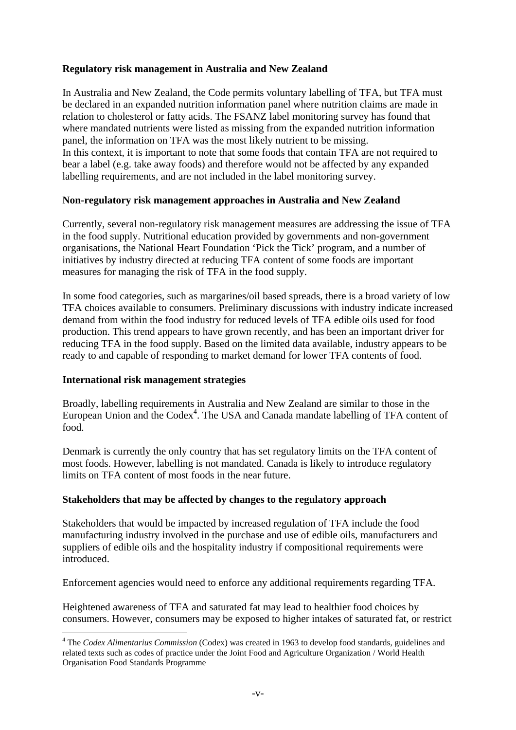**Regulatory risk management in Australia and New Zealand**

In Australia and New Zealand, the Code permits voluntary labelling of TFA, but TFA must be declared in an expanded nutrition information panel where nutrition claims are made in relation to cholesterol or fatty acids. The FSANZ label monitoring survey has found that where mandated nutrients were listed as missing from the expanded nutrition information panel, the information on TFA was the most likely nutrient to be missing.
In this context, it is important to note that some foods that contain TFA are not required to bear a label (e.g. take away foods) and therefore would not be affected by any expanded labelling requirements, and are not included in the label monitoring survey.

**Non-regulatory risk management approaches in Australia and New Zealand**

Currently, several non-regulatory risk management measures are addressing the issue of TFA in the food supply. Nutritional education provided by governments and non-government organisations, the National Heart Foundation 'Pick the Tick' program, and a number of initiatives by industry directed at reducing TFA content of some foods are important measures for managing the risk of TFA in the food supply.

In some food categories, such as margarines/oil based spreads, there is a broad variety of low TFA choices available to consumers. Preliminary discussions with industry indicate increased demand from within the food industry for reduced levels of TFA edible oils used for food production. This trend appears to have grown recently, and has been an important driver for reducing TFA in the food supply. Based on the limited data available, industry appears to be ready to and capable of responding to market demand for lower TFA contents of food.

**International risk management strategies**

Broadly, labelling requirements in Australia and New Zealand are similar to those in the European Union and the Codex[4]. The USA and Canada mandate labelling of TFA content of food.

Denmark is currently the only country that has set regulatory limits on the TFA content of most foods. However, labelling is not mandated. Canada is likely to introduce regulatory limits on TFA content of most foods in the near future.

**Stakeholders that may be affected by changes to the regulatory approach**

Stakeholders that would be impacted by increased regulation of TFA include the food manufacturing industry involved in the purchase and use of edible oils, manufacturers and suppliers of edible oils and the hospitality industry if compositional requirements were introduced.

Enforcement agencies would need to enforce any additional requirements regarding TFA.

Heightened awareness of TFA and saturated fat may lead to healthier food choices by consumers. However, consumers may be exposed to higher intakes of saturated fat, or restrict

[4] The *Codex Alimentarius Commission* (Codex) was created in 1963 to develop food standards, guidelines and related texts such as codes of practice under the Joint Food and Agriculture Organization / World Health Organisation Food Standards Programme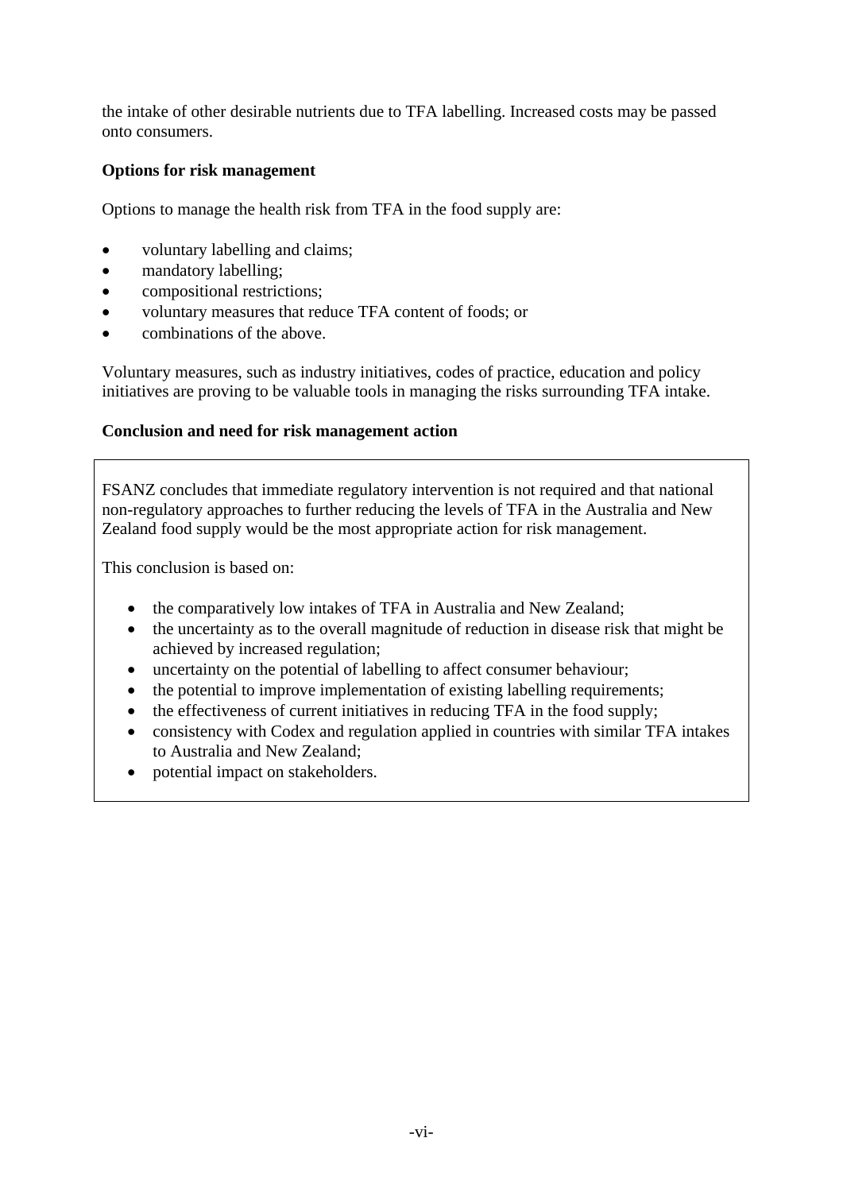the intake of other desirable nutrients due to TFA labelling. Increased costs may be passed onto consumers.

**Options for risk management**

Options to manage the health risk from TFA in the food supply are:

- voluntary labelling and claims;
- mandatory labelling;
- compositional restrictions;
- voluntary measures that reduce TFA content of foods; or
- combinations of the above.

Voluntary measures, such as industry initiatives, codes of practice, education and policy initiatives are proving to be valuable tools in managing the risks surrounding TFA intake.

**Conclusion and need for risk management action**

FSANZ concludes that immediate regulatory intervention is not required and that national non-regulatory approaches to further reducing the levels of TFA in the Australia and New Zealand food supply would be the most appropriate action for risk management.

This conclusion is based on:

- the comparatively low intakes of TFA in Australia and New Zealand;
- the uncertainty as to the overall magnitude of reduction in disease risk that might be achieved by increased regulation;
- uncertainty on the potential of labelling to affect consumer behaviour;
- the potential to improve implementation of existing labelling requirements;
- the effectiveness of current initiatives in reducing TFA in the food supply;
- consistency with Codex and regulation applied in countries with similar TFA intakes to Australia and New Zealand;
- potential impact on stakeholders.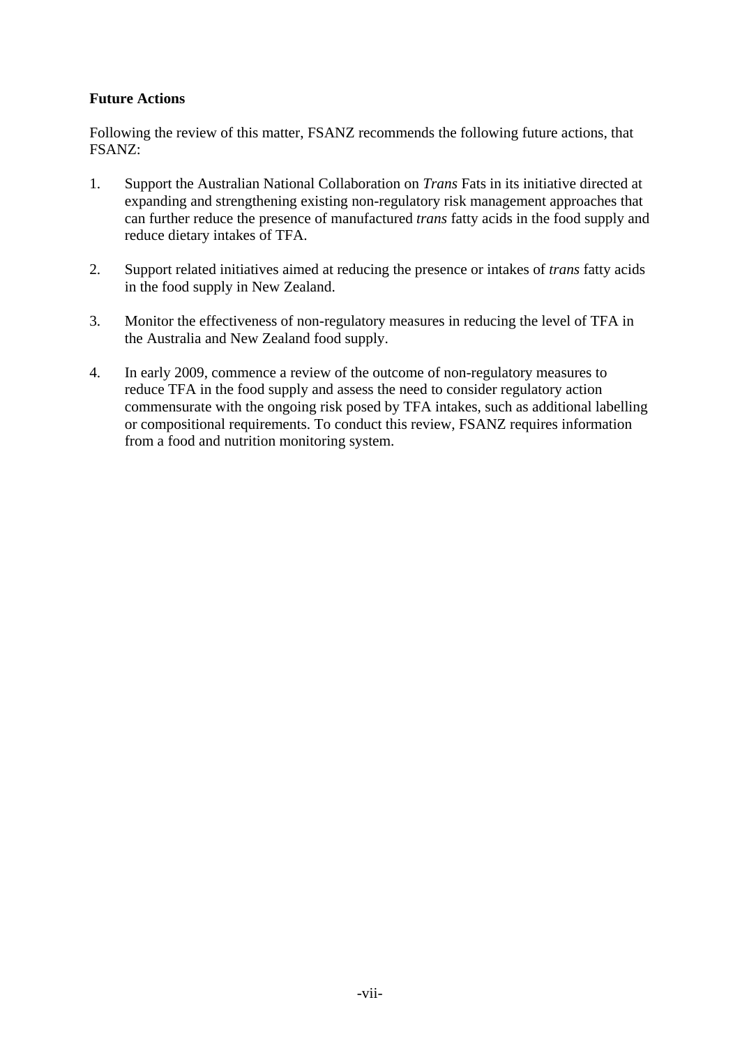**Future Actions**

Following the review of this matter, FSANZ recommends the following future actions, that FSANZ:

1. Support the Australian National Collaboration on *Trans* Fats in its initiative directed at expanding and strengthening existing non-regulatory risk management approaches that can further reduce the presence of manufactured *trans* fatty acids in the food supply and reduce dietary intakes of TFA.

2. Support related initiatives aimed at reducing the presence or intakes of *trans* fatty acids in the food supply in New Zealand.

3. Monitor the effectiveness of non-regulatory measures in reducing the level of TFA in the Australia and New Zealand food supply.

4. In early 2009, commence a review of the outcome of non-regulatory measures to reduce TFA in the food supply and assess the need to consider regulatory action commensurate with the ongoing risk posed by TFA intakes, such as additional labelling or compositional requirements. To conduct this review, FSANZ requires information from a food and nutrition monitoring system.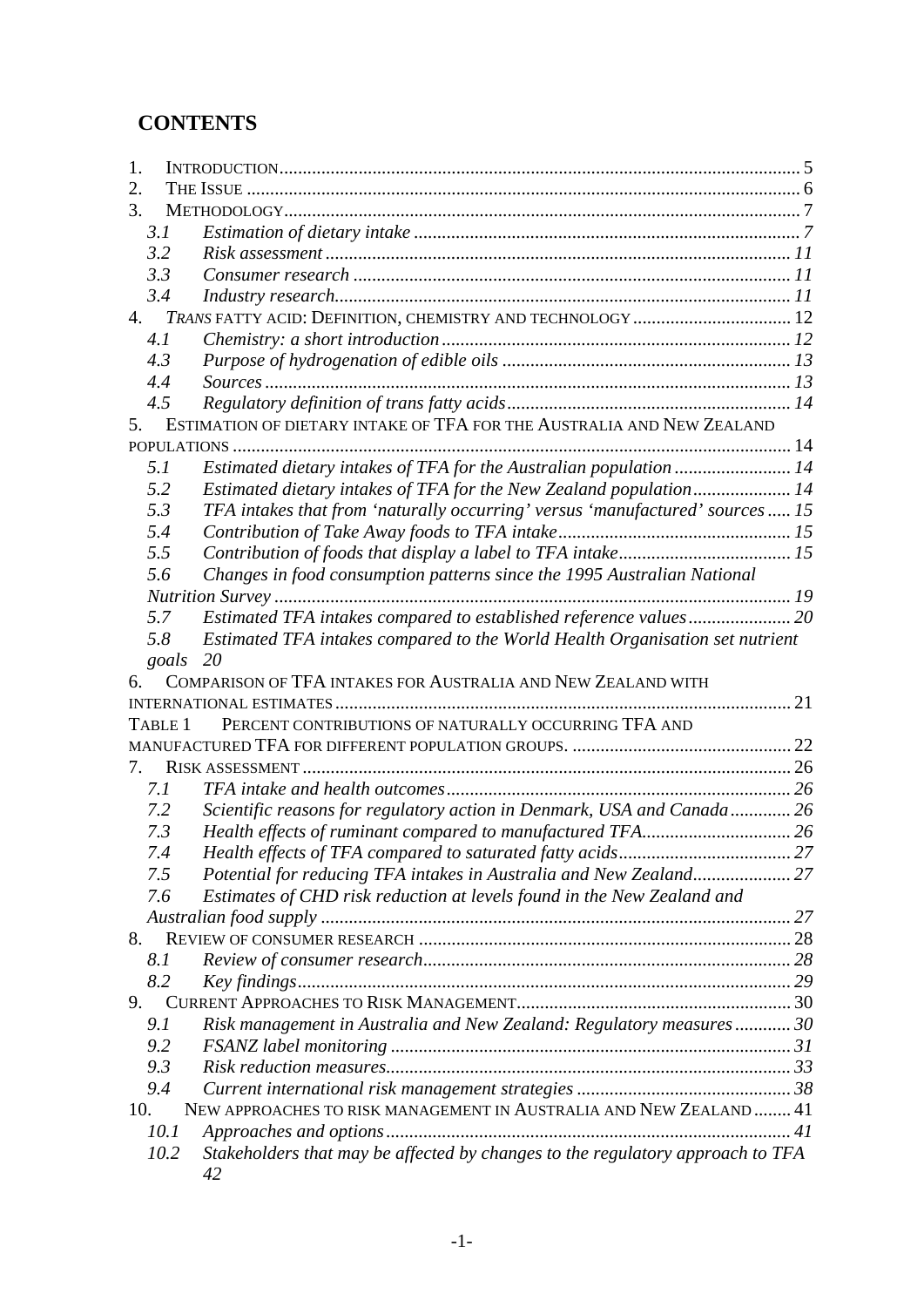# CONTENTS

1. INTRODUCTION ..... 5
2. THE ISSUE ..... 6
3. METHODOLOGY ..... 7
   - *3.1 Estimation of dietary intake ..... 7*
   - *3.2 Risk assessment ..... 11*
   - *3.3 Consumer research ..... 11*
   - *3.4 Industry research ..... 11*
4. *TRANS* FATTY ACID: DEFINITION, CHEMISTRY AND TECHNOLOGY ..... 12
   - *4.1 Chemistry: a short introduction ..... 12*
   - *4.3 Purpose of hydrogenation of edible oils ..... 13*
   - *4.4 Sources ..... 13*
   - *4.5 Regulatory definition of trans fatty acids ..... 14*
5. ESTIMATION OF DIETARY INTAKE OF TFA FOR THE AUSTRALIA AND NEW ZEALAND POPULATIONS ..... 14
   - *5.1 Estimated dietary intakes of TFA for the Australian population ..... 14*
   - *5.2 Estimated dietary intakes of TFA for the New Zealand population ..... 14*
   - *5.3 TFA intakes that from 'naturally occurring' versus 'manufactured' sources ..... 15*
   - *5.4 Contribution of Take Away foods to TFA intake ..... 15*
   - *5.5 Contribution of foods that display a label to TFA intake ..... 15*
   - *5.6 Changes in food consumption patterns since the 1995 Australian National Nutrition Survey ..... 19*
   - *5.7 Estimated TFA intakes compared to established reference values ..... 20*
   - *5.8 Estimated TFA intakes compared to the World Health Organisation set nutrient goals 20*
6. COMPARISON OF TFA INTAKES FOR AUSTRALIA AND NEW ZEALAND WITH INTERNATIONAL ESTIMATES ..... 21

TABLE 1 PERCENT CONTRIBUTIONS OF NATURALLY OCCURRING TFA AND MANUFACTURED TFA FOR DIFFERENT POPULATION GROUPS. ..... 22

7. RISK ASSESSMENT ..... 26
   - *7.1 TFA intake and health outcomes ..... 26*
   - *7.2 Scientific reasons for regulatory action in Denmark, USA and Canada ..... 26*
   - *7.3 Health effects of ruminant compared to manufactured TFA ..... 26*
   - *7.4 Health effects of TFA compared to saturated fatty acids ..... 27*
   - *7.5 Potential for reducing TFA intakes in Australia and New Zealand ..... 27*
   - *7.6 Estimates of CHD risk reduction at levels found in the New Zealand and Australian food supply ..... 27*
8. REVIEW OF CONSUMER RESEARCH ..... 28
   - *8.1 Review of consumer research ..... 28*
   - *8.2 Key findings ..... 29*
9. CURRENT APPROACHES TO RISK MANAGEMENT ..... 30
   - *9.1 Risk management in Australia and New Zealand: Regulatory measures ..... 30*
   - *9.2 FSANZ label monitoring ..... 31*
   - *9.3 Risk reduction measures ..... 33*
   - *9.4 Current international risk management strategies ..... 38*
10. NEW APPROACHES TO RISK MANAGEMENT IN AUSTRALIA AND NEW ZEALAND ..... 41
    - *10.1 Approaches and options ..... 41*
    - *10.2 Stakeholders that may be affected by changes to the regulatory approach to TFA 42*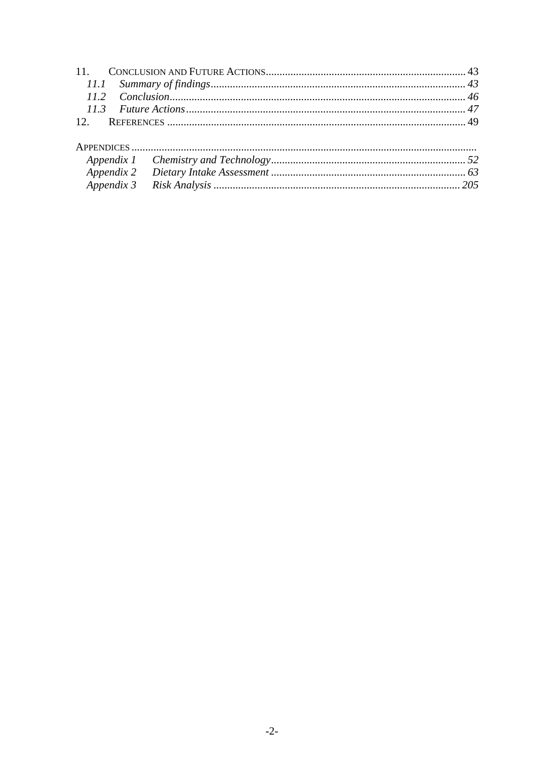11. CONCLUSION AND FUTURE ACTIONS ........ 43
  *11.1 Summary of findings* ........ *43*
  *11.2 Conclusion* ........ *46*
  *11.3 Future Actions* ........ *47*

12. REFERENCES ........ 49

APPENDICES ........
  *Appendix 1 Chemistry and Technology* ........ *52*
  *Appendix 2 Dietary Intake Assessment* ........ *63*
  *Appendix 3 Risk Analysis* ........ *205*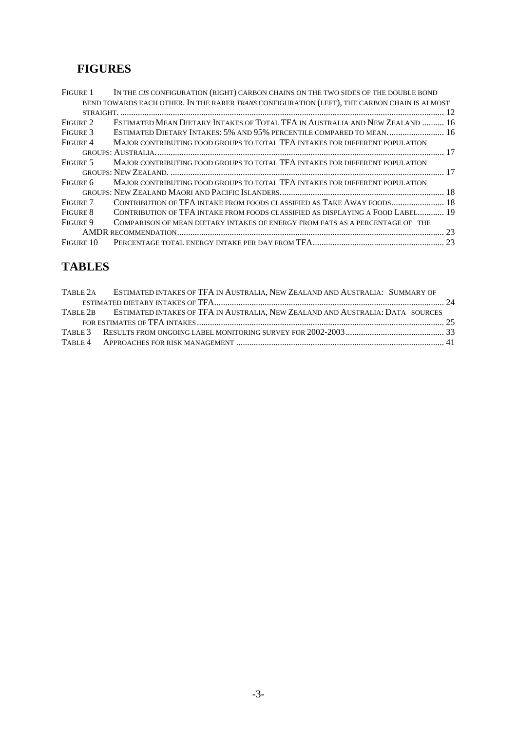## FIGURES

- FIGURE 1 IN THE *CIS* CONFIGURATION (RIGHT) CARBON CHAINS ON THE TWO SIDES OF THE DOUBLE BOND BEND TOWARDS EACH OTHER. IN THE RARER *TRANS* CONFIGURATION (LEFT), THE CARBON CHAIN IS ALMOST STRAIGHT. .... 12
- FIGURE 2 ESTIMATED MEAN DIETARY INTAKES OF TOTAL TFA IN AUSTRALIA AND NEW ZEALAND .... 16
- FIGURE 3 ESTIMATED DIETARY INTAKES: 5% AND 95% PERCENTILE COMPARED TO MEAN. .... 16
- FIGURE 4 MAJOR CONTRIBUTING FOOD GROUPS TO TOTAL TFA INTAKES FOR DIFFERENT POPULATION GROUPS: AUSTRALIA. .... 17
- FIGURE 5 MAJOR CONTRIBUTING FOOD GROUPS TO TOTAL TFA INTAKES FOR DIFFERENT POPULATION GROUPS: NEW ZEALAND. .... 17
- FIGURE 6 MAJOR CONTRIBUTING FOOD GROUPS TO TOTAL TFA INTAKES FOR DIFFERENT POPULATION GROUPS: NEW ZEALAND MAORI AND PACIFIC ISLANDERS. .... 18
- FIGURE 7 CONTRIBUTION OF TFA INTAKE FROM FOODS CLASSIFIED AS TAKE AWAY FOODS. .... 18
- FIGURE 8 CONTRIBUTION OF TFA INTAKE FROM FOODS CLASSIFIED AS DISPLAYING A FOOD LABEL. .... 19
- FIGURE 9 COMPARISON OF MEAN DIETARY INTAKES OF ENERGY FROM FATS AS A PERCENTAGE OF THE AMDR RECOMMENDATION .... 23
- FIGURE 10 PERCENTAGE TOTAL ENERGY INTAKE PER DAY FROM TFA .... 23

## TABLES

- TABLE 2A ESTIMATED INTAKES OF TFA IN AUSTRALIA, NEW ZEALAND AND AUSTRALIA: SUMMARY OF ESTIMATED DIETARY INTAKES OF TFA .... 24
- TABLE 2B ESTIMATED INTAKES OF TFA IN AUSTRALIA, NEW ZEALAND AND AUSTRALIA: DATA SOURCES FOR ESTIMATES OF TFA INTAKES .... 25
- TABLE 3 RESULTS FROM ONGOING LABEL MONITORING SURVEY FOR 2002-2003 .... 33
- TABLE 4 APPROACHES FOR RISK MANAGEMENT .... 41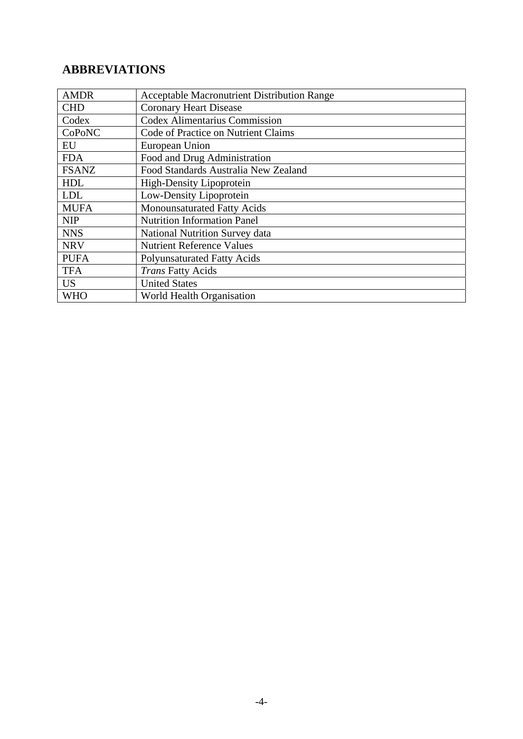## ABBREVIATIONS

| | |
|---|---|
| AMDR | Acceptable Macronutrient Distribution Range |
| CHD | Coronary Heart Disease |
| Codex | Codex Alimentarius Commission |
| CoPoNC | Code of Practice on Nutrient Claims |
| EU | European Union |
| FDA | Food and Drug Administration |
| FSANZ | Food Standards Australia New Zealand |
| HDL | High-Density Lipoprotein |
| LDL | Low-Density Lipoprotein |
| MUFA | Monounsaturated Fatty Acids |
| NIP | Nutrition Information Panel |
| NNS | National Nutrition Survey data |
| NRV | Nutrient Reference Values |
| PUFA | Polyunsaturated Fatty Acids |
| TFA | *Trans* Fatty Acids |
| US | United States |
| WHO | World Health Organisation |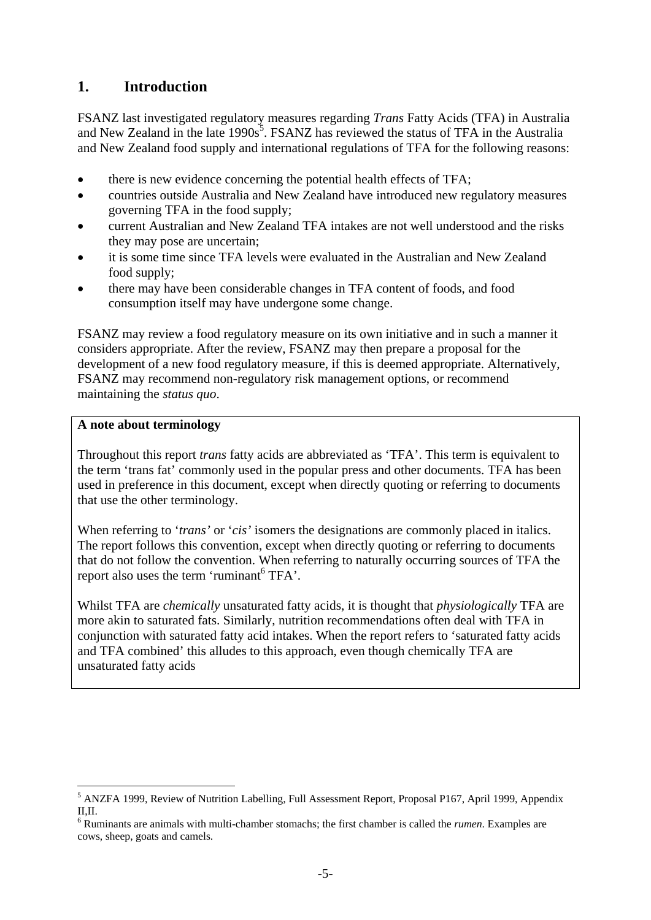# 1. Introduction

FSANZ last investigated regulatory measures regarding *Trans* Fatty Acids (TFA) in Australia and New Zealand in the late 1990s[5]. FSANZ has reviewed the status of TFA in the Australia and New Zealand food supply and international regulations of TFA for the following reasons:

- there is new evidence concerning the potential health effects of TFA;
- countries outside Australia and New Zealand have introduced new regulatory measures governing TFA in the food supply;
- current Australian and New Zealand TFA intakes are not well understood and the risks they may pose are uncertain;
- it is some time since TFA levels were evaluated in the Australian and New Zealand food supply;
- there may have been considerable changes in TFA content of foods, and food consumption itself may have undergone some change.

FSANZ may review a food regulatory measure on its own initiative and in such a manner it considers appropriate. After the review, FSANZ may then prepare a proposal for the development of a new food regulatory measure, if this is deemed appropriate. Alternatively, FSANZ may recommend non-regulatory risk management options, or recommend maintaining the *status quo*.

**A note about terminology**

Throughout this report *trans* fatty acids are abbreviated as 'TFA'. This term is equivalent to the term 'trans fat' commonly used in the popular press and other documents. TFA has been used in preference in this document, except when directly quoting or referring to documents that use the other terminology.

When referring to '*trans'* or '*cis'* isomers the designations are commonly placed in italics. The report follows this convention, except when directly quoting or referring to documents that do not follow the convention. When referring to naturally occurring sources of TFA the report also uses the term 'ruminant[6] TFA'.

Whilst TFA are *chemically* unsaturated fatty acids, it is thought that *physiologically* TFA are more akin to saturated fats. Similarly, nutrition recommendations often deal with TFA in conjunction with saturated fatty acid intakes. When the report refers to 'saturated fatty acids and TFA combined' this alludes to this approach, even though chemically TFA are unsaturated fatty acids

---

[5] ANZFA 1999, Review of Nutrition Labelling, Full Assessment Report, Proposal P167, April 1999, Appendix II,II.

[6] Ruminants are animals with multi-chamber stomachs; the first chamber is called the *rumen*. Examples are cows, sheep, goats and camels.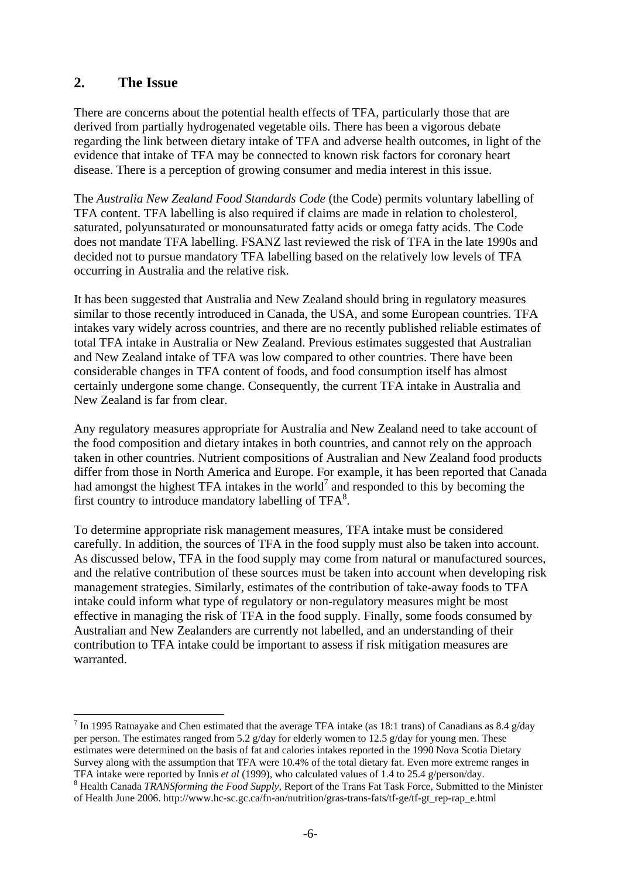## 2. The Issue

There are concerns about the potential health effects of TFA, particularly those that are derived from partially hydrogenated vegetable oils. There has been a vigorous debate regarding the link between dietary intake of TFA and adverse health outcomes, in light of the evidence that intake of TFA may be connected to known risk factors for coronary heart disease. There is a perception of growing consumer and media interest in this issue.

The *Australia New Zealand Food Standards Code* (the Code) permits voluntary labelling of TFA content. TFA labelling is also required if claims are made in relation to cholesterol, saturated, polyunsaturated or monounsaturated fatty acids or omega fatty acids. The Code does not mandate TFA labelling. FSANZ last reviewed the risk of TFA in the late 1990s and decided not to pursue mandatory TFA labelling based on the relatively low levels of TFA occurring in Australia and the relative risk.

It has been suggested that Australia and New Zealand should bring in regulatory measures similar to those recently introduced in Canada, the USA, and some European countries. TFA intakes vary widely across countries, and there are no recently published reliable estimates of total TFA intake in Australia or New Zealand. Previous estimates suggested that Australian and New Zealand intake of TFA was low compared to other countries. There have been considerable changes in TFA content of foods, and food consumption itself has almost certainly undergone some change. Consequently, the current TFA intake in Australia and New Zealand is far from clear.

Any regulatory measures appropriate for Australia and New Zealand need to take account of the food composition and dietary intakes in both countries, and cannot rely on the approach taken in other countries. Nutrient compositions of Australian and New Zealand food products differ from those in North America and Europe. For example, it has been reported that Canada had amongst the highest TFA intakes in the world[7] and responded to this by becoming the first country to introduce mandatory labelling of TFA[8].

To determine appropriate risk management measures, TFA intake must be considered carefully. In addition, the sources of TFA in the food supply must also be taken into account. As discussed below, TFA in the food supply may come from natural or manufactured sources, and the relative contribution of these sources must be taken into account when developing risk management strategies. Similarly, estimates of the contribution of take-away foods to TFA intake could inform what type of regulatory or non-regulatory measures might be most effective in managing the risk of TFA in the food supply. Finally, some foods consumed by Australian and New Zealanders are currently not labelled, and an understanding of their contribution to TFA intake could be important to assess if risk mitigation measures are warranted.

---

[7] In 1995 Ratnayake and Chen estimated that the average TFA intake (as 18:1 trans) of Canadians as 8.4 g/day per person. The estimates ranged from 5.2 g/day for elderly women to 12.5 g/day for young men. These estimates were determined on the basis of fat and calories intakes reported in the 1990 Nova Scotia Dietary Survey along with the assumption that TFA were 10.4% of the total dietary fat. Even more extreme ranges in TFA intake were reported by Innis *et al* (1999), who calculated values of 1.4 to 25.4 g/person/day.

[8] Health Canada *TRANSforming the Food Supply*, Report of the Trans Fat Task Force, Submitted to the Minister of Health June 2006. http://www.hc-sc.gc.ca/fn-an/nutrition/gras-trans-fats/tf-ge/tf-gt_rep-rap_e.html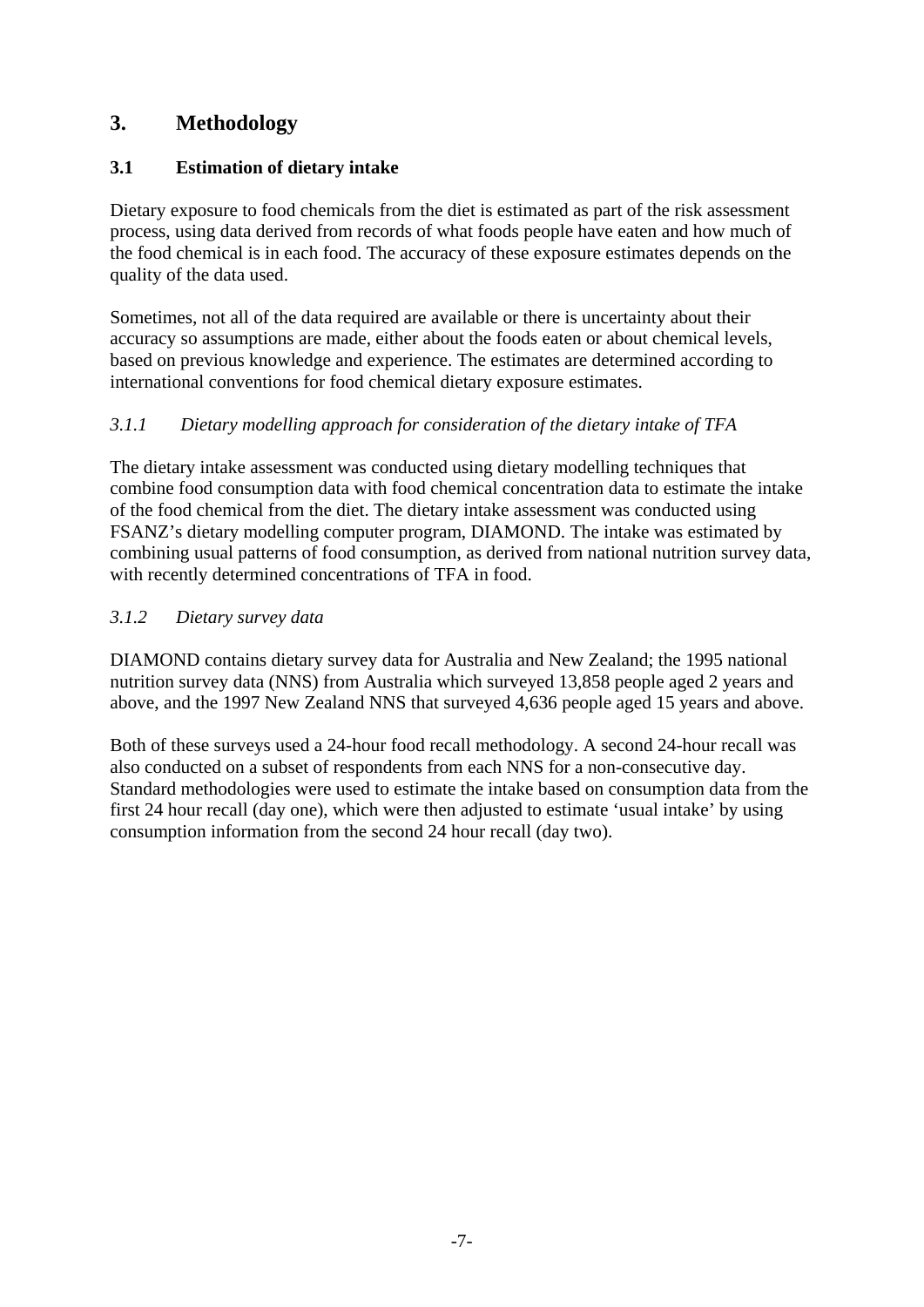# 3. Methodology

## 3.1 Estimation of dietary intake

Dietary exposure to food chemicals from the diet is estimated as part of the risk assessment process, using data derived from records of what foods people have eaten and how much of the food chemical is in each food. The accuracy of these exposure estimates depends on the quality of the data used.

Sometimes, not all of the data required are available or there is uncertainty about their accuracy so assumptions are made, either about the foods eaten or about chemical levels, based on previous knowledge and experience. The estimates are determined according to international conventions for food chemical dietary exposure estimates.

### *3.1.1 Dietary modelling approach for consideration of the dietary intake of TFA*

The dietary intake assessment was conducted using dietary modelling techniques that combine food consumption data with food chemical concentration data to estimate the intake of the food chemical from the diet. The dietary intake assessment was conducted using FSANZ's dietary modelling computer program, DIAMOND. The intake was estimated by combining usual patterns of food consumption, as derived from national nutrition survey data, with recently determined concentrations of TFA in food.

### *3.1.2 Dietary survey data*

DIAMOND contains dietary survey data for Australia and New Zealand; the 1995 national nutrition survey data (NNS) from Australia which surveyed 13,858 people aged 2 years and above, and the 1997 New Zealand NNS that surveyed 4,636 people aged 15 years and above.

Both of these surveys used a 24-hour food recall methodology. A second 24-hour recall was also conducted on a subset of respondents from each NNS for a non-consecutive day. Standard methodologies were used to estimate the intake based on consumption data from the first 24 hour recall (day one), which were then adjusted to estimate 'usual intake' by using consumption information from the second 24 hour recall (day two).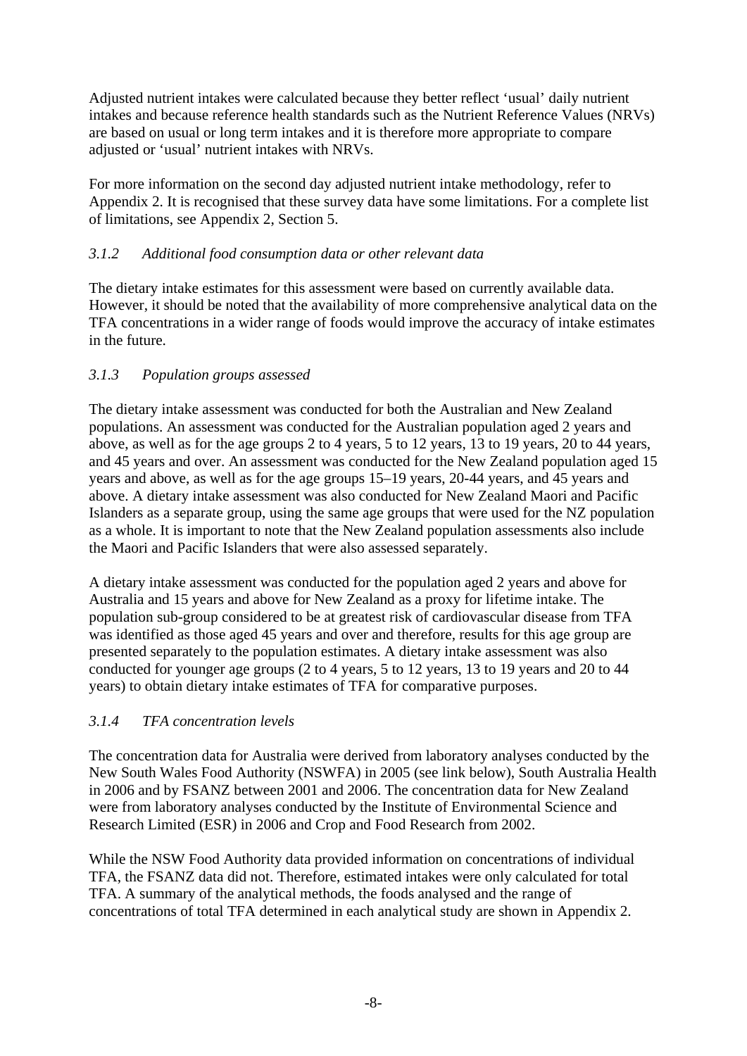Adjusted nutrient intakes were calculated because they better reflect 'usual' daily nutrient intakes and because reference health standards such as the Nutrient Reference Values (NRVs) are based on usual or long term intakes and it is therefore more appropriate to compare adjusted or 'usual' nutrient intakes with NRVs.

For more information on the second day adjusted nutrient intake methodology, refer to Appendix 2. It is recognised that these survey data have some limitations. For a complete list of limitations, see Appendix 2, Section 5.

### *3.1.2 Additional food consumption data or other relevant data*

The dietary intake estimates for this assessment were based on currently available data. However, it should be noted that the availability of more comprehensive analytical data on the TFA concentrations in a wider range of foods would improve the accuracy of intake estimates in the future.

### *3.1.3 Population groups assessed*

The dietary intake assessment was conducted for both the Australian and New Zealand populations. An assessment was conducted for the Australian population aged 2 years and above, as well as for the age groups 2 to 4 years, 5 to 12 years, 13 to 19 years, 20 to 44 years, and 45 years and over. An assessment was conducted for the New Zealand population aged 15 years and above, as well as for the age groups 15–19 years, 20-44 years, and 45 years and above. A dietary intake assessment was also conducted for New Zealand Maori and Pacific Islanders as a separate group, using the same age groups that were used for the NZ population as a whole. It is important to note that the New Zealand population assessments also include the Maori and Pacific Islanders that were also assessed separately.

A dietary intake assessment was conducted for the population aged 2 years and above for Australia and 15 years and above for New Zealand as a proxy for lifetime intake. The population sub-group considered to be at greatest risk of cardiovascular disease from TFA was identified as those aged 45 years and over and therefore, results for this age group are presented separately to the population estimates. A dietary intake assessment was also conducted for younger age groups (2 to 4 years, 5 to 12 years, 13 to 19 years and 20 to 44 years) to obtain dietary intake estimates of TFA for comparative purposes.

### *3.1.4 TFA concentration levels*

The concentration data for Australia were derived from laboratory analyses conducted by the New South Wales Food Authority (NSWFA) in 2005 (see link below), South Australia Health in 2006 and by FSANZ between 2001 and 2006. The concentration data for New Zealand were from laboratory analyses conducted by the Institute of Environmental Science and Research Limited (ESR) in 2006 and Crop and Food Research from 2002.

While the NSW Food Authority data provided information on concentrations of individual TFA, the FSANZ data did not. Therefore, estimated intakes were only calculated for total TFA. A summary of the analytical methods, the foods analysed and the range of concentrations of total TFA determined in each analytical study are shown in Appendix 2.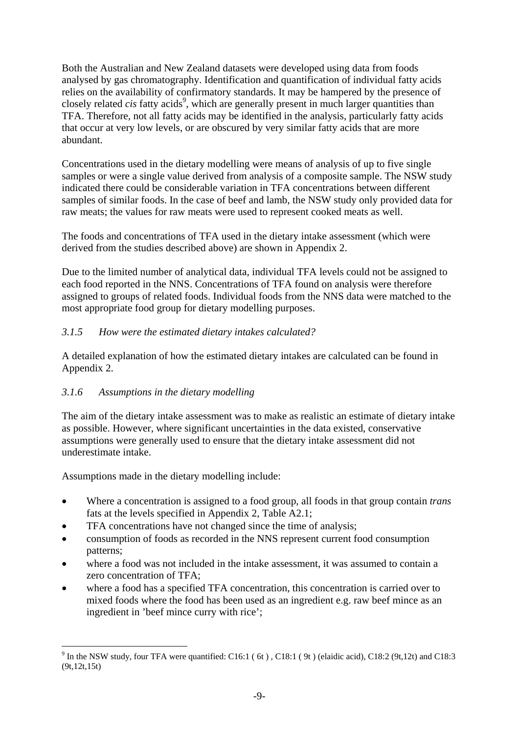Both the Australian and New Zealand datasets were developed using data from foods analysed by gas chromatography. Identification and quantification of individual fatty acids relies on the availability of confirmatory standards. It may be hampered by the presence of closely related *cis* fatty acids[9], which are generally present in much larger quantities than TFA. Therefore, not all fatty acids may be identified in the analysis, particularly fatty acids that occur at very low levels, or are obscured by very similar fatty acids that are more abundant.

Concentrations used in the dietary modelling were means of analysis of up to five single samples or were a single value derived from analysis of a composite sample. The NSW study indicated there could be considerable variation in TFA concentrations between different samples of similar foods. In the case of beef and lamb, the NSW study only provided data for raw meats; the values for raw meats were used to represent cooked meats as well.

The foods and concentrations of TFA used in the dietary intake assessment (which were derived from the studies described above) are shown in Appendix 2.

Due to the limited number of analytical data, individual TFA levels could not be assigned to each food reported in the NNS. Concentrations of TFA found on analysis were therefore assigned to groups of related foods. Individual foods from the NNS data were matched to the most appropriate food group for dietary modelling purposes.

### *3.1.5 How were the estimated dietary intakes calculated?*

A detailed explanation of how the estimated dietary intakes are calculated can be found in Appendix 2.

### *3.1.6 Assumptions in the dietary modelling*

The aim of the dietary intake assessment was to make as realistic an estimate of dietary intake as possible. However, where significant uncertainties in the data existed, conservative assumptions were generally used to ensure that the dietary intake assessment did not underestimate intake.

Assumptions made in the dietary modelling include:

- Where a concentration is assigned to a food group, all foods in that group contain *trans* fats at the levels specified in Appendix 2, Table A2.1;
- TFA concentrations have not changed since the time of analysis;
- consumption of foods as recorded in the NNS represent current food consumption patterns;
- where a food was not included in the intake assessment, it was assumed to contain a zero concentration of TFA;
- where a food has a specified TFA concentration, this concentration is carried over to mixed foods where the food has been used as an ingredient e.g. raw beef mince as an ingredient in 'beef mince curry with rice';

---

[9] In the NSW study, four TFA were quantified: C16:1 ( 6t ) , C18:1 ( 9t ) (elaidic acid), C18:2 (9t,12t) and C18:3 (9t,12t,15t)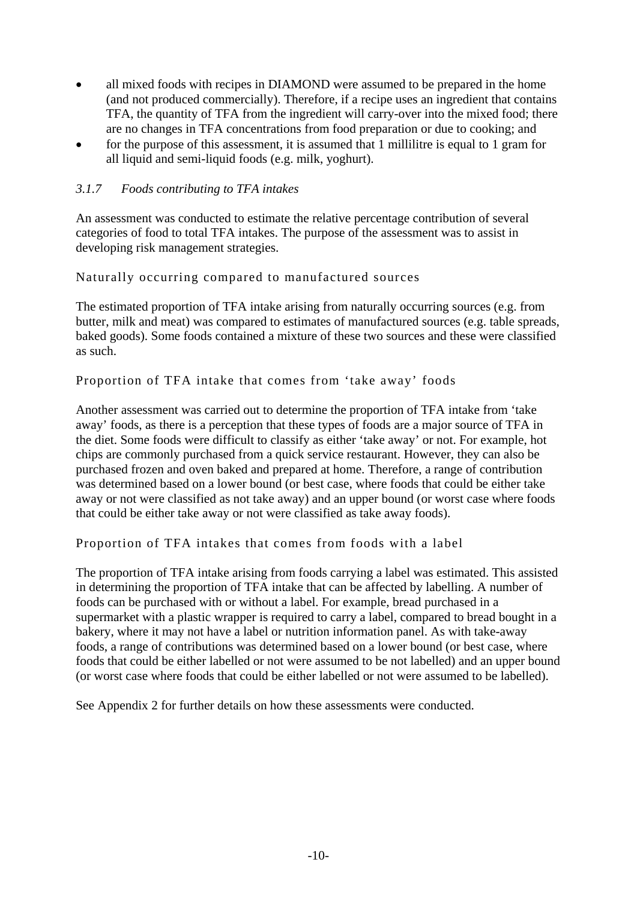- all mixed foods with recipes in DIAMOND were assumed to be prepared in the home (and not produced commercially). Therefore, if a recipe uses an ingredient that contains TFA, the quantity of TFA from the ingredient will carry-over into the mixed food; there are no changes in TFA concentrations from food preparation or due to cooking; and
- for the purpose of this assessment, it is assumed that 1 millilitre is equal to 1 gram for all liquid and semi-liquid foods (e.g. milk, yoghurt).

### *3.1.7 Foods contributing to TFA intakes*

An assessment was conducted to estimate the relative percentage contribution of several categories of food to total TFA intakes. The purpose of the assessment was to assist in developing risk management strategies.

#### Naturally occurring compared to manufactured sources

The estimated proportion of TFA intake arising from naturally occurring sources (e.g. from butter, milk and meat) was compared to estimates of manufactured sources (e.g. table spreads, baked goods). Some foods contained a mixture of these two sources and these were classified as such.

#### Proportion of TFA intake that comes from 'take away' foods

Another assessment was carried out to determine the proportion of TFA intake from 'take away' foods, as there is a perception that these types of foods are a major source of TFA in the diet. Some foods were difficult to classify as either 'take away' or not. For example, hot chips are commonly purchased from a quick service restaurant. However, they can also be purchased frozen and oven baked and prepared at home. Therefore, a range of contribution was determined based on a lower bound (or best case, where foods that could be either take away or not were classified as not take away) and an upper bound (or worst case where foods that could be either take away or not were classified as take away foods).

#### Proportion of TFA intakes that comes from foods with a label

The proportion of TFA intake arising from foods carrying a label was estimated. This assisted in determining the proportion of TFA intake that can be affected by labelling. A number of foods can be purchased with or without a label. For example, bread purchased in a supermarket with a plastic wrapper is required to carry a label, compared to bread bought in a bakery, where it may not have a label or nutrition information panel. As with take-away foods, a range of contributions was determined based on a lower bound (or best case, where foods that could be either labelled or not were assumed to be not labelled) and an upper bound (or worst case where foods that could be either labelled or not were assumed to be labelled).

See Appendix 2 for further details on how these assessments were conducted.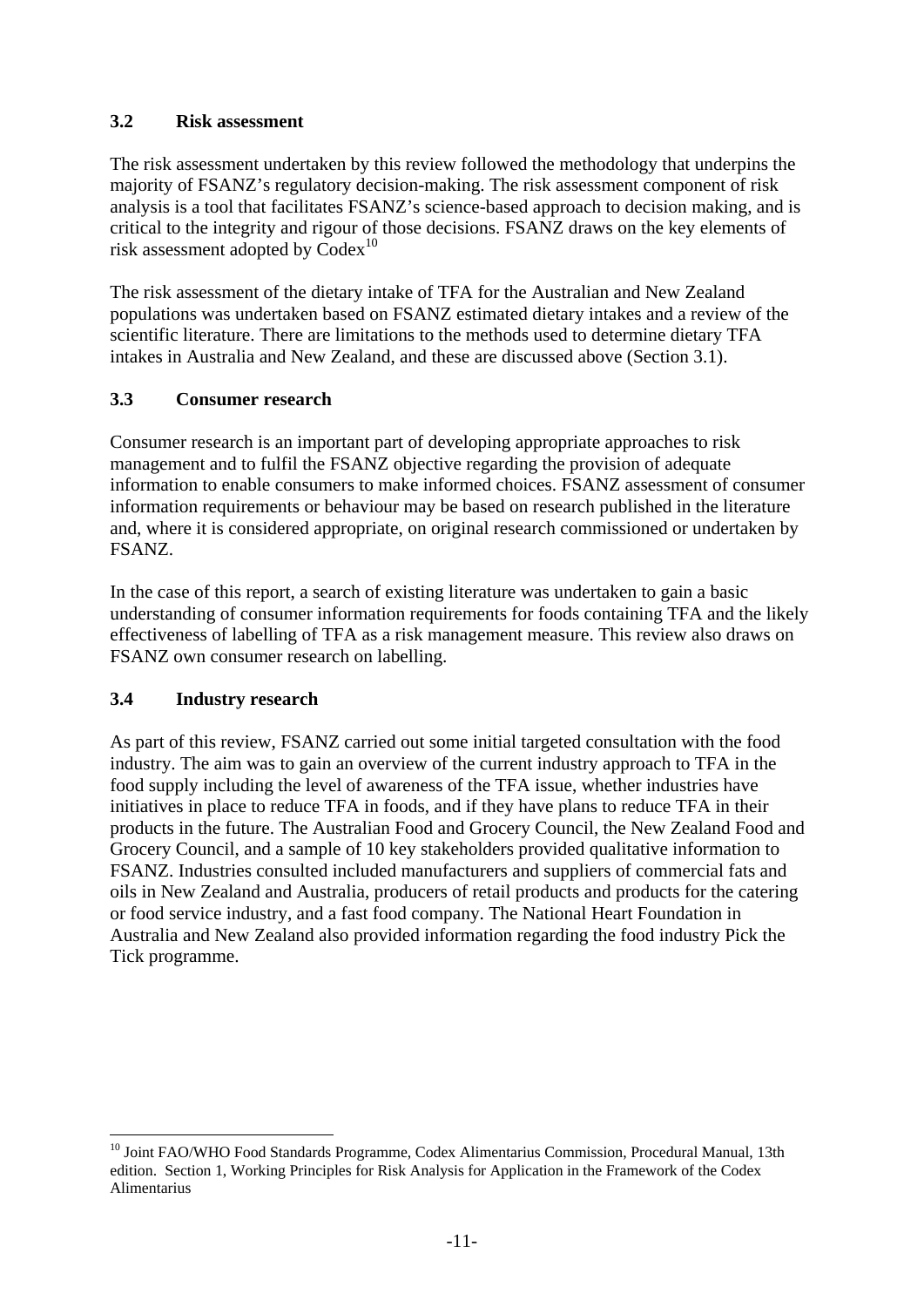### 3.2 Risk assessment

The risk assessment undertaken by this review followed the methodology that underpins the majority of FSANZ's regulatory decision-making. The risk assessment component of risk analysis is a tool that facilitates FSANZ's science-based approach to decision making, and is critical to the integrity and rigour of those decisions. FSANZ draws on the key elements of risk assessment adopted by Codex[10]

The risk assessment of the dietary intake of TFA for the Australian and New Zealand populations was undertaken based on FSANZ estimated dietary intakes and a review of the scientific literature. There are limitations to the methods used to determine dietary TFA intakes in Australia and New Zealand, and these are discussed above (Section 3.1).

### 3.3 Consumer research

Consumer research is an important part of developing appropriate approaches to risk management and to fulfil the FSANZ objective regarding the provision of adequate information to enable consumers to make informed choices. FSANZ assessment of consumer information requirements or behaviour may be based on research published in the literature and, where it is considered appropriate, on original research commissioned or undertaken by FSANZ.

In the case of this report, a search of existing literature was undertaken to gain a basic understanding of consumer information requirements for foods containing TFA and the likely effectiveness of labelling of TFA as a risk management measure. This review also draws on FSANZ own consumer research on labelling.

### 3.4 Industry research

As part of this review, FSANZ carried out some initial targeted consultation with the food industry. The aim was to gain an overview of the current industry approach to TFA in the food supply including the level of awareness of the TFA issue, whether industries have initiatives in place to reduce TFA in foods, and if they have plans to reduce TFA in their products in the future. The Australian Food and Grocery Council, the New Zealand Food and Grocery Council, and a sample of 10 key stakeholders provided qualitative information to FSANZ. Industries consulted included manufacturers and suppliers of commercial fats and oils in New Zealand and Australia, producers of retail products and products for the catering or food service industry, and a fast food company. The National Heart Foundation in Australia and New Zealand also provided information regarding the food industry Pick the Tick programme.

---

[10] Joint FAO/WHO Food Standards Programme, Codex Alimentarius Commission, Procedural Manual, 13th edition. Section 1, Working Principles for Risk Analysis for Application in the Framework of the Codex Alimentarius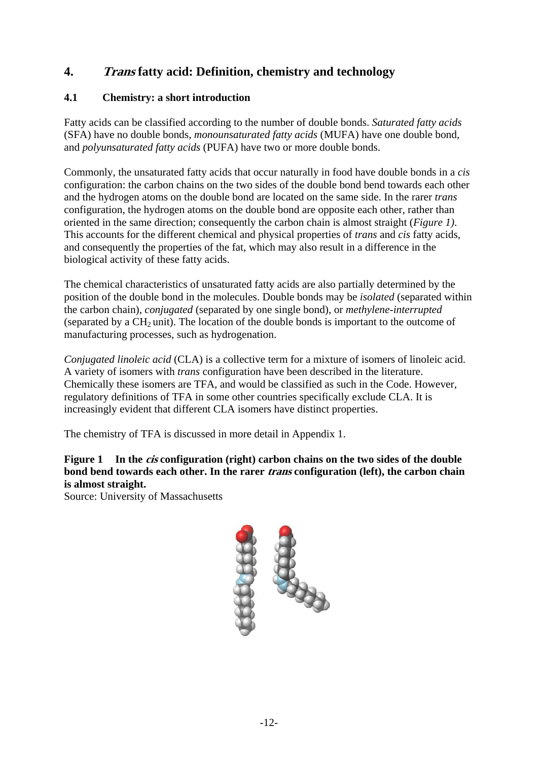# 4. *Trans* fatty acid: Definition, chemistry and technology

## 4.1 Chemistry: a short introduction

Fatty acids can be classified according to the number of double bonds. *Saturated fatty acids* (SFA) have no double bonds, *monounsaturated fatty acids* (MUFA) have one double bond, and *polyunsaturated fatty acids* (PUFA) have two or more double bonds.

Commonly, the unsaturated fatty acids that occur naturally in food have double bonds in a *cis* configuration: the carbon chains on the two sides of the double bond bend towards each other and the hydrogen atoms on the double bond are located on the same side. In the rarer *trans* configuration, the hydrogen atoms on the double bond are opposite each other, rather than oriented in the same direction; consequently the carbon chain is almost straight (*Figure 1)*. This accounts for the different chemical and physical properties of *trans* and *cis* fatty acids, and consequently the properties of the fat, which may also result in a difference in the biological activity of these fatty acids.

The chemical characteristics of unsaturated fatty acids are also partially determined by the position of the double bond in the molecules. Double bonds may be *isolated* (separated within the carbon chain), *conjugated* (separated by one single bond), or *methylene-interrupted* (separated by a $CH_2$ unit). The location of the double bonds is important to the outcome of manufacturing processes, such as hydrogenation.

*Conjugated linoleic acid* (CLA) is a collective term for a mixture of isomers of linoleic acid. A variety of isomers with *trans* configuration have been described in the literature. Chemically these isomers are TFA, and would be classified as such in the Code. However, regulatory definitions of TFA in some other countries specifically exclude CLA. It is increasingly evident that different CLA isomers have distinct properties.

The chemistry of TFA is discussed in more detail in Appendix 1.

**Figure 1 In the *cis* configuration (right) carbon chains on the two sides of the double bond bend towards each other. In the rarer *trans* configuration (left), the carbon chain is almost straight.**
Source: University of Massachusetts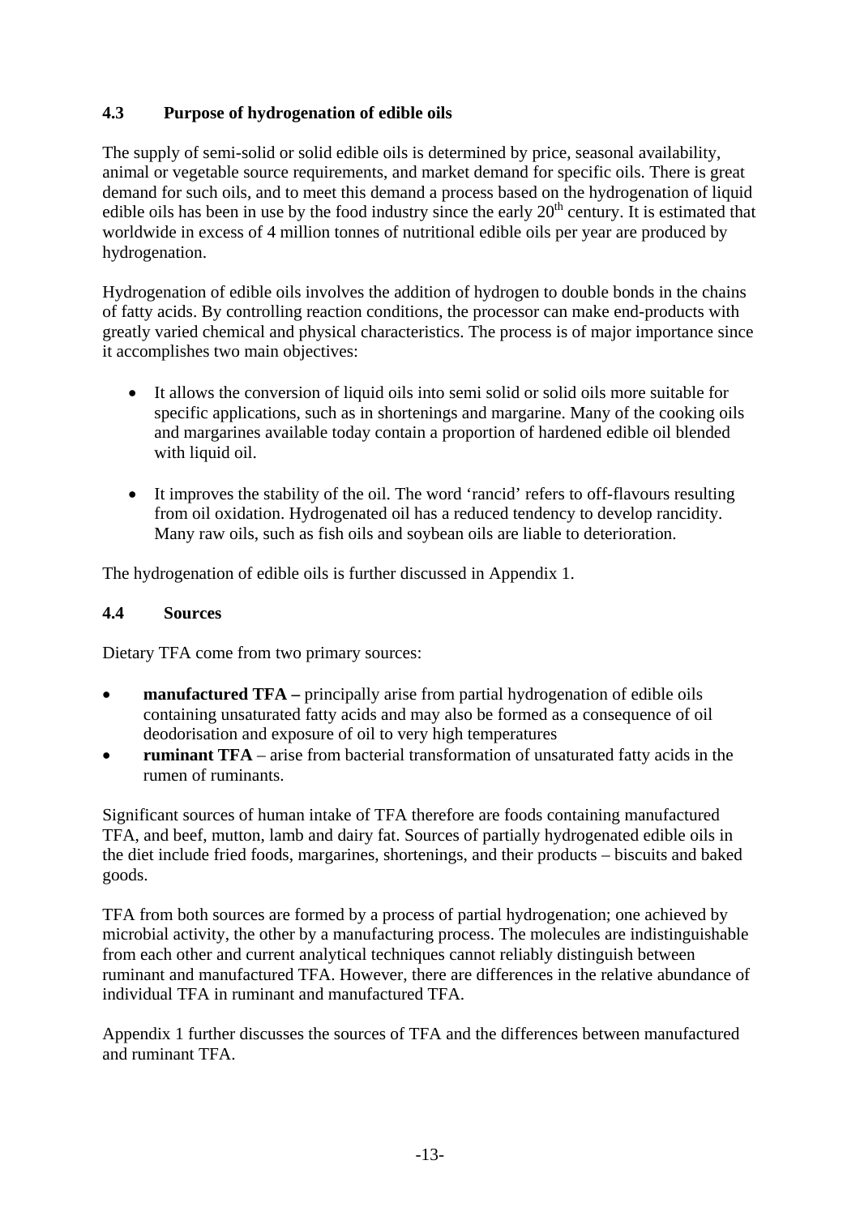## 4.3 Purpose of hydrogenation of edible oils

The supply of semi-solid or solid edible oils is determined by price, seasonal availability, animal or vegetable source requirements, and market demand for specific oils. There is great demand for such oils, and to meet this demand a process based on the hydrogenation of liquid edible oils has been in use by the food industry since the early 20$^{th}$ century. It is estimated that worldwide in excess of 4 million tonnes of nutritional edible oils per year are produced by hydrogenation.

Hydrogenation of edible oils involves the addition of hydrogen to double bonds in the chains of fatty acids. By controlling reaction conditions, the processor can make end-products with greatly varied chemical and physical characteristics. The process is of major importance since it accomplishes two main objectives:

- It allows the conversion of liquid oils into semi solid or solid oils more suitable for specific applications, such as in shortenings and margarine. Many of the cooking oils and margarines available today contain a proportion of hardened edible oil blended with liquid oil.

- It improves the stability of the oil. The word 'rancid' refers to off-flavours resulting from oil oxidation. Hydrogenated oil has a reduced tendency to develop rancidity. Many raw oils, such as fish oils and soybean oils are liable to deterioration.

The hydrogenation of edible oils is further discussed in Appendix 1.

## 4.4 Sources

Dietary TFA come from two primary sources:

- **manufactured TFA –** principally arise from partial hydrogenation of edible oils containing unsaturated fatty acids and may also be formed as a consequence of oil deodorisation and exposure of oil to very high temperatures
- **ruminant TFA** – arise from bacterial transformation of unsaturated fatty acids in the rumen of ruminants.

Significant sources of human intake of TFA therefore are foods containing manufactured TFA, and beef, mutton, lamb and dairy fat. Sources of partially hydrogenated edible oils in the diet include fried foods, margarines, shortenings, and their products – biscuits and baked goods.

TFA from both sources are formed by a process of partial hydrogenation; one achieved by microbial activity, the other by a manufacturing process. The molecules are indistinguishable from each other and current analytical techniques cannot reliably distinguish between ruminant and manufactured TFA. However, there are differences in the relative abundance of individual TFA in ruminant and manufactured TFA.

Appendix 1 further discusses the sources of TFA and the differences between manufactured and ruminant TFA.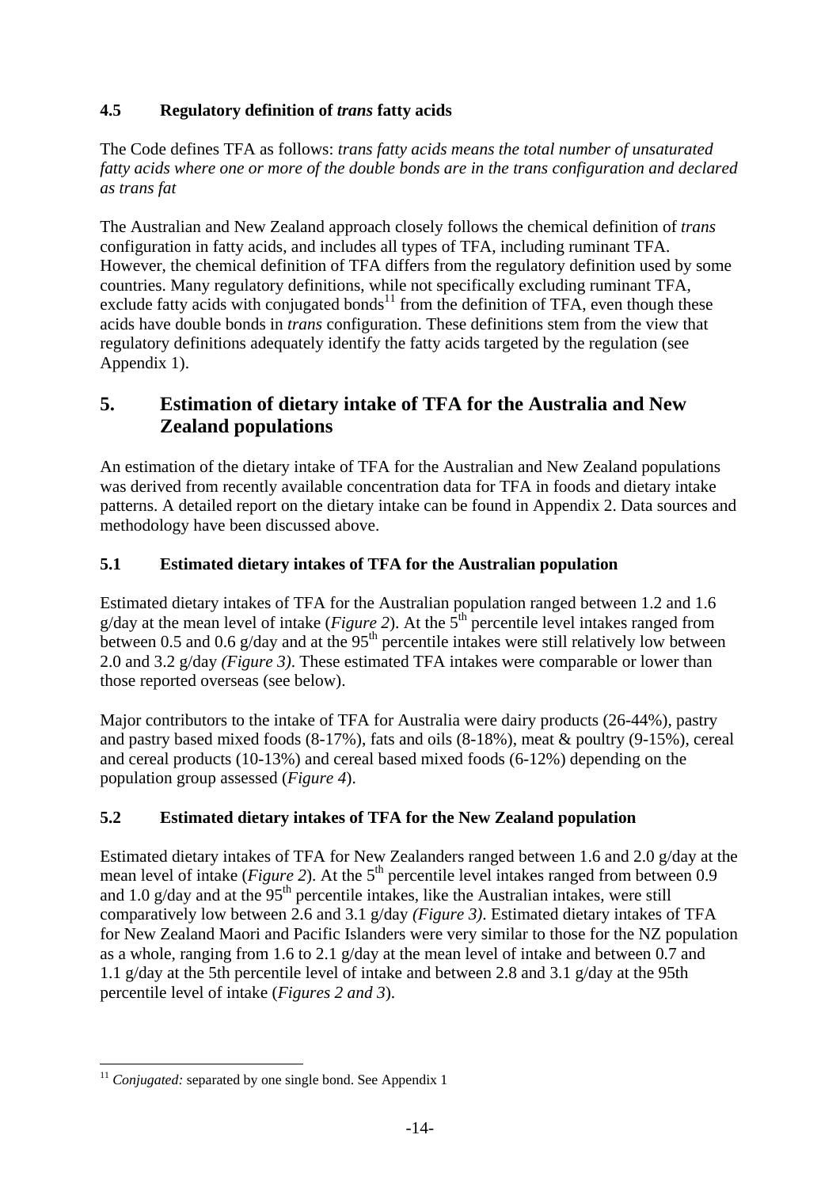### 4.5 Regulatory definition of *trans* fatty acids

The Code defines TFA as follows: *trans fatty acids means the total number of unsaturated fatty acids where one or more of the double bonds are in the trans configuration and declared as trans fat*

The Australian and New Zealand approach closely follows the chemical definition of *trans* configuration in fatty acids, and includes all types of TFA, including ruminant TFA. However, the chemical definition of TFA differs from the regulatory definition used by some countries. Many regulatory definitions, while not specifically excluding ruminant TFA, exclude fatty acids with conjugated bonds[11] from the definition of TFA, even though these acids have double bonds in *trans* configuration. These definitions stem from the view that regulatory definitions adequately identify the fatty acids targeted by the regulation (see Appendix 1).

## 5. Estimation of dietary intake of TFA for the Australia and New Zealand populations

An estimation of the dietary intake of TFA for the Australian and New Zealand populations was derived from recently available concentration data for TFA in foods and dietary intake patterns. A detailed report on the dietary intake can be found in Appendix 2. Data sources and methodology have been discussed above.

### 5.1 Estimated dietary intakes of TFA for the Australian population

Estimated dietary intakes of TFA for the Australian population ranged between 1.2 and 1.6 g/day at the mean level of intake (*Figure 2*). At the 5[th] percentile level intakes ranged from between 0.5 and 0.6 g/day and at the 95[th] percentile intakes were still relatively low between 2.0 and 3.2 g/day *(Figure 3)*. These estimated TFA intakes were comparable or lower than those reported overseas (see below).

Major contributors to the intake of TFA for Australia were dairy products (26-44%), pastry and pastry based mixed foods (8-17%), fats and oils (8-18%), meat & poultry (9-15%), cereal and cereal products (10-13%) and cereal based mixed foods (6-12%) depending on the population group assessed (*Figure 4*).

### 5.2 Estimated dietary intakes of TFA for the New Zealand population

Estimated dietary intakes of TFA for New Zealanders ranged between 1.6 and 2.0 g/day at the mean level of intake (*Figure 2*). At the 5[th] percentile level intakes ranged from between 0.9 and 1.0 g/day and at the 95[th] percentile intakes, like the Australian intakes, were still comparatively low between 2.6 and 3.1 g/day *(Figure 3)*. Estimated dietary intakes of TFA for New Zealand Maori and Pacific Islanders were very similar to those for the NZ population as a whole, ranging from 1.6 to 2.1 g/day at the mean level of intake and between 0.7 and 1.1 g/day at the 5th percentile level of intake and between 2.8 and 3.1 g/day at the 95th percentile level of intake (*Figures 2 and 3*).

---

[11] *Conjugated:* separated by one single bond. See Appendix 1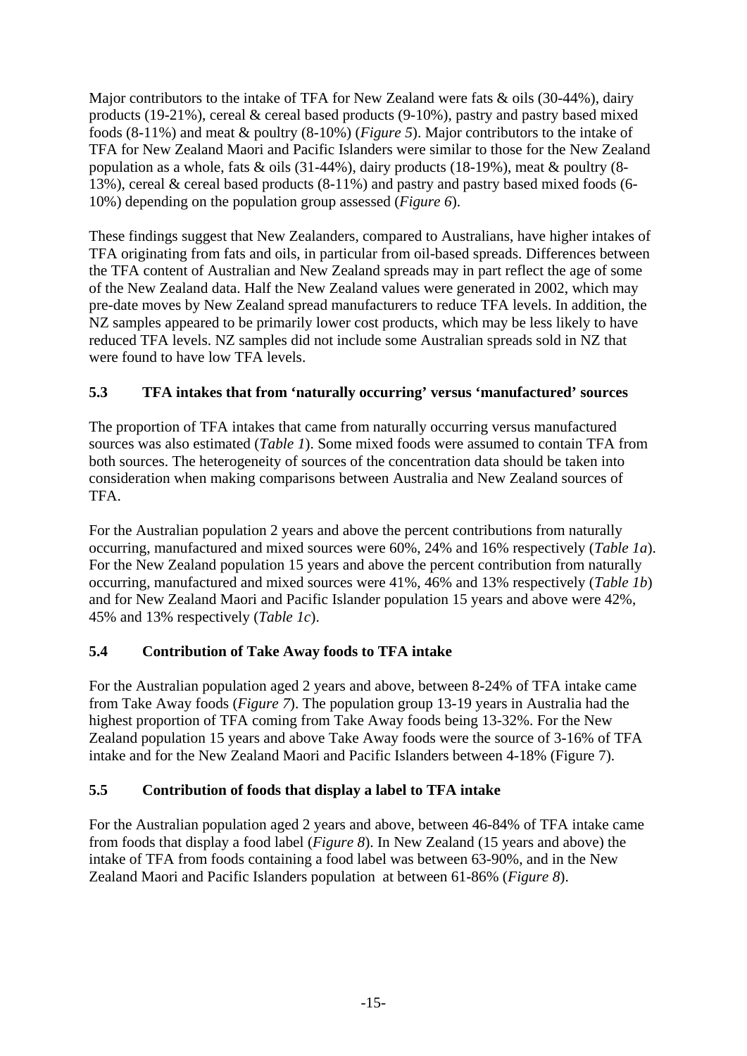Major contributors to the intake of TFA for New Zealand were fats & oils (30-44%), dairy products (19-21%), cereal & cereal based products (9-10%), pastry and pastry based mixed foods (8-11%) and meat & poultry (8-10%) (*Figure 5*). Major contributors to the intake of TFA for New Zealand Maori and Pacific Islanders were similar to those for the New Zealand population as a whole, fats & oils (31-44%), dairy products (18-19%), meat & poultry (8-13%), cereal & cereal based products (8-11%) and pastry and pastry based mixed foods (6-10%) depending on the population group assessed (*Figure 6*).

These findings suggest that New Zealanders, compared to Australians, have higher intakes of TFA originating from fats and oils, in particular from oil-based spreads. Differences between the TFA content of Australian and New Zealand spreads may in part reflect the age of some of the New Zealand data. Half the New Zealand values were generated in 2002, which may pre-date moves by New Zealand spread manufacturers to reduce TFA levels. In addition, the NZ samples appeared to be primarily lower cost products, which may be less likely to have reduced TFA levels. NZ samples did not include some Australian spreads sold in NZ that were found to have low TFA levels.

### 5.3 TFA intakes that from 'naturally occurring' versus 'manufactured' sources

The proportion of TFA intakes that came from naturally occurring versus manufactured sources was also estimated (*Table 1*). Some mixed foods were assumed to contain TFA from both sources. The heterogeneity of sources of the concentration data should be taken into consideration when making comparisons between Australia and New Zealand sources of TFA.

For the Australian population 2 years and above the percent contributions from naturally occurring, manufactured and mixed sources were 60%, 24% and 16% respectively (*Table 1a*). For the New Zealand population 15 years and above the percent contribution from naturally occurring, manufactured and mixed sources were 41%, 46% and 13% respectively (*Table 1b*) and for New Zealand Maori and Pacific Islander population 15 years and above were 42%, 45% and 13% respectively (*Table 1c*).

### 5.4 Contribution of Take Away foods to TFA intake

For the Australian population aged 2 years and above, between 8-24% of TFA intake came from Take Away foods (*Figure 7*). The population group 13-19 years in Australia had the highest proportion of TFA coming from Take Away foods being 13-32%. For the New Zealand population 15 years and above Take Away foods were the source of 3-16% of TFA intake and for the New Zealand Maori and Pacific Islanders between 4-18% (Figure 7).

### 5.5 Contribution of foods that display a label to TFA intake

For the Australian population aged 2 years and above, between 46-84% of TFA intake came from foods that display a food label (*Figure 8*). In New Zealand (15 years and above) the intake of TFA from foods containing a food label was between 63-90%, and in the New Zealand Maori and Pacific Islanders population at between 61-86% (*Figure 8*).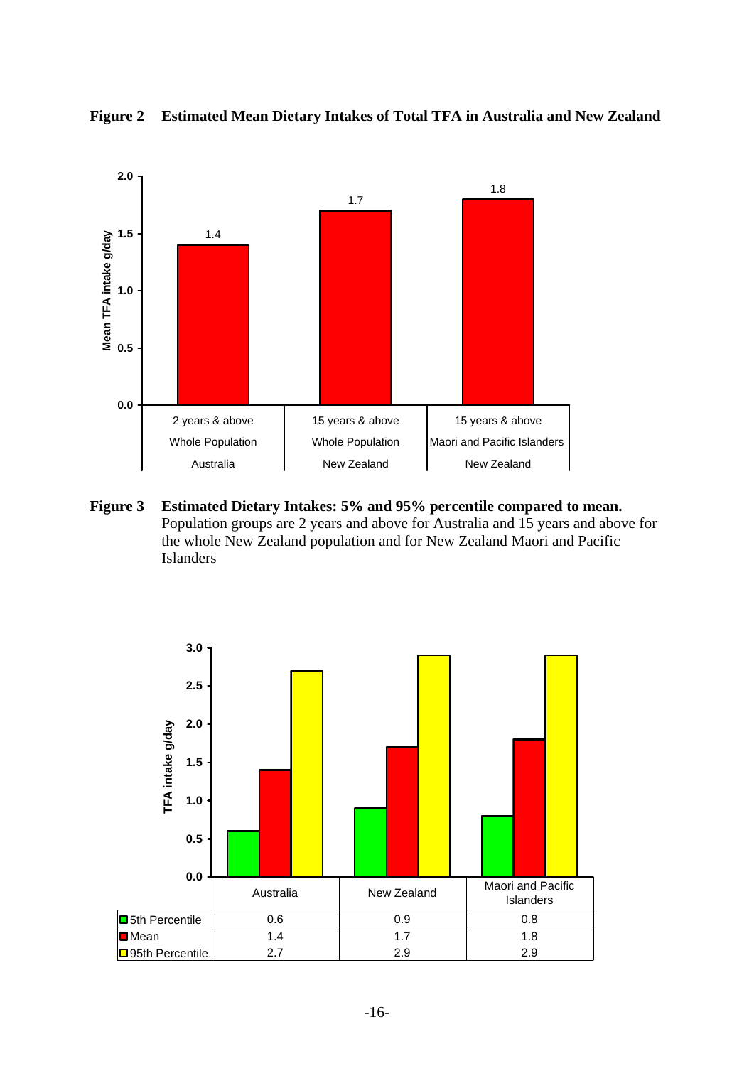**Figure 2 Estimated Mean Dietary Intakes of Total TFA in Australia and New Zealand**

| Population | Mean TFA intake g/day |
|---|---|
| 2 years & above, Whole Population, Australia | 1.4 |
| 15 years & above, Whole Population, New Zealand | 1.7 |
| 15 years & above, Maori and Pacific Islanders, New Zealand | 1.8 |

**Figure 3 Estimated Dietary Intakes: 5% and 95% percentile compared to mean.**
Population groups are 2 years and above for Australia and 15 years and above for the whole New Zealand population and for New Zealand Maori and Pacific Islanders

| | Australia | New Zealand | Maori and Pacific Islanders |
|---|---|---|---|
| 5th Percentile | 0.6 | 0.9 | 0.8 |
| Mean | 1.4 | 1.7 | 1.8 |
| 95th Percentile | 2.7 | 2.9 | 2.9 |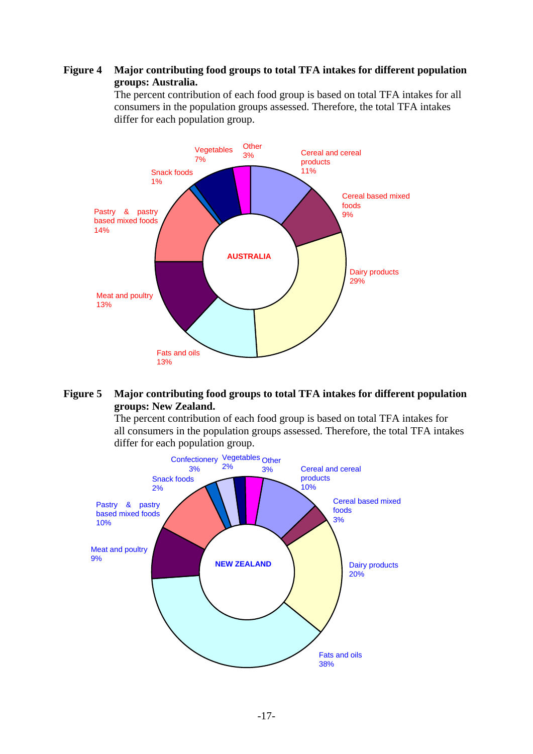**Figure 4 Major contributing food groups to total TFA intakes for different population groups: Australia.**

The percent contribution of each food group is based on total TFA intakes for all consumers in the population groups assessed. Therefore, the total TFA intakes differ for each population group.

AUSTRALIA

- Cereal and cereal products 11%
- Cereal based mixed foods 9%
- Dairy products 29%
- Fats and oils 13%
- Meat and poultry 13%
- Pastry & pastry based mixed foods 14%
- Snack foods 1%
- Vegetables 7%
- Other 3%

**Figure 5 Major contributing food groups to total TFA intakes for different population groups: New Zealand.**

The percent contribution of each food group is based on total TFA intakes for all consumers in the population groups assessed. Therefore, the total TFA intakes differ for each population group.

NEW ZEALAND

- Cereal and cereal products 10%
- Cereal based mixed foods 3%
- Dairy products 20%
- Fats and oils 38%
- Meat and poultry 9%
- Pastry & pastry based mixed foods 10%
- Snack foods 2%
- Confectionery 3%
- Vegetables 2%
- Other 3%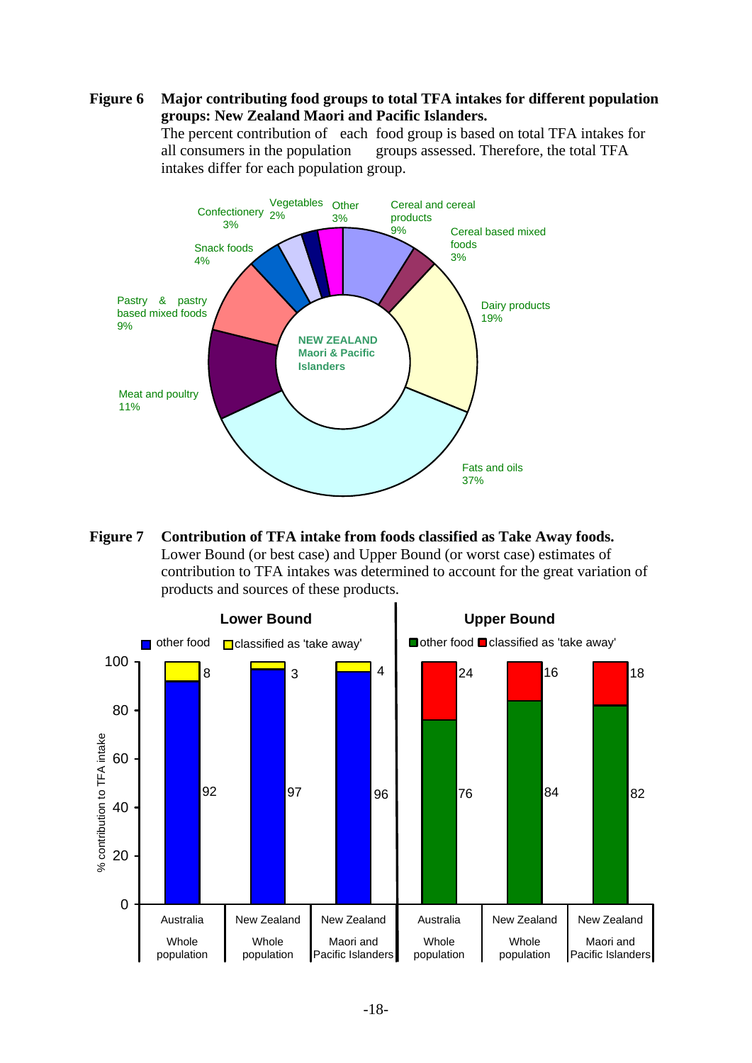**Figure 6 Major contributing food groups to total TFA intakes for different population groups: New Zealand Maori and Pacific Islanders.**
The percent contribution of each food group is based on total TFA intakes for all consumers in the population groups assessed. Therefore, the total TFA intakes differ for each population group.

NEW ZEALAND Maori & Pacific Islanders

| Food group | % |
|---|---|
| Cereal and cereal products | 9% |
| Cereal based mixed foods | 3% |
| Dairy products | 19% |
| Fats and oils | 37% |
| Meat and poultry | 11% |
| Pastry & pastry based mixed foods | 9% |
| Snack foods | 4% |
| Confectionery | 3% |
| Vegetables | 2% |
| Other | 3% |

**Figure 7 Contribution of TFA intake from foods classified as Take Away foods.**
Lower Bound (or best case) and Upper Bound (or worst case) estimates of contribution to TFA intakes was determined to account for the great variation of products and sources of these products.

% contribution to TFA intake

| Estimate | Population | other food | classified as 'take away' |
|---|---|---|---|
| Lower Bound | Australia Whole population | 92 | 8 |
| Lower Bound | New Zealand Whole population | 97 | 3 |
| Lower Bound | New Zealand Maori and Pacific Islanders | 96 | 4 |
| Upper Bound | Australia Whole population | 76 | 24 |
| Upper Bound | New Zealand Whole population | 84 | 16 |
| Upper Bound | New Zealand Maori and Pacific Islanders | 82 | 18 |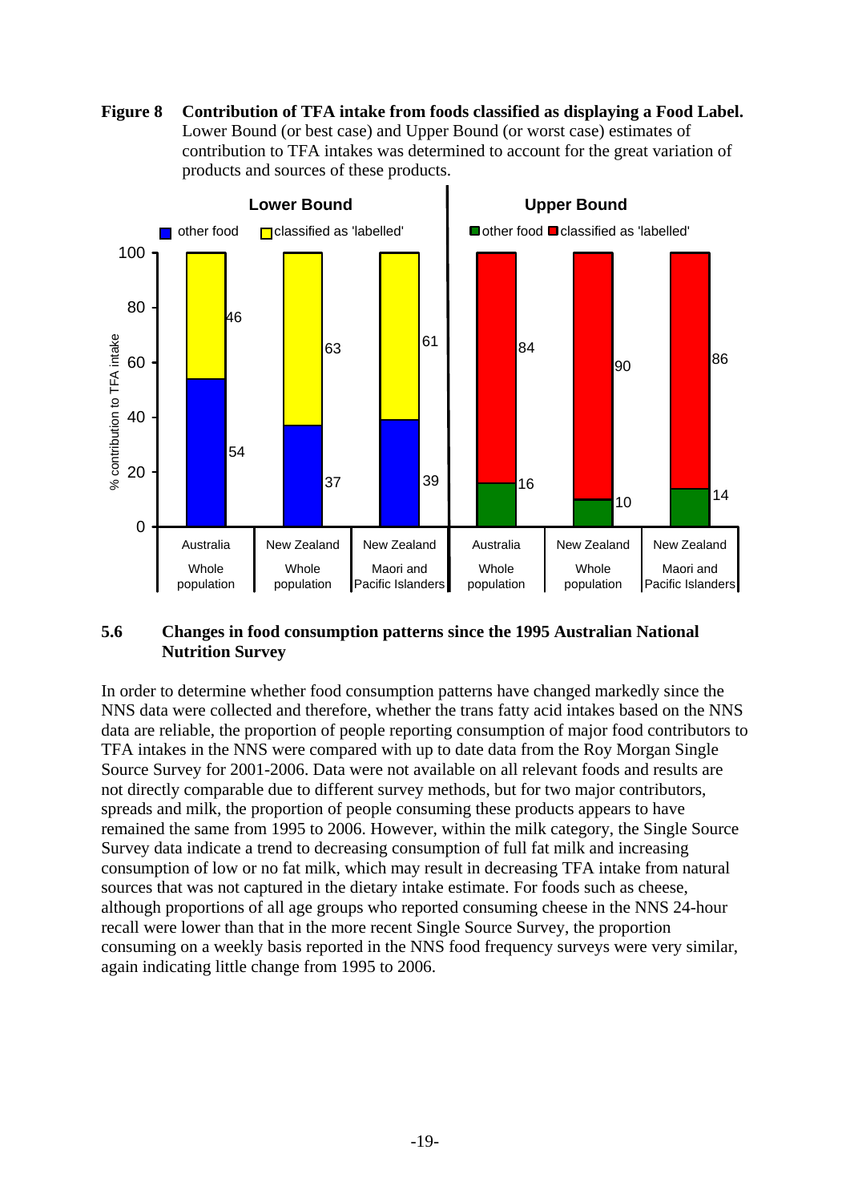**Figure 8 Contribution of TFA intake from foods classified as displaying a Food Label.** Lower Bound (or best case) and Upper Bound (or worst case) estimates of contribution to TFA intakes was determined to account for the great variation of products and sources of these products.

| % contribution to TFA intake | Lower Bound: other food | Lower Bound: classified as 'labelled' | Upper Bound: other food | Upper Bound: classified as 'labelled' |
|---|---|---|---|---|
| Australia Whole population | 54 | 46 | 16 | 84 |
| New Zealand Whole population | 37 | 63 | 10 | 90 |
| New Zealand Maori and Pacific Islanders | 39 | 61 | 14 | 86 |

## 5.6 Changes in food consumption patterns since the 1995 Australian National Nutrition Survey

In order to determine whether food consumption patterns have changed markedly since the NNS data were collected and therefore, whether the trans fatty acid intakes based on the NNS data are reliable, the proportion of people reporting consumption of major food contributors to TFA intakes in the NNS were compared with up to date data from the Roy Morgan Single Source Survey for 2001-2006. Data were not available on all relevant foods and results are not directly comparable due to different survey methods, but for two major contributors, spreads and milk, the proportion of people consuming these products appears to have remained the same from 1995 to 2006. However, within the milk category, the Single Source Survey data indicate a trend to decreasing consumption of full fat milk and increasing consumption of low or no fat milk, which may result in decreasing TFA intake from natural sources that was not captured in the dietary intake estimate. For foods such as cheese, although proportions of all age groups who reported consuming cheese in the NNS 24-hour recall were lower than that in the more recent Single Source Survey, the proportion consuming on a weekly basis reported in the NNS food frequency surveys were very similar, again indicating little change from 1995 to 2006.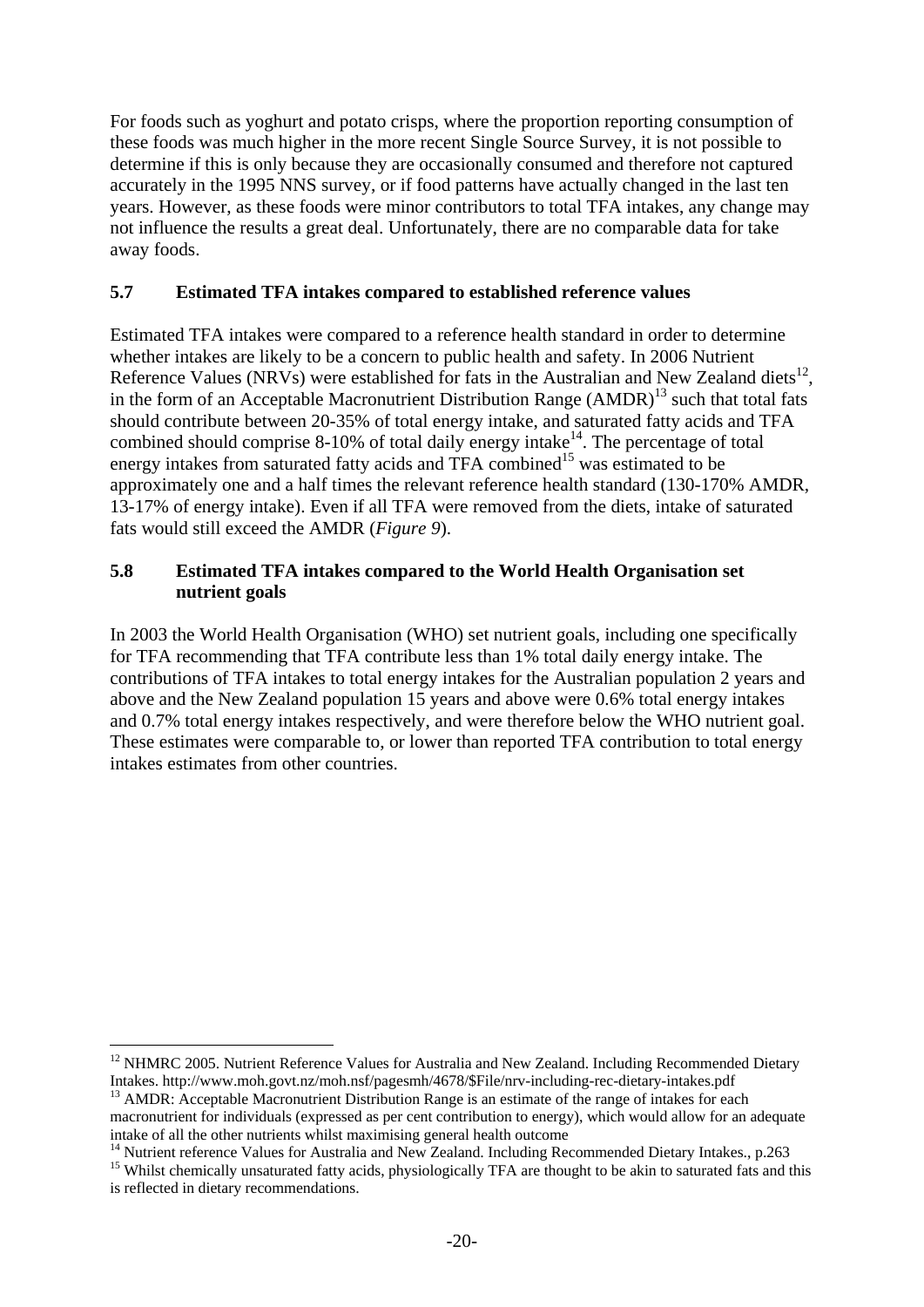For foods such as yoghurt and potato crisps, where the proportion reporting consumption of these foods was much higher in the more recent Single Source Survey, it is not possible to determine if this is only because they are occasionally consumed and therefore not captured accurately in the 1995 NNS survey, or if food patterns have actually changed in the last ten years. However, as these foods were minor contributors to total TFA intakes, any change may not influence the results a great deal. Unfortunately, there are no comparable data for take away foods.

## 5.7 Estimated TFA intakes compared to established reference values

Estimated TFA intakes were compared to a reference health standard in order to determine whether intakes are likely to be a concern to public health and safety. In 2006 Nutrient Reference Values (NRVs) were established for fats in the Australian and New Zealand diets[12], in the form of an Acceptable Macronutrient Distribution Range (AMDR)[13] such that total fats should contribute between 20-35% of total energy intake, and saturated fatty acids and TFA combined should comprise 8-10% of total daily energy intake[14]. The percentage of total energy intakes from saturated fatty acids and TFA combined[15] was estimated to be approximately one and a half times the relevant reference health standard (130-170% AMDR, 13-17% of energy intake). Even if all TFA were removed from the diets, intake of saturated fats would still exceed the AMDR (*Figure 9*).

## 5.8 Estimated TFA intakes compared to the World Health Organisation set nutrient goals

In 2003 the World Health Organisation (WHO) set nutrient goals, including one specifically for TFA recommending that TFA contribute less than 1% total daily energy intake. The contributions of TFA intakes to total energy intakes for the Australian population 2 years and above and the New Zealand population 15 years and above were 0.6% total energy intakes and 0.7% total energy intakes respectively, and were therefore below the WHO nutrient goal. These estimates were comparable to, or lower than reported TFA contribution to total energy intakes estimates from other countries.

---

[12] NHMRC 2005. Nutrient Reference Values for Australia and New Zealand. Including Recommended Dietary Intakes. http://www.moh.govt.nz/moh.nsf/pagesmh/4678/$File/nrv-including-rec-dietary-intakes.pdf

[13] AMDR: Acceptable Macronutrient Distribution Range is an estimate of the range of intakes for each macronutrient for individuals (expressed as per cent contribution to energy), which would allow for an adequate intake of all the other nutrients whilst maximising general health outcome

[14] Nutrient reference Values for Australia and New Zealand. Including Recommended Dietary Intakes., p.263

[15] Whilst chemically unsaturated fatty acids, physiologically TFA are thought to be akin to saturated fats and this is reflected in dietary recommendations.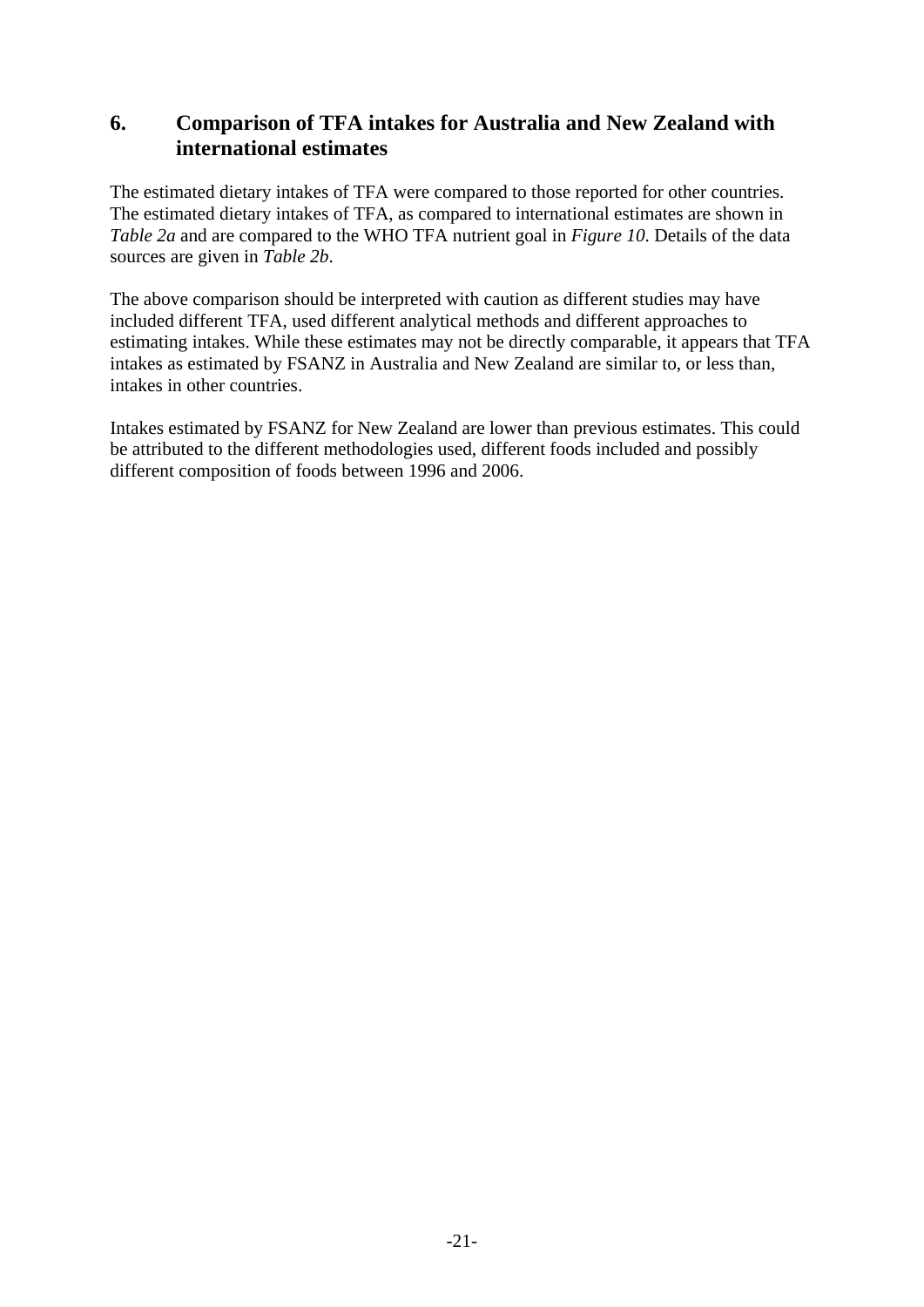## 6. Comparison of TFA intakes for Australia and New Zealand with international estimates

The estimated dietary intakes of TFA were compared to those reported for other countries. The estimated dietary intakes of TFA, as compared to international estimates are shown in *Table 2a* and are compared to the WHO TFA nutrient goal in *Figure 10*. Details of the data sources are given in *Table 2b*.

The above comparison should be interpreted with caution as different studies may have included different TFA, used different analytical methods and different approaches to estimating intakes. While these estimates may not be directly comparable, it appears that TFA intakes as estimated by FSANZ in Australia and New Zealand are similar to, or less than, intakes in other countries.

Intakes estimated by FSANZ for New Zealand are lower than previous estimates. This could be attributed to the different methodologies used, different foods included and possibly different composition of foods between 1996 and 2006.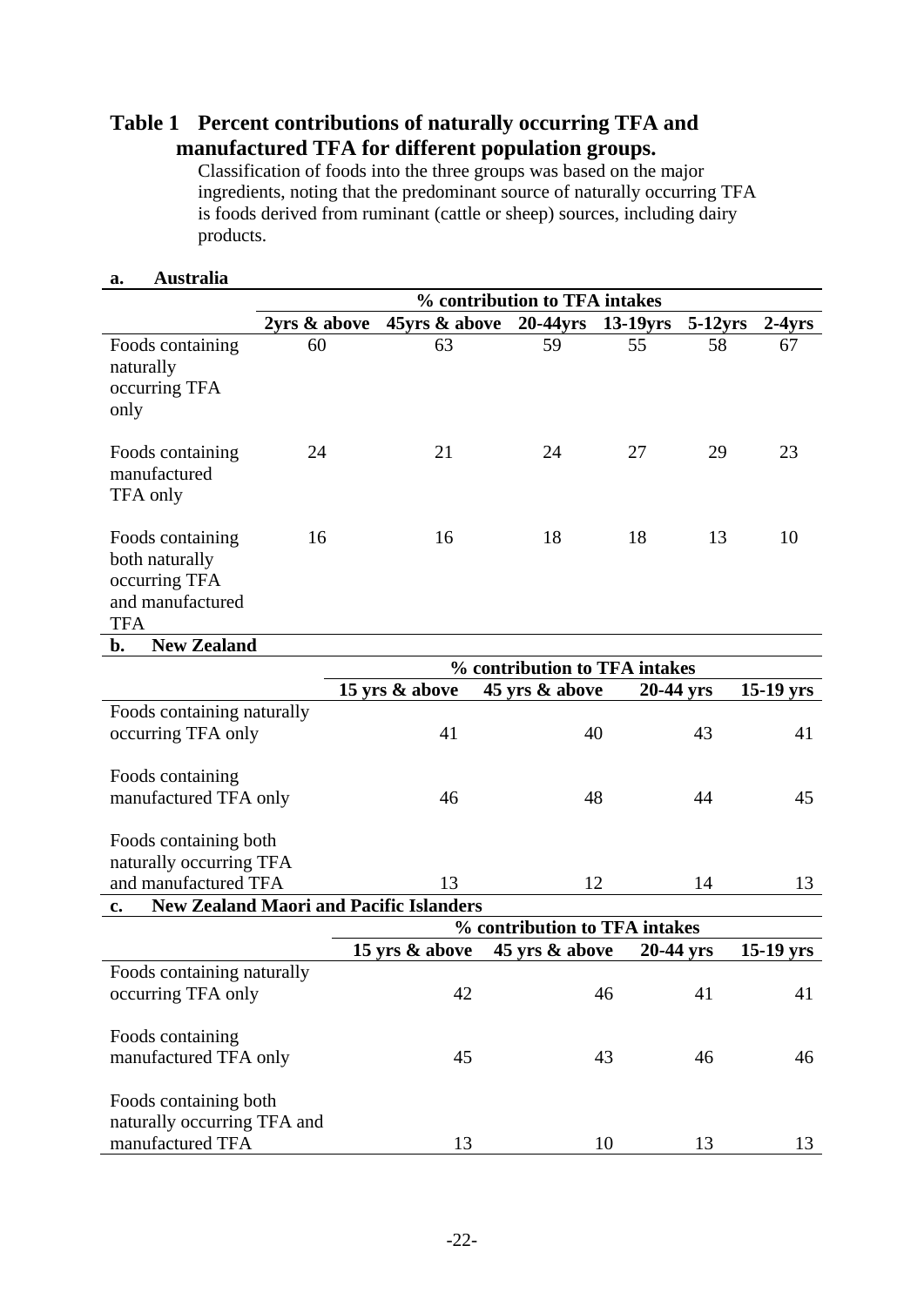## Table 1 Percent contributions of naturally occurring TFA and manufactured TFA for different population groups.

Classification of foods into the three groups was based on the major ingredients, noting that the predominant source of naturally occurring TFA is foods derived from ruminant (cattle or sheep) sources, including dairy products.

**a. Australia**

| | % contribution to TFA intakes | | | | | |
|---|---|---|---|---|---|---|
| | **2yrs & above** | **45yrs & above** | **20-44yrs** | **13-19yrs** | **5-12yrs** | **2-4yrs** |
| Foods containing naturally occurring TFA only | 60 | 63 | 59 | 55 | 58 | 67 |
| Foods containing manufactured TFA only | 24 | 21 | 24 | 27 | 29 | 23 |
| Foods containing both naturally occurring TFA and manufactured TFA | 16 | 16 | 18 | 18 | 13 | 10 |

**b. New Zealand**

| | % contribution to TFA intakes | | | |
|---|---|---|---|---|
| | **15 yrs & above** | **45 yrs & above** | **20-44 yrs** | **15-19 yrs** |
| Foods containing naturally occurring TFA only | 41 | 40 | 43 | 41 |
| Foods containing manufactured TFA only | 46 | 48 | 44 | 45 |
| Foods containing both naturally occurring TFA and manufactured TFA | 13 | 12 | 14 | 13 |

**c. New Zealand Maori and Pacific Islanders**

| | % contribution to TFA intakes | | | |
|---|---|---|---|---|
| | **15 yrs & above** | **45 yrs & above** | **20-44 yrs** | **15-19 yrs** |
| Foods containing naturally occurring TFA only | 42 | 46 | 41 | 41 |
| Foods containing manufactured TFA only | 45 | 43 | 46 | 46 |
| Foods containing both naturally occurring TFA and manufactured TFA | 13 | 10 | 13 | 13 |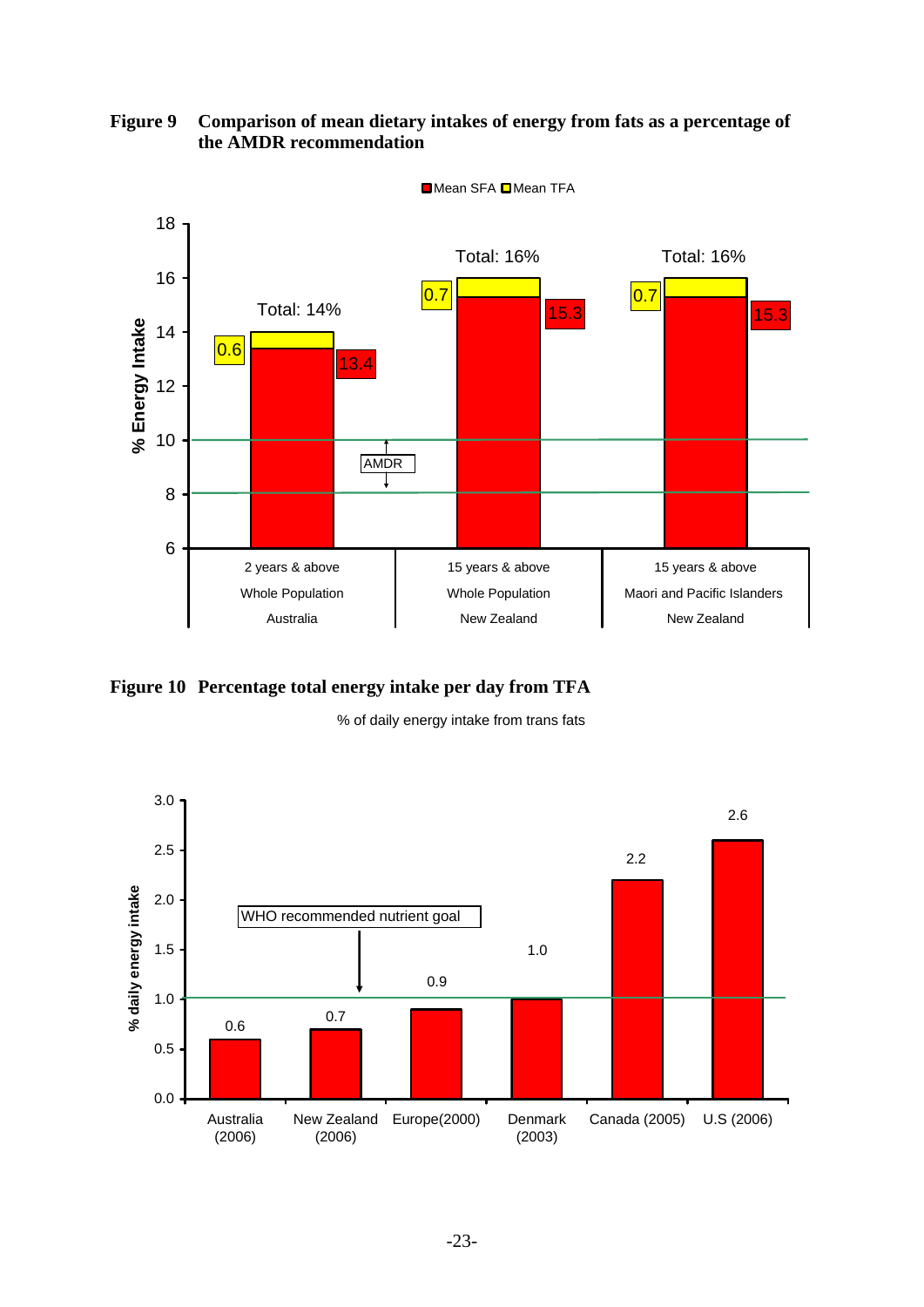**Figure 9 Comparison of mean dietary intakes of energy from fats as a percentage of the AMDR recommendation**

**Figure 10 Percentage total energy intake per day from TFA**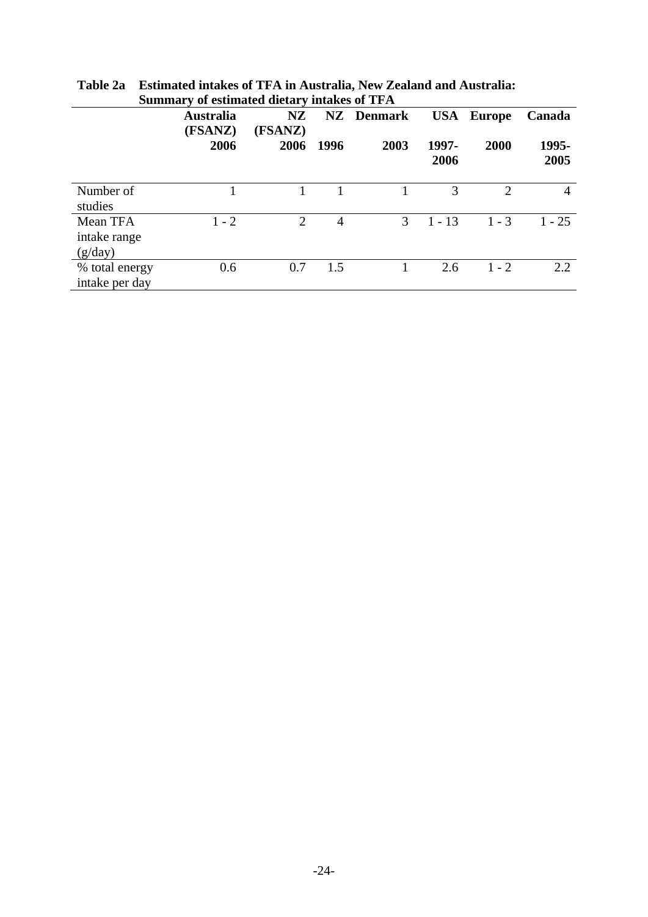**Table 2a Estimated intakes of TFA in Australia, New Zealand and Australia: Summary of estimated dietary intakes of TFA**

| | Australia (FSANZ) 2006 | NZ (FSANZ) 2006 | NZ 1996 | Denmark 2003 | USA 1997-2006 | Europe 2000 | Canada 1995-2005 |
|---|---|---|---|---|---|---|---|
| Number of studies | 1 | 1 | 1 | 1 | 3 | 2 | 4 |
| Mean TFA intake range (g/day) | 1 - 2 | 2 | 4 | 3 | 1 - 13 | 1 - 3 | 1 - 25 |
| % total energy intake per day | 0.6 | 0.7 | 1.5 | 1 | 2.6 | 1 - 2 | 2.2 |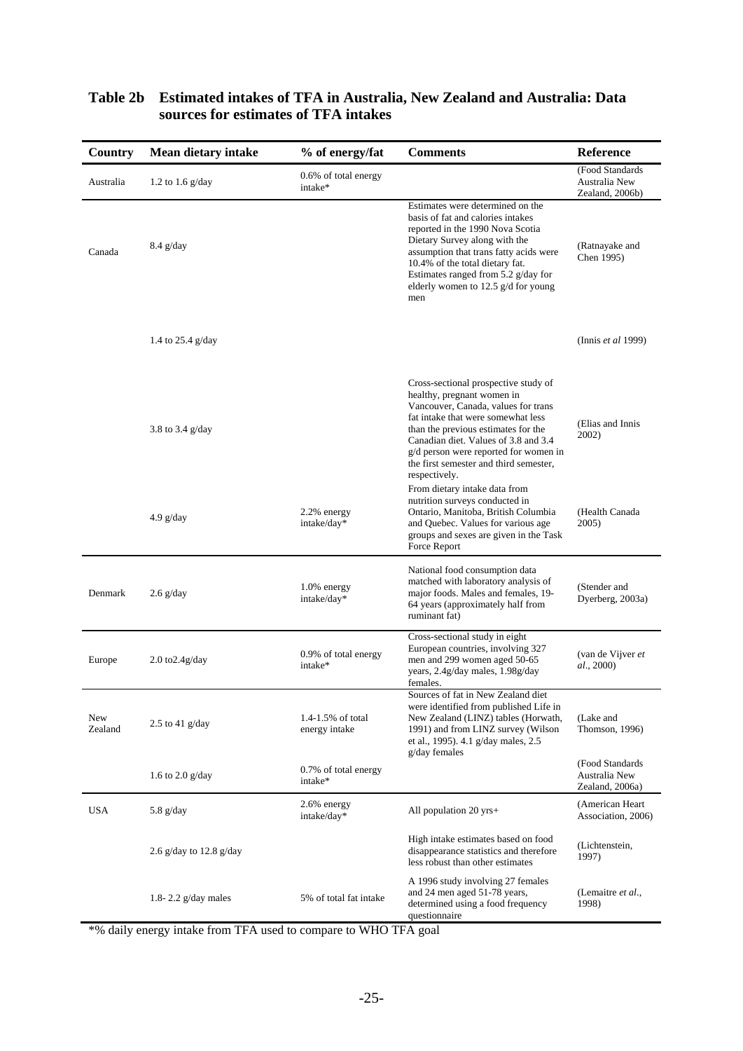**Table 2b Estimated intakes of TFA in Australia, New Zealand and Australia: Data sources for estimates of TFA intakes**

| Country | Mean dietary intake | % of energy/fat | Comments | Reference |
|---|---|---|---|---|
| Australia | 1.2 to 1.6 g/day | 0.6% of total energy intake* | | (Food Standards Australia New Zealand, 2006b) |
| Canada | 8.4 g/day | | Estimates were determined on the basis of fat and calories intakes reported in the 1990 Nova Scotia Dietary Survey along with the assumption that trans fatty acids were 10.4% of the total dietary fat. Estimates ranged from 5.2 g/day for elderly women to 12.5 g/d for young men | (Ratnayake and Chen 1995) |
| | 1.4 to 25.4 g/day | | | (Innis *et al* 1999) |
| | 3.8 to 3.4 g/day | | Cross-sectional prospective study of healthy, pregnant women in Vancouver, Canada, values for trans fat intake that were somewhat less than the previous estimates for the Canadian diet. Values of 3.8 and 3.4 g/d person were reported for women in the first semester and third semester, respectively. | (Elias and Innis 2002) |
| | 4.9 g/day | 2.2% energy intake/day* | From dietary intake data from nutrition surveys conducted in Ontario, Manitoba, British Columbia and Quebec. Values for various age groups and sexes are given in the Task Force Report | (Health Canada 2005) |
| Denmark | 2.6 g/day | 1.0% energy intake/day* | National food consumption data matched with laboratory analysis of major foods. Males and females, 19-64 years (approximately half from ruminant fat) | (Stender and Dyerberg, 2003a) |
| Europe | 2.0 to2.4g/day | 0.9% of total energy intake* | Cross-sectional study in eight European countries, involving 327 men and 299 women aged 50-65 years, 2.4g/day males, 1.98g/day females. | (van de Vijver *et al*., 2000) |
| New Zealand | 2.5 to 41 g/day | 1.4-1.5% of total energy intake | Sources of fat in New Zealand diet were identified from published Life in New Zealand (LINZ) tables (Horwath, 1991) and from LINZ survey (Wilson et al., 1995). 4.1 g/day males, 2.5 g/day females | (Lake and Thomson, 1996) |
| | 1.6 to 2.0 g/day | 0.7% of total energy intake* | | (Food Standards Australia New Zealand, 2006a) |
| USA | 5.8 g/day | 2.6% energy intake/day* | All population 20 yrs+ | (American Heart Association, 2006) |
| | 2.6 g/day to 12.8 g/day | | High intake estimates based on food disappearance statistics and therefore less robust than other estimates | (Lichtenstein, 1997) |
| | 1.8- 2.2 g/day males | 5% of total fat intake | A 1996 study involving 27 females and 24 men aged 51-78 years, determined using a food frequency questionnaire | (Lemaitre *et al*., 1998) |

*% daily energy intake from TFA used to compare to WHO TFA goal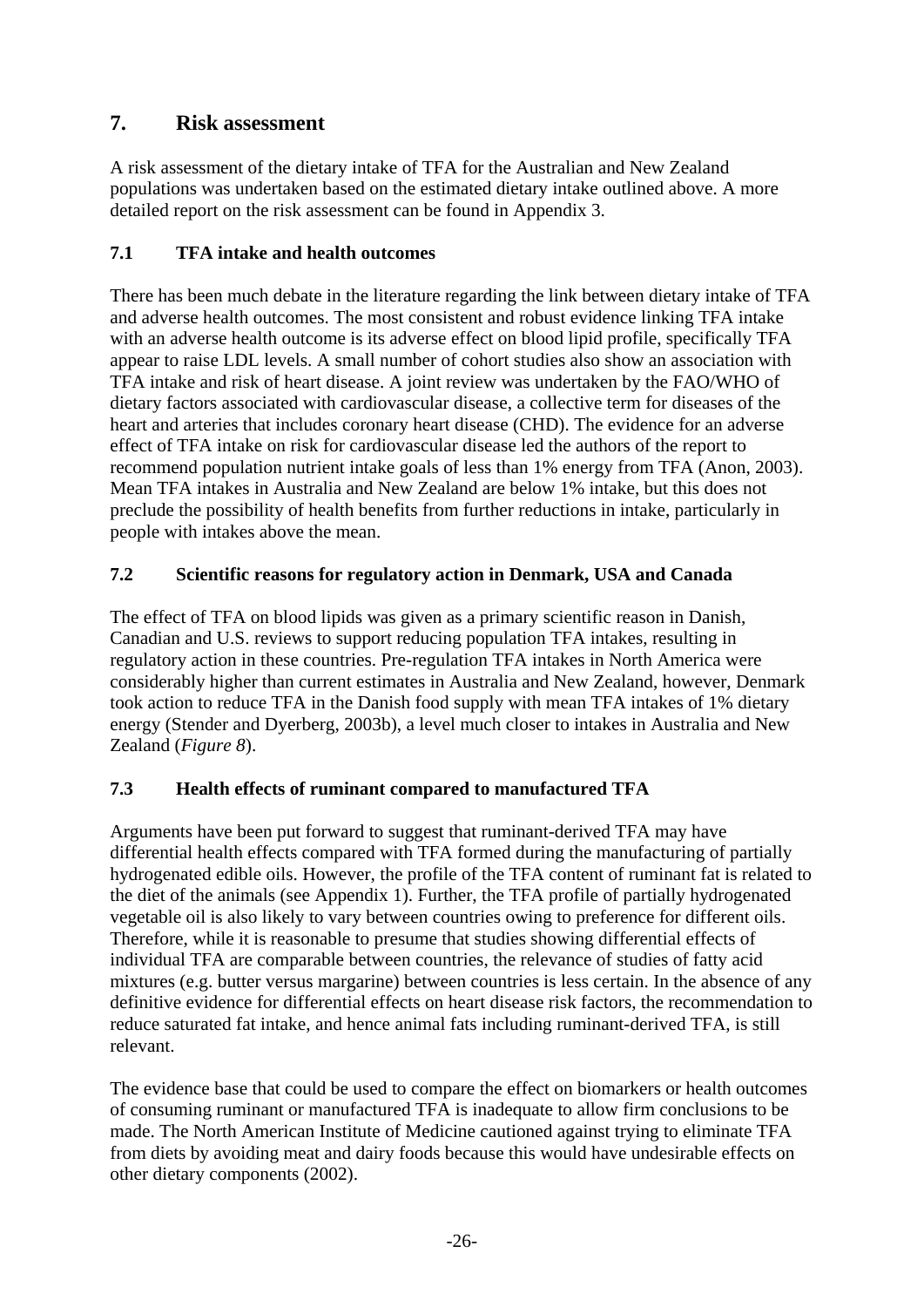# 7. Risk assessment

A risk assessment of the dietary intake of TFA for the Australian and New Zealand populations was undertaken based on the estimated dietary intake outlined above. A more detailed report on the risk assessment can be found in Appendix 3.

## 7.1 TFA intake and health outcomes

There has been much debate in the literature regarding the link between dietary intake of TFA and adverse health outcomes. The most consistent and robust evidence linking TFA intake with an adverse health outcome is its adverse effect on blood lipid profile, specifically TFA appear to raise LDL levels. A small number of cohort studies also show an association with TFA intake and risk of heart disease. A joint review was undertaken by the FAO/WHO of dietary factors associated with cardiovascular disease, a collective term for diseases of the heart and arteries that includes coronary heart disease (CHD). The evidence for an adverse effect of TFA intake on risk for cardiovascular disease led the authors of the report to recommend population nutrient intake goals of less than 1% energy from TFA (Anon, 2003). Mean TFA intakes in Australia and New Zealand are below 1% intake, but this does not preclude the possibility of health benefits from further reductions in intake, particularly in people with intakes above the mean.

## 7.2 Scientific reasons for regulatory action in Denmark, USA and Canada

The effect of TFA on blood lipids was given as a primary scientific reason in Danish, Canadian and U.S. reviews to support reducing population TFA intakes, resulting in regulatory action in these countries. Pre-regulation TFA intakes in North America were considerably higher than current estimates in Australia and New Zealand, however, Denmark took action to reduce TFA in the Danish food supply with mean TFA intakes of 1% dietary energy (Stender and Dyerberg, 2003b), a level much closer to intakes in Australia and New Zealand (*Figure 8*).

## 7.3 Health effects of ruminant compared to manufactured TFA

Arguments have been put forward to suggest that ruminant-derived TFA may have differential health effects compared with TFA formed during the manufacturing of partially hydrogenated edible oils. However, the profile of the TFA content of ruminant fat is related to the diet of the animals (see Appendix 1). Further, the TFA profile of partially hydrogenated vegetable oil is also likely to vary between countries owing to preference for different oils. Therefore, while it is reasonable to presume that studies showing differential effects of individual TFA are comparable between countries, the relevance of studies of fatty acid mixtures (e.g. butter versus margarine) between countries is less certain. In the absence of any definitive evidence for differential effects on heart disease risk factors, the recommendation to reduce saturated fat intake, and hence animal fats including ruminant-derived TFA, is still relevant.

The evidence base that could be used to compare the effect on biomarkers or health outcomes of consuming ruminant or manufactured TFA is inadequate to allow firm conclusions to be made. The North American Institute of Medicine cautioned against trying to eliminate TFA from diets by avoiding meat and dairy foods because this would have undesirable effects on other dietary components (2002).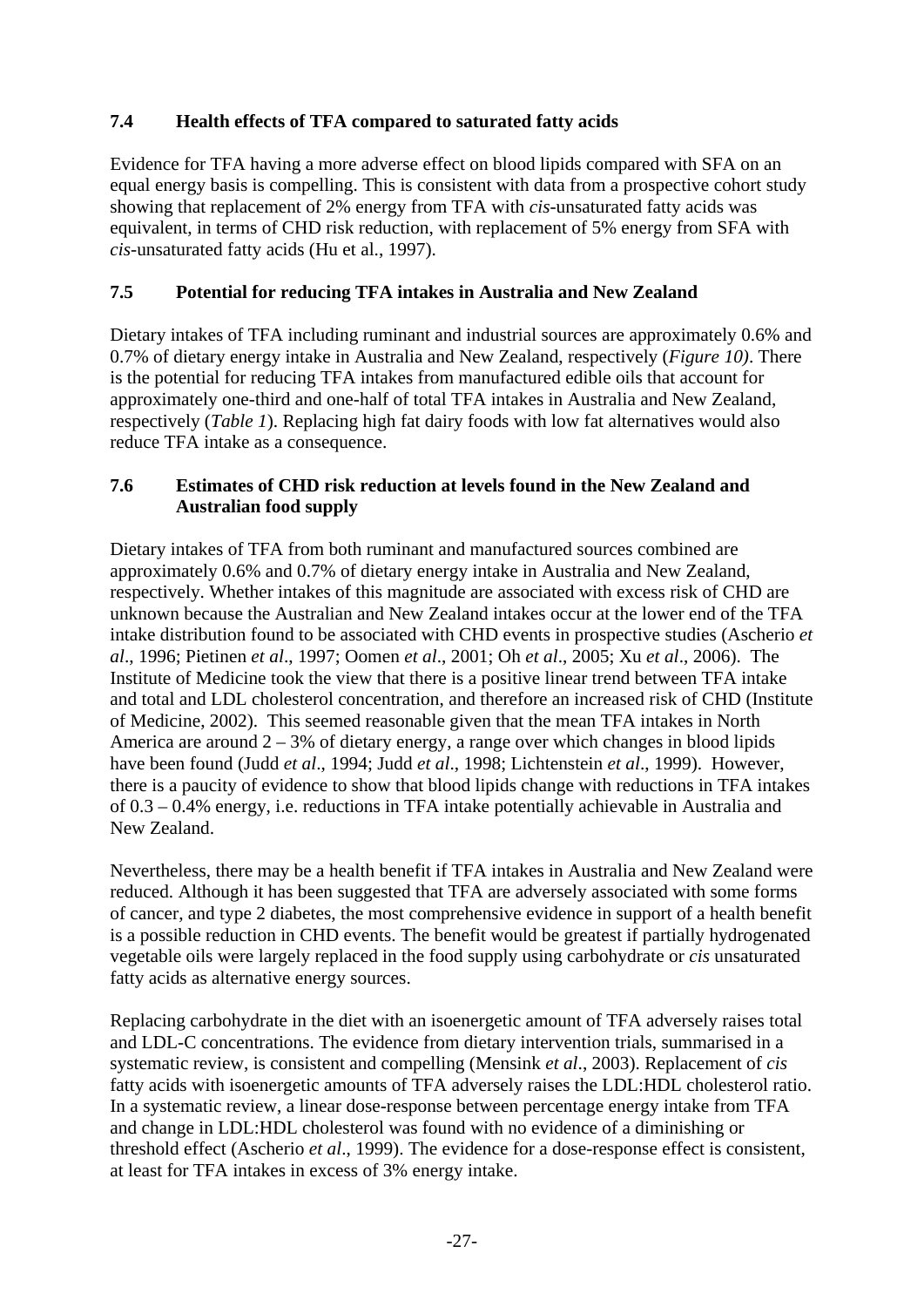### 7.4 Health effects of TFA compared to saturated fatty acids

Evidence for TFA having a more adverse effect on blood lipids compared with SFA on an equal energy basis is compelling. This is consistent with data from a prospective cohort study showing that replacement of 2% energy from TFA with *cis*-unsaturated fatty acids was equivalent, in terms of CHD risk reduction, with replacement of 5% energy from SFA with *cis*-unsaturated fatty acids (Hu et al., 1997).

### 7.5 Potential for reducing TFA intakes in Australia and New Zealand

Dietary intakes of TFA including ruminant and industrial sources are approximately 0.6% and 0.7% of dietary energy intake in Australia and New Zealand, respectively (*Figure 10)*. There is the potential for reducing TFA intakes from manufactured edible oils that account for approximately one-third and one-half of total TFA intakes in Australia and New Zealand, respectively (*Table 1*). Replacing high fat dairy foods with low fat alternatives would also reduce TFA intake as a consequence.

### 7.6 Estimates of CHD risk reduction at levels found in the New Zealand and Australian food supply

Dietary intakes of TFA from both ruminant and manufactured sources combined are approximately 0.6% and 0.7% of dietary energy intake in Australia and New Zealand, respectively. Whether intakes of this magnitude are associated with excess risk of CHD are unknown because the Australian and New Zealand intakes occur at the lower end of the TFA intake distribution found to be associated with CHD events in prospective studies (Ascherio *et al*., 1996; Pietinen *et al*., 1997; Oomen *et al*., 2001; Oh *et al*., 2005; Xu *et al*., 2006). The Institute of Medicine took the view that there is a positive linear trend between TFA intake and total and LDL cholesterol concentration, and therefore an increased risk of CHD (Institute of Medicine, 2002). This seemed reasonable given that the mean TFA intakes in North America are around 2 – 3% of dietary energy, a range over which changes in blood lipids have been found (Judd *et al*., 1994; Judd *et al*., 1998; Lichtenstein *et al*., 1999). However, there is a paucity of evidence to show that blood lipids change with reductions in TFA intakes of 0.3 – 0.4% energy, i.e. reductions in TFA intake potentially achievable in Australia and New Zealand.

Nevertheless, there may be a health benefit if TFA intakes in Australia and New Zealand were reduced. Although it has been suggested that TFA are adversely associated with some forms of cancer, and type 2 diabetes, the most comprehensive evidence in support of a health benefit is a possible reduction in CHD events. The benefit would be greatest if partially hydrogenated vegetable oils were largely replaced in the food supply using carbohydrate or *cis* unsaturated fatty acids as alternative energy sources.

Replacing carbohydrate in the diet with an isoenergetic amount of TFA adversely raises total and LDL-C concentrations. The evidence from dietary intervention trials, summarised in a systematic review, is consistent and compelling (Mensink *et al*., 2003). Replacement of *cis* fatty acids with isoenergetic amounts of TFA adversely raises the LDL:HDL cholesterol ratio. In a systematic review, a linear dose-response between percentage energy intake from TFA and change in LDL:HDL cholesterol was found with no evidence of a diminishing or threshold effect (Ascherio *et al*., 1999). The evidence for a dose-response effect is consistent, at least for TFA intakes in excess of 3% energy intake.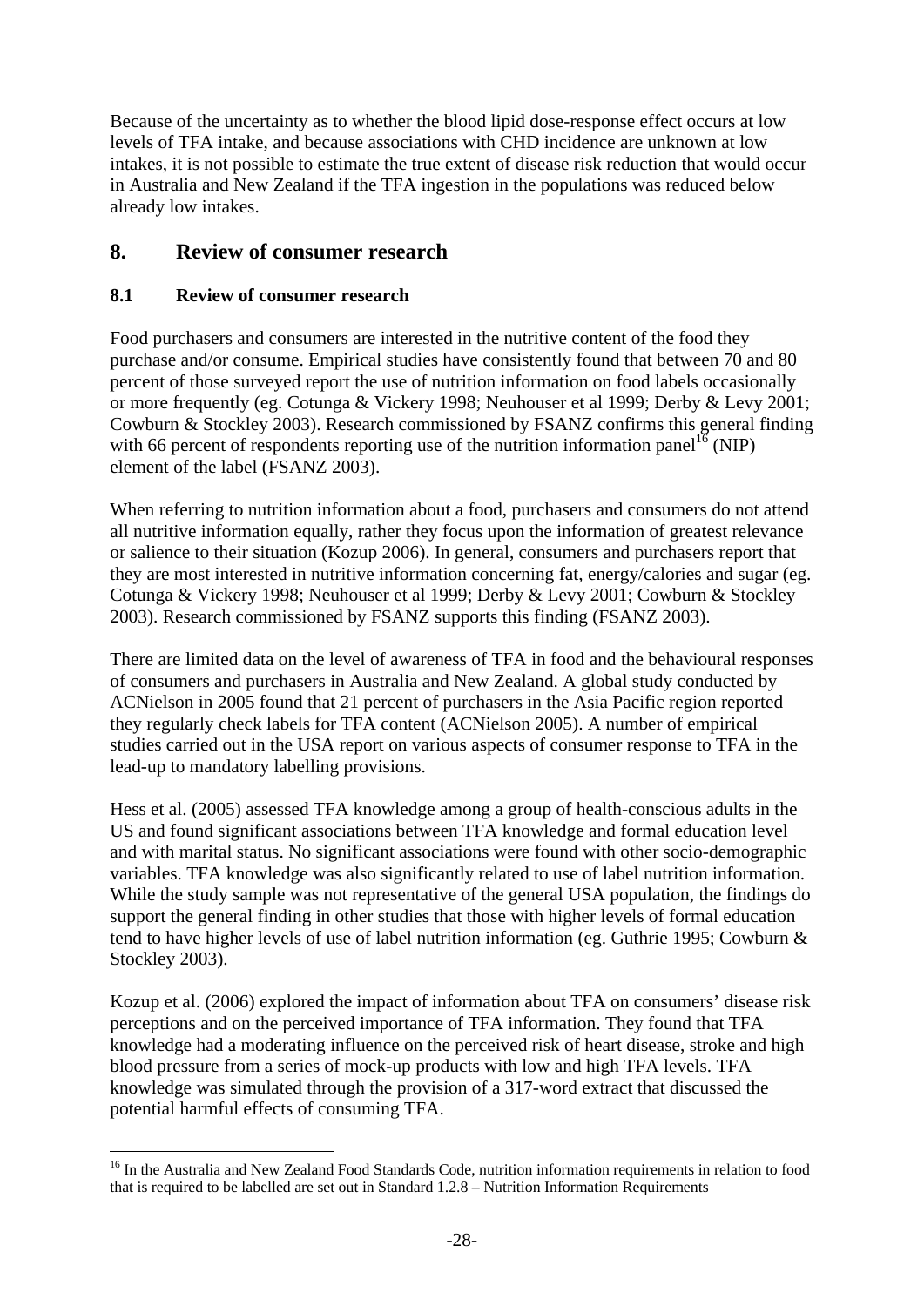Because of the uncertainty as to whether the blood lipid dose-response effect occurs at low levels of TFA intake, and because associations with CHD incidence are unknown at low intakes, it is not possible to estimate the true extent of disease risk reduction that would occur in Australia and New Zealand if the TFA ingestion in the populations was reduced below already low intakes.

# 8. Review of consumer research

## 8.1 Review of consumer research

Food purchasers and consumers are interested in the nutritive content of the food they purchase and/or consume. Empirical studies have consistently found that between 70 and 80 percent of those surveyed report the use of nutrition information on food labels occasionally or more frequently (eg. Cotunga & Vickery 1998; Neuhouser et al 1999; Derby & Levy 2001; Cowburn & Stockley 2003). Research commissioned by FSANZ confirms this general finding with 66 percent of respondents reporting use of the nutrition information panel[16] (NIP) element of the label (FSANZ 2003).

When referring to nutrition information about a food, purchasers and consumers do not attend all nutritive information equally, rather they focus upon the information of greatest relevance or salience to their situation (Kozup 2006). In general, consumers and purchasers report that they are most interested in nutritive information concerning fat, energy/calories and sugar (eg. Cotunga & Vickery 1998; Neuhouser et al 1999; Derby & Levy 2001; Cowburn & Stockley 2003). Research commissioned by FSANZ supports this finding (FSANZ 2003).

There are limited data on the level of awareness of TFA in food and the behavioural responses of consumers and purchasers in Australia and New Zealand. A global study conducted by ACNielson in 2005 found that 21 percent of purchasers in the Asia Pacific region reported they regularly check labels for TFA content (ACNielson 2005). A number of empirical studies carried out in the USA report on various aspects of consumer response to TFA in the lead-up to mandatory labelling provisions.

Hess et al. (2005) assessed TFA knowledge among a group of health-conscious adults in the US and found significant associations between TFA knowledge and formal education level and with marital status. No significant associations were found with other socio-demographic variables. TFA knowledge was also significantly related to use of label nutrition information. While the study sample was not representative of the general USA population, the findings do support the general finding in other studies that those with higher levels of formal education tend to have higher levels of use of label nutrition information (eg. Guthrie 1995; Cowburn & Stockley 2003).

Kozup et al. (2006) explored the impact of information about TFA on consumers' disease risk perceptions and on the perceived importance of TFA information. They found that TFA knowledge had a moderating influence on the perceived risk of heart disease, stroke and high blood pressure from a series of mock-up products with low and high TFA levels. TFA knowledge was simulated through the provision of a 317-word extract that discussed the potential harmful effects of consuming TFA.

---

[16] In the Australia and New Zealand Food Standards Code, nutrition information requirements in relation to food that is required to be labelled are set out in Standard 1.2.8 – Nutrition Information Requirements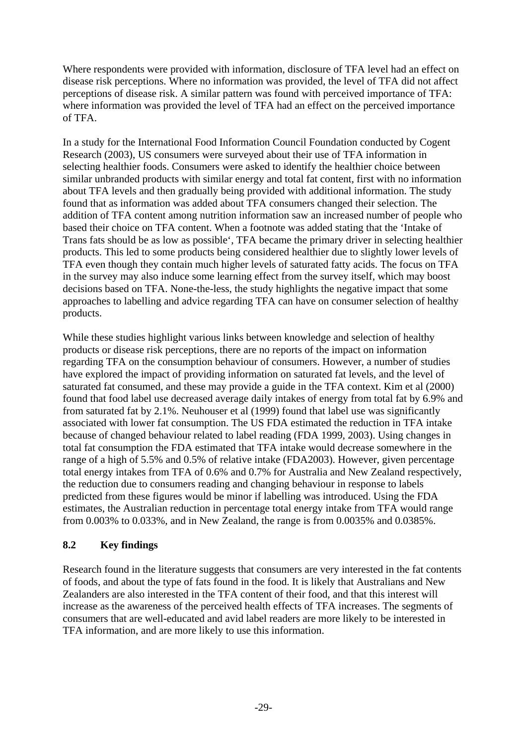Where respondents were provided with information, disclosure of TFA level had an effect on disease risk perceptions. Where no information was provided, the level of TFA did not affect perceptions of disease risk. A similar pattern was found with perceived importance of TFA: where information was provided the level of TFA had an effect on the perceived importance of TFA.

In a study for the International Food Information Council Foundation conducted by Cogent Research (2003), US consumers were surveyed about their use of TFA information in selecting healthier foods. Consumers were asked to identify the healthier choice between similar unbranded products with similar energy and total fat content, first with no information about TFA levels and then gradually being provided with additional information. The study found that as information was added about TFA consumers changed their selection. The addition of TFA content among nutrition information saw an increased number of people who based their choice on TFA content. When a footnote was added stating that the 'Intake of Trans fats should be as low as possible', TFA became the primary driver in selecting healthier products. This led to some products being considered healthier due to slightly lower levels of TFA even though they contain much higher levels of saturated fatty acids. The focus on TFA in the survey may also induce some learning effect from the survey itself, which may boost decisions based on TFA. None-the-less, the study highlights the negative impact that some approaches to labelling and advice regarding TFA can have on consumer selection of healthy products.

While these studies highlight various links between knowledge and selection of healthy products or disease risk perceptions, there are no reports of the impact on information regarding TFA on the consumption behaviour of consumers. However, a number of studies have explored the impact of providing information on saturated fat levels, and the level of saturated fat consumed, and these may provide a guide in the TFA context. Kim et al (2000) found that food label use decreased average daily intakes of energy from total fat by 6.9% and from saturated fat by 2.1%. Neuhouser et al (1999) found that label use was significantly associated with lower fat consumption. The US FDA estimated the reduction in TFA intake because of changed behaviour related to label reading (FDA 1999, 2003). Using changes in total fat consumption the FDA estimated that TFA intake would decrease somewhere in the range of a high of 5.5% and 0.5% of relative intake (FDA2003). However, given percentage total energy intakes from TFA of 0.6% and 0.7% for Australia and New Zealand respectively, the reduction due to consumers reading and changing behaviour in response to labels predicted from these figures would be minor if labelling was introduced. Using the FDA estimates, the Australian reduction in percentage total energy intake from TFA would range from 0.003% to 0.033%, and in New Zealand, the range is from 0.0035% and 0.0385%.

### 8.2 Key findings

Research found in the literature suggests that consumers are very interested in the fat contents of foods, and about the type of fats found in the food. It is likely that Australians and New Zealanders are also interested in the TFA content of their food, and that this interest will increase as the awareness of the perceived health effects of TFA increases. The segments of consumers that are well-educated and avid label readers are more likely to be interested in TFA information, and are more likely to use this information.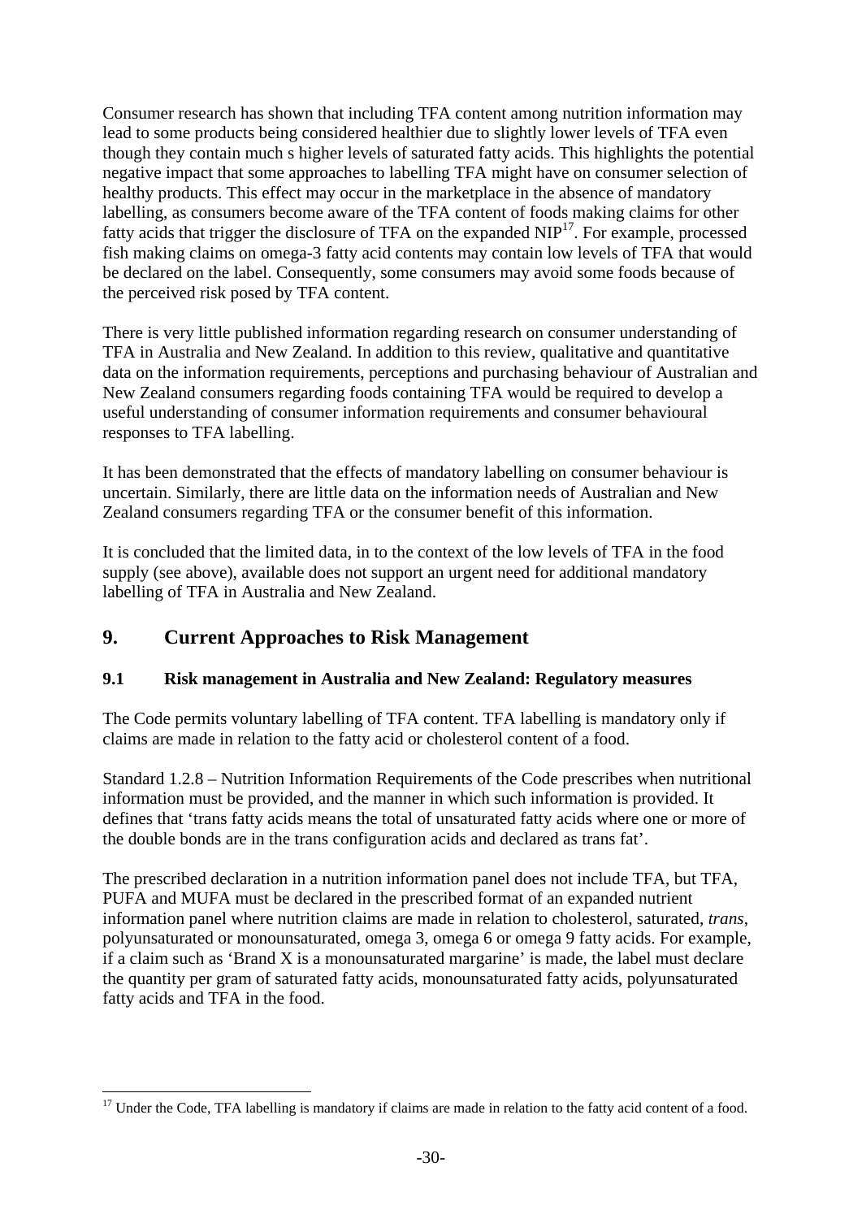Consumer research has shown that including TFA content among nutrition information may lead to some products being considered healthier due to slightly lower levels of TFA even though they contain much s higher levels of saturated fatty acids. This highlights the potential negative impact that some approaches to labelling TFA might have on consumer selection of healthy products. This effect may occur in the marketplace in the absence of mandatory labelling, as consumers become aware of the TFA content of foods making claims for other fatty acids that trigger the disclosure of TFA on the expanded NIP[17]. For example, processed fish making claims on omega-3 fatty acid contents may contain low levels of TFA that would be declared on the label. Consequently, some consumers may avoid some foods because of the perceived risk posed by TFA content.

There is very little published information regarding research on consumer understanding of TFA in Australia and New Zealand. In addition to this review, qualitative and quantitative data on the information requirements, perceptions and purchasing behaviour of Australian and New Zealand consumers regarding foods containing TFA would be required to develop a useful understanding of consumer information requirements and consumer behavioural responses to TFA labelling.

It has been demonstrated that the effects of mandatory labelling on consumer behaviour is uncertain. Similarly, there are little data on the information needs of Australian and New Zealand consumers regarding TFA or the consumer benefit of this information.

It is concluded that the limited data, in to the context of the low levels of TFA in the food supply (see above), available does not support an urgent need for additional mandatory labelling of TFA in Australia and New Zealand.

## 9. Current Approaches to Risk Management

### 9.1 Risk management in Australia and New Zealand: Regulatory measures

The Code permits voluntary labelling of TFA content. TFA labelling is mandatory only if claims are made in relation to the fatty acid or cholesterol content of a food.

Standard 1.2.8 – Nutrition Information Requirements of the Code prescribes when nutritional information must be provided, and the manner in which such information is provided. It defines that 'trans fatty acids means the total of unsaturated fatty acids where one or more of the double bonds are in the trans configuration acids and declared as trans fat'.

The prescribed declaration in a nutrition information panel does not include TFA, but TFA, PUFA and MUFA must be declared in the prescribed format of an expanded nutrient information panel where nutrition claims are made in relation to cholesterol, saturated, *trans*, polyunsaturated or monounsaturated, omega 3, omega 6 or omega 9 fatty acids. For example, if a claim such as 'Brand X is a monounsaturated margarine' is made, the label must declare the quantity per gram of saturated fatty acids, monounsaturated fatty acids, polyunsaturated fatty acids and TFA in the food.

---

[17] Under the Code, TFA labelling is mandatory if claims are made in relation to the fatty acid content of a food.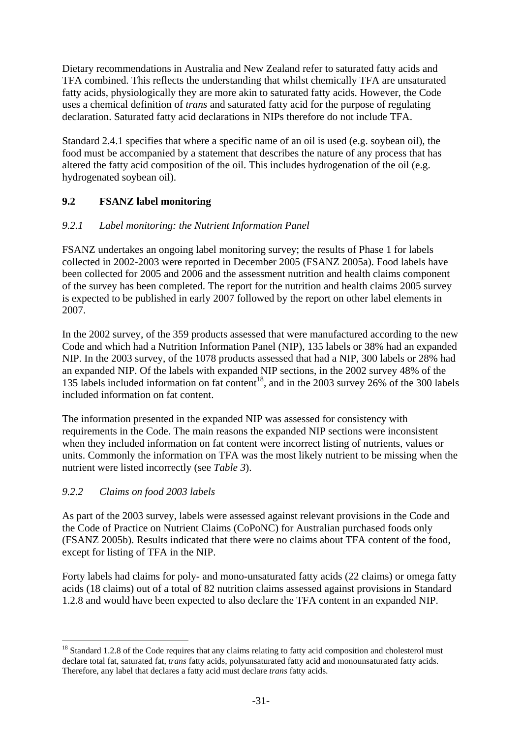Dietary recommendations in Australia and New Zealand refer to saturated fatty acids and TFA combined. This reflects the understanding that whilst chemically TFA are unsaturated fatty acids, physiologically they are more akin to saturated fatty acids. However, the Code uses a chemical definition of *trans* and saturated fatty acid for the purpose of regulating declaration. Saturated fatty acid declarations in NIPs therefore do not include TFA.

Standard 2.4.1 specifies that where a specific name of an oil is used (e.g. soybean oil), the food must be accompanied by a statement that describes the nature of any process that has altered the fatty acid composition of the oil. This includes hydrogenation of the oil (e.g. hydrogenated soybean oil).

## 9.2 FSANZ label monitoring

### *9.2.1 Label monitoring: the Nutrient Information Panel*

FSANZ undertakes an ongoing label monitoring survey; the results of Phase 1 for labels collected in 2002-2003 were reported in December 2005 (FSANZ 2005a). Food labels have been collected for 2005 and 2006 and the assessment nutrition and health claims component of the survey has been completed. The report for the nutrition and health claims 2005 survey is expected to be published in early 2007 followed by the report on other label elements in 2007.

In the 2002 survey, of the 359 products assessed that were manufactured according to the new Code and which had a Nutrition Information Panel (NIP), 135 labels or 38% had an expanded NIP. In the 2003 survey, of the 1078 products assessed that had a NIP, 300 labels or 28% had an expanded NIP. Of the labels with expanded NIP sections, in the 2002 survey 48% of the 135 labels included information on fat content[18], and in the 2003 survey 26% of the 300 labels included information on fat content.

The information presented in the expanded NIP was assessed for consistency with requirements in the Code. The main reasons the expanded NIP sections were inconsistent when they included information on fat content were incorrect listing of nutrients, values or units. Commonly the information on TFA was the most likely nutrient to be missing when the nutrient were listed incorrectly (see *Table 3*).

### *9.2.2 Claims on food 2003 labels*

As part of the 2003 survey, labels were assessed against relevant provisions in the Code and the Code of Practice on Nutrient Claims (CoPoNC) for Australian purchased foods only (FSANZ 2005b). Results indicated that there were no claims about TFA content of the food, except for listing of TFA in the NIP.

Forty labels had claims for poly- and mono-unsaturated fatty acids (22 claims) or omega fatty acids (18 claims) out of a total of 82 nutrition claims assessed against provisions in Standard 1.2.8 and would have been expected to also declare the TFA content in an expanded NIP.

---

[18] Standard 1.2.8 of the Code requires that any claims relating to fatty acid composition and cholesterol must declare total fat, saturated fat, *trans* fatty acids, polyunsaturated fatty acid and monounsaturated fatty acids. Therefore, any label that declares a fatty acid must declare *trans* fatty acids.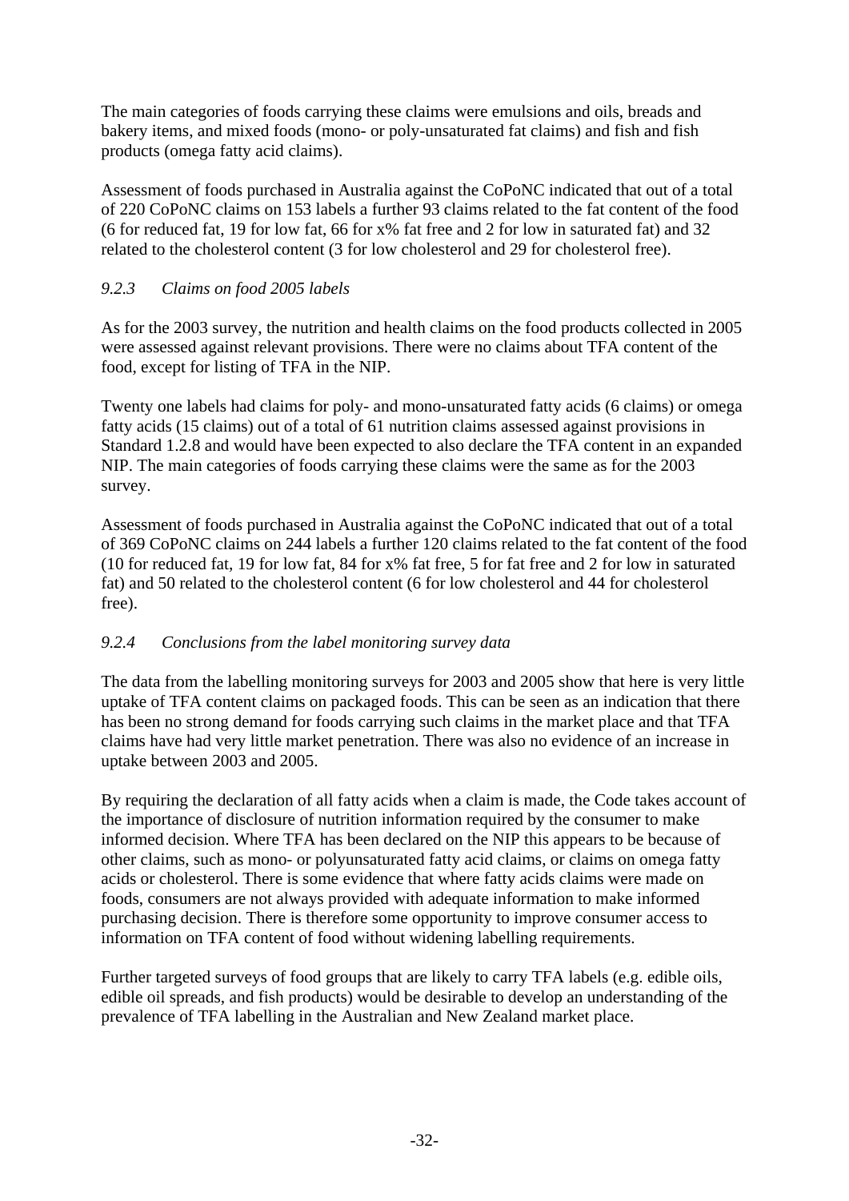The main categories of foods carrying these claims were emulsions and oils, breads and bakery items, and mixed foods (mono- or poly-unsaturated fat claims) and fish and fish products (omega fatty acid claims).

Assessment of foods purchased in Australia against the CoPoNC indicated that out of a total of 220 CoPoNC claims on 153 labels a further 93 claims related to the fat content of the food (6 for reduced fat, 19 for low fat, 66 for x% fat free and 2 for low in saturated fat) and 32 related to the cholesterol content (3 for low cholesterol and 29 for cholesterol free).

### *9.2.3 Claims on food 2005 labels*

As for the 2003 survey, the nutrition and health claims on the food products collected in 2005 were assessed against relevant provisions. There were no claims about TFA content of the food, except for listing of TFA in the NIP.

Twenty one labels had claims for poly- and mono-unsaturated fatty acids (6 claims) or omega fatty acids (15 claims) out of a total of 61 nutrition claims assessed against provisions in Standard 1.2.8 and would have been expected to also declare the TFA content in an expanded NIP. The main categories of foods carrying these claims were the same as for the 2003 survey.

Assessment of foods purchased in Australia against the CoPoNC indicated that out of a total of 369 CoPoNC claims on 244 labels a further 120 claims related to the fat content of the food (10 for reduced fat, 19 for low fat, 84 for x% fat free, 5 for fat free and 2 for low in saturated fat) and 50 related to the cholesterol content (6 for low cholesterol and 44 for cholesterol free).

### *9.2.4 Conclusions from the label monitoring survey data*

The data from the labelling monitoring surveys for 2003 and 2005 show that here is very little uptake of TFA content claims on packaged foods. This can be seen as an indication that there has been no strong demand for foods carrying such claims in the market place and that TFA claims have had very little market penetration. There was also no evidence of an increase in uptake between 2003 and 2005.

By requiring the declaration of all fatty acids when a claim is made, the Code takes account of the importance of disclosure of nutrition information required by the consumer to make informed decision. Where TFA has been declared on the NIP this appears to be because of other claims, such as mono- or polyunsaturated fatty acid claims, or claims on omega fatty acids or cholesterol. There is some evidence that where fatty acids claims were made on foods, consumers are not always provided with adequate information to make informed purchasing decision. There is therefore some opportunity to improve consumer access to information on TFA content of food without widening labelling requirements.

Further targeted surveys of food groups that are likely to carry TFA labels (e.g. edible oils, edible oil spreads, and fish products) would be desirable to develop an understanding of the prevalence of TFA labelling in the Australian and New Zealand market place.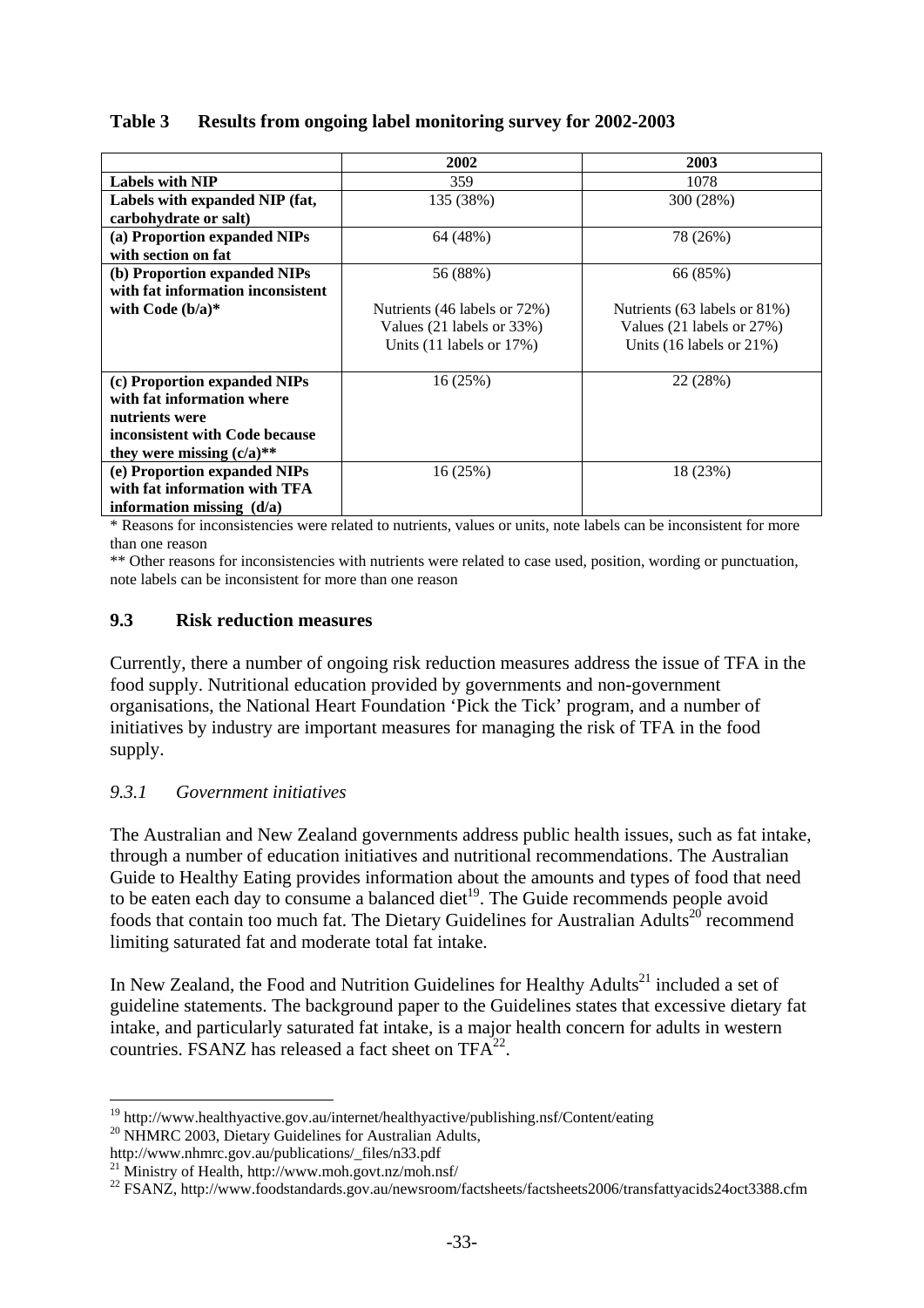**Table 3 Results from ongoing label monitoring survey for 2002-2003**

| | 2002 | 2003 |
|---|---|---|
| **Labels with NIP** | 359 | 1078 |
| **Labels with expanded NIP (fat, carbohydrate or salt)** | 135 (38%) | 300 (28%) |
| **(a) Proportion expanded NIPs with section on fat** | 64 (48%) | 78 (26%) |
| **(b) Proportion expanded NIPs with fat information inconsistent with Code (b/a)*** | 56 (88%)<br><br>Nutrients (46 labels or 72%)<br>Values (21 labels or 33%)<br>Units (11 labels or 17%) | 66 (85%)<br><br>Nutrients (63 labels or 81%)<br>Values (21 labels or 27%)<br>Units (16 labels or 21%) |
| **(c) Proportion expanded NIPs with fat information where nutrients were inconsistent with Code because they were missing (c/a)**** | 16 (25%) | 22 (28%) |
| **(e) Proportion expanded NIPs with fat information with TFA information missing (d/a)** | 16 (25%) | 18 (23%) |

\* Reasons for inconsistencies were related to nutrients, values or units, note labels can be inconsistent for more than one reason

\*\* Other reasons for inconsistencies with nutrients were related to case used, position, wording or punctuation, note labels can be inconsistent for more than one reason

## 9.3 Risk reduction measures

Currently, there a number of ongoing risk reduction measures address the issue of TFA in the food supply. Nutritional education provided by governments and non-government organisations, the National Heart Foundation 'Pick the Tick' program, and a number of initiatives by industry are important measures for managing the risk of TFA in the food supply.

### *9.3.1 Government initiatives*

The Australian and New Zealand governments address public health issues, such as fat intake, through a number of education initiatives and nutritional recommendations. The Australian Guide to Healthy Eating provides information about the amounts and types of food that need to be eaten each day to consume a balanced diet[19]. The Guide recommends people avoid foods that contain too much fat. The Dietary Guidelines for Australian Adults[20] recommend limiting saturated fat and moderate total fat intake.

In New Zealand, the Food and Nutrition Guidelines for Healthy Adults[21] included a set of guideline statements. The background paper to the Guidelines states that excessive dietary fat intake, and particularly saturated fat intake, is a major health concern for adults in western countries. FSANZ has released a fact sheet on TFA[22].

---

[19] http://www.healthyactive.gov.au/internet/healthyactive/publishing.nsf/Content/eating

[20] NHMRC 2003, Dietary Guidelines for Australian Adults, http://www.nhmrc.gov.au/publications/_files/n33.pdf

[21] Ministry of Health, http://www.moh.govt.nz/moh.nsf/

[22] FSANZ, http://www.foodstandards.gov.au/newsroom/factsheets/factsheets2006/transfattyacids24oct3388.cfm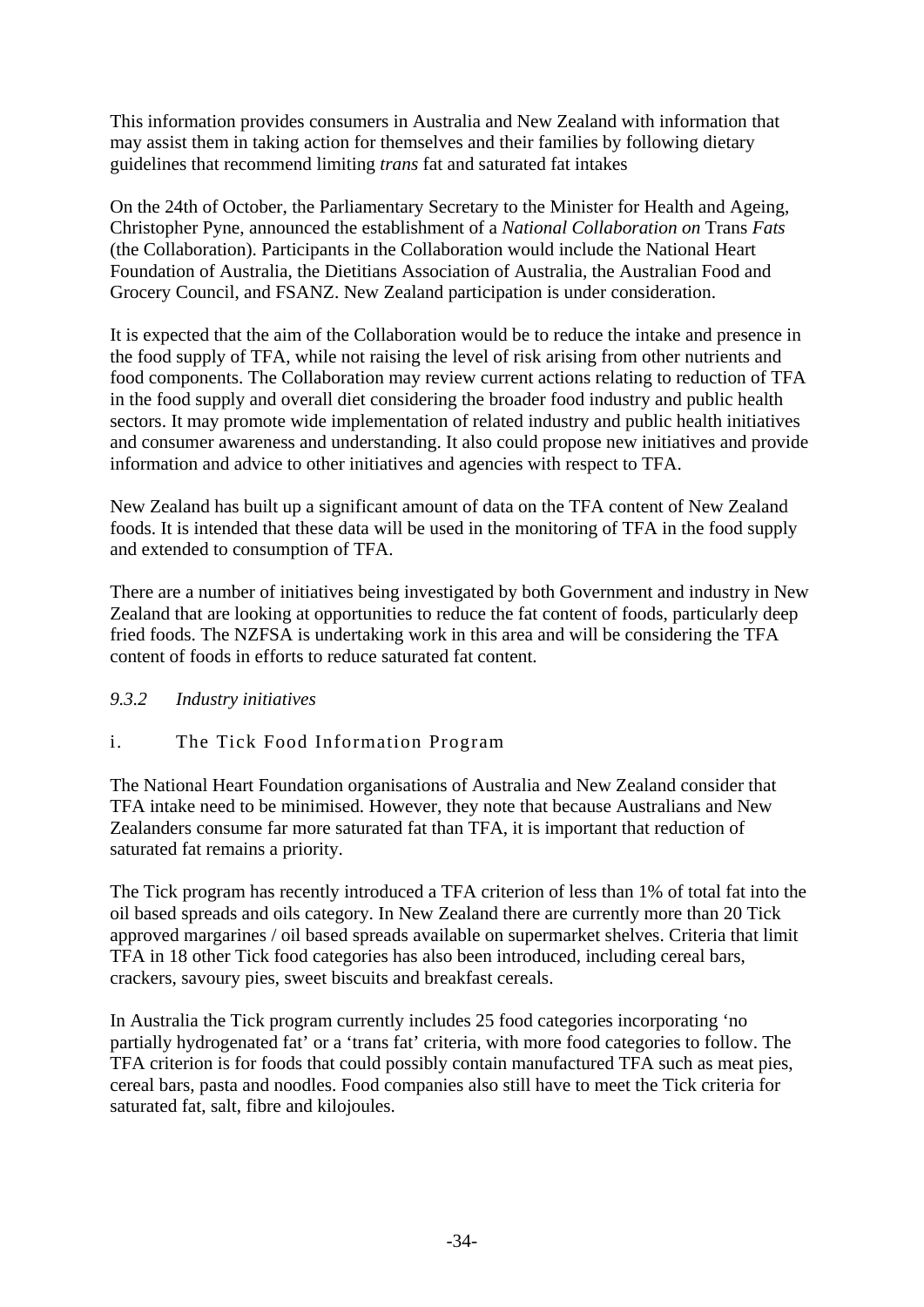This information provides consumers in Australia and New Zealand with information that may assist them in taking action for themselves and their families by following dietary guidelines that recommend limiting *trans* fat and saturated fat intakes

On the 24th of October, the Parliamentary Secretary to the Minister for Health and Ageing, Christopher Pyne, announced the establishment of a *National Collaboration on* Trans *Fats* (the Collaboration). Participants in the Collaboration would include the National Heart Foundation of Australia, the Dietitians Association of Australia, the Australian Food and Grocery Council, and FSANZ. New Zealand participation is under consideration.

It is expected that the aim of the Collaboration would be to reduce the intake and presence in the food supply of TFA, while not raising the level of risk arising from other nutrients and food components. The Collaboration may review current actions relating to reduction of TFA in the food supply and overall diet considering the broader food industry and public health sectors. It may promote wide implementation of related industry and public health initiatives and consumer awareness and understanding. It also could propose new initiatives and provide information and advice to other initiatives and agencies with respect to TFA.

New Zealand has built up a significant amount of data on the TFA content of New Zealand foods. It is intended that these data will be used in the monitoring of TFA in the food supply and extended to consumption of TFA.

There are a number of initiatives being investigated by both Government and industry in New Zealand that are looking at opportunities to reduce the fat content of foods, particularly deep fried foods. The NZFSA is undertaking work in this area and will be considering the TFA content of foods in efforts to reduce saturated fat content.

### *9.3.2 Industry initiatives*

#### i. The Tick Food Information Program

The National Heart Foundation organisations of Australia and New Zealand consider that TFA intake need to be minimised. However, they note that because Australians and New Zealanders consume far more saturated fat than TFA, it is important that reduction of saturated fat remains a priority.

The Tick program has recently introduced a TFA criterion of less than 1% of total fat into the oil based spreads and oils category. In New Zealand there are currently more than 20 Tick approved margarines / oil based spreads available on supermarket shelves. Criteria that limit TFA in 18 other Tick food categories has also been introduced, including cereal bars, crackers, savoury pies, sweet biscuits and breakfast cereals.

In Australia the Tick program currently includes 25 food categories incorporating 'no partially hydrogenated fat' or a 'trans fat' criteria, with more food categories to follow. The TFA criterion is for foods that could possibly contain manufactured TFA such as meat pies, cereal bars, pasta and noodles. Food companies also still have to meet the Tick criteria for saturated fat, salt, fibre and kilojoules.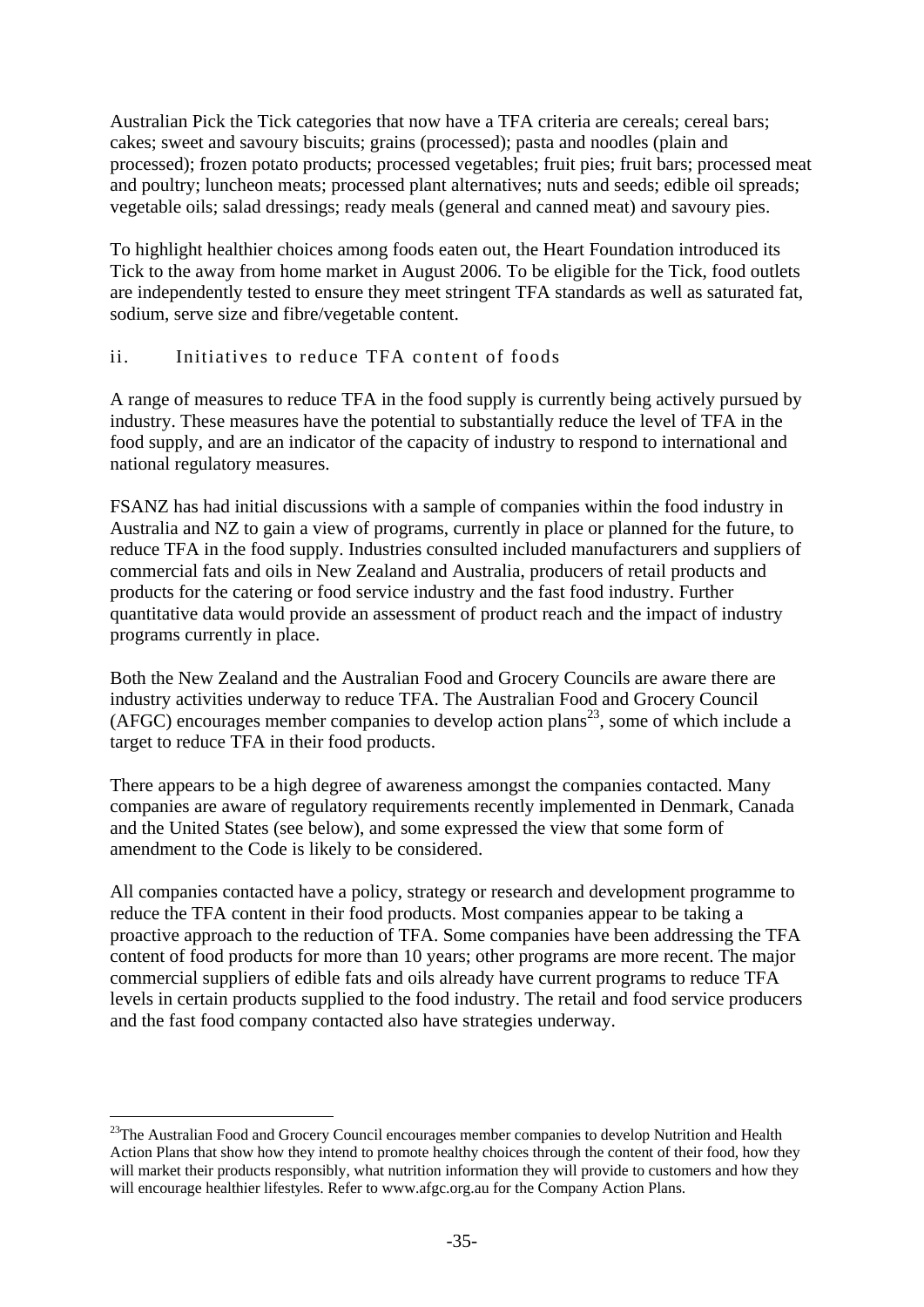Australian Pick the Tick categories that now have a TFA criteria are cereals; cereal bars; cakes; sweet and savoury biscuits; grains (processed); pasta and noodles (plain and processed); frozen potato products; processed vegetables; fruit pies; fruit bars; processed meat and poultry; luncheon meats; processed plant alternatives; nuts and seeds; edible oil spreads; vegetable oils; salad dressings; ready meals (general and canned meat) and savoury pies.

To highlight healthier choices among foods eaten out, the Heart Foundation introduced its Tick to the away from home market in August 2006. To be eligible for the Tick, food outlets are independently tested to ensure they meet stringent TFA standards as well as saturated fat, sodium, serve size and fibre/vegetable content.

### ii. Initiatives to reduce TFA content of foods

A range of measures to reduce TFA in the food supply is currently being actively pursued by industry. These measures have the potential to substantially reduce the level of TFA in the food supply, and are an indicator of the capacity of industry to respond to international and national regulatory measures.

FSANZ has had initial discussions with a sample of companies within the food industry in Australia and NZ to gain a view of programs, currently in place or planned for the future, to reduce TFA in the food supply. Industries consulted included manufacturers and suppliers of commercial fats and oils in New Zealand and Australia, producers of retail products and products for the catering or food service industry and the fast food industry. Further quantitative data would provide an assessment of product reach and the impact of industry programs currently in place.

Both the New Zealand and the Australian Food and Grocery Councils are aware there are industry activities underway to reduce TFA. The Australian Food and Grocery Council (AFGC) encourages member companies to develop action plans[23], some of which include a target to reduce TFA in their food products.

There appears to be a high degree of awareness amongst the companies contacted. Many companies are aware of regulatory requirements recently implemented in Denmark, Canada and the United States (see below), and some expressed the view that some form of amendment to the Code is likely to be considered.

All companies contacted have a policy, strategy or research and development programme to reduce the TFA content in their food products. Most companies appear to be taking a proactive approach to the reduction of TFA. Some companies have been addressing the TFA content of food products for more than 10 years; other programs are more recent. The major commercial suppliers of edible fats and oils already have current programs to reduce TFA levels in certain products supplied to the food industry. The retail and food service producers and the fast food company contacted also have strategies underway.

---

[23]The Australian Food and Grocery Council encourages member companies to develop Nutrition and Health Action Plans that show how they intend to promote healthy choices through the content of their food, how they will market their products responsibly, what nutrition information they will provide to customers and how they will encourage healthier lifestyles. Refer to www.afgc.org.au for the Company Action Plans.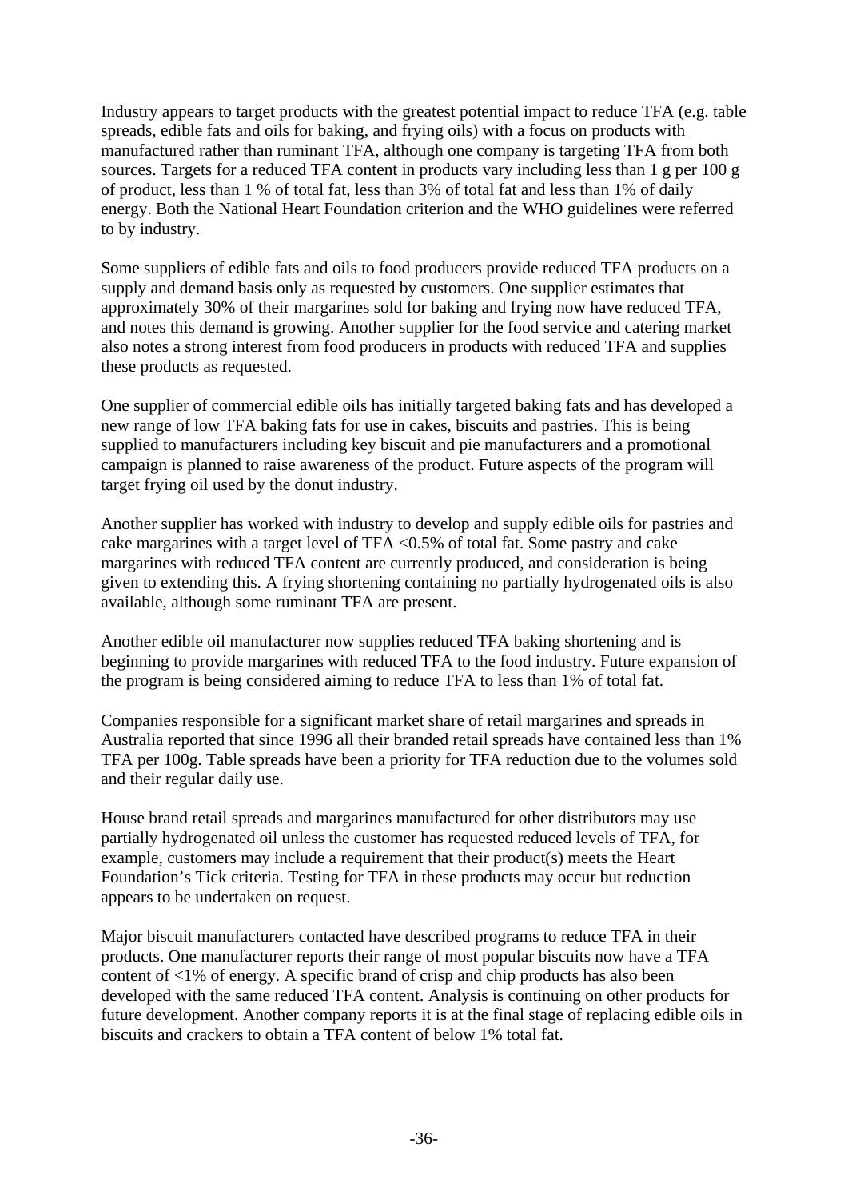Industry appears to target products with the greatest potential impact to reduce TFA (e.g. table spreads, edible fats and oils for baking, and frying oils) with a focus on products with manufactured rather than ruminant TFA, although one company is targeting TFA from both sources. Targets for a reduced TFA content in products vary including less than 1 g per 100 g of product, less than 1 % of total fat, less than 3% of total fat and less than 1% of daily energy. Both the National Heart Foundation criterion and the WHO guidelines were referred to by industry.

Some suppliers of edible fats and oils to food producers provide reduced TFA products on a supply and demand basis only as requested by customers. One supplier estimates that approximately 30% of their margarines sold for baking and frying now have reduced TFA, and notes this demand is growing. Another supplier for the food service and catering market also notes a strong interest from food producers in products with reduced TFA and supplies these products as requested.

One supplier of commercial edible oils has initially targeted baking fats and has developed a new range of low TFA baking fats for use in cakes, biscuits and pastries. This is being supplied to manufacturers including key biscuit and pie manufacturers and a promotional campaign is planned to raise awareness of the product. Future aspects of the program will target frying oil used by the donut industry.

Another supplier has worked with industry to develop and supply edible oils for pastries and cake margarines with a target level of TFA <0.5% of total fat. Some pastry and cake margarines with reduced TFA content are currently produced, and consideration is being given to extending this. A frying shortening containing no partially hydrogenated oils is also available, although some ruminant TFA are present.

Another edible oil manufacturer now supplies reduced TFA baking shortening and is beginning to provide margarines with reduced TFA to the food industry. Future expansion of the program is being considered aiming to reduce TFA to less than 1% of total fat.

Companies responsible for a significant market share of retail margarines and spreads in Australia reported that since 1996 all their branded retail spreads have contained less than 1% TFA per 100g. Table spreads have been a priority for TFA reduction due to the volumes sold and their regular daily use.

House brand retail spreads and margarines manufactured for other distributors may use partially hydrogenated oil unless the customer has requested reduced levels of TFA, for example, customers may include a requirement that their product(s) meets the Heart Foundation's Tick criteria. Testing for TFA in these products may occur but reduction appears to be undertaken on request.

Major biscuit manufacturers contacted have described programs to reduce TFA in their products. One manufacturer reports their range of most popular biscuits now have a TFA content of <1% of energy. A specific brand of crisp and chip products has also been developed with the same reduced TFA content. Analysis is continuing on other products for future development. Another company reports it is at the final stage of replacing edible oils in biscuits and crackers to obtain a TFA content of below 1% total fat.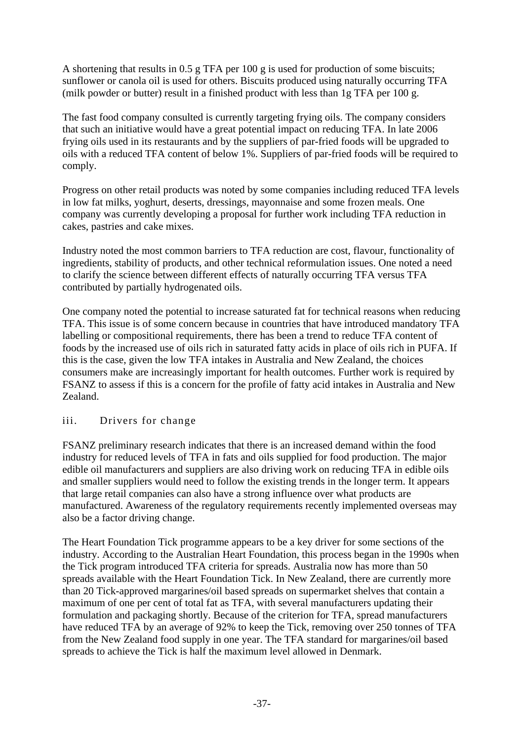A shortening that results in 0.5 g TFA per 100 g is used for production of some biscuits; sunflower or canola oil is used for others. Biscuits produced using naturally occurring TFA (milk powder or butter) result in a finished product with less than 1g TFA per 100 g.

The fast food company consulted is currently targeting frying oils. The company considers that such an initiative would have a great potential impact on reducing TFA. In late 2006 frying oils used in its restaurants and by the suppliers of par-fried foods will be upgraded to oils with a reduced TFA content of below 1%. Suppliers of par-fried foods will be required to comply.

Progress on other retail products was noted by some companies including reduced TFA levels in low fat milks, yoghurt, deserts, dressings, mayonnaise and some frozen meals. One company was currently developing a proposal for further work including TFA reduction in cakes, pastries and cake mixes.

Industry noted the most common barriers to TFA reduction are cost, flavour, functionality of ingredients, stability of products, and other technical reformulation issues. One noted a need to clarify the science between different effects of naturally occurring TFA versus TFA contributed by partially hydrogenated oils.

One company noted the potential to increase saturated fat for technical reasons when reducing TFA. This issue is of some concern because in countries that have introduced mandatory TFA labelling or compositional requirements, there has been a trend to reduce TFA content of foods by the increased use of oils rich in saturated fatty acids in place of oils rich in PUFA. If this is the case, given the low TFA intakes in Australia and New Zealand, the choices consumers make are increasingly important for health outcomes. Further work is required by FSANZ to assess if this is a concern for the profile of fatty acid intakes in Australia and New Zealand.

### iii. Drivers for change

FSANZ preliminary research indicates that there is an increased demand within the food industry for reduced levels of TFA in fats and oils supplied for food production. The major edible oil manufacturers and suppliers are also driving work on reducing TFA in edible oils and smaller suppliers would need to follow the existing trends in the longer term. It appears that large retail companies can also have a strong influence over what products are manufactured. Awareness of the regulatory requirements recently implemented overseas may also be a factor driving change.

The Heart Foundation Tick programme appears to be a key driver for some sections of the industry. According to the Australian Heart Foundation, this process began in the 1990s when the Tick program introduced TFA criteria for spreads. Australia now has more than 50 spreads available with the Heart Foundation Tick. In New Zealand, there are currently more than 20 Tick-approved margarines/oil based spreads on supermarket shelves that contain a maximum of one per cent of total fat as TFA, with several manufacturers updating their formulation and packaging shortly. Because of the criterion for TFA, spread manufacturers have reduced TFA by an average of 92% to keep the Tick, removing over 250 tonnes of TFA from the New Zealand food supply in one year. The TFA standard for margarines/oil based spreads to achieve the Tick is half the maximum level allowed in Denmark.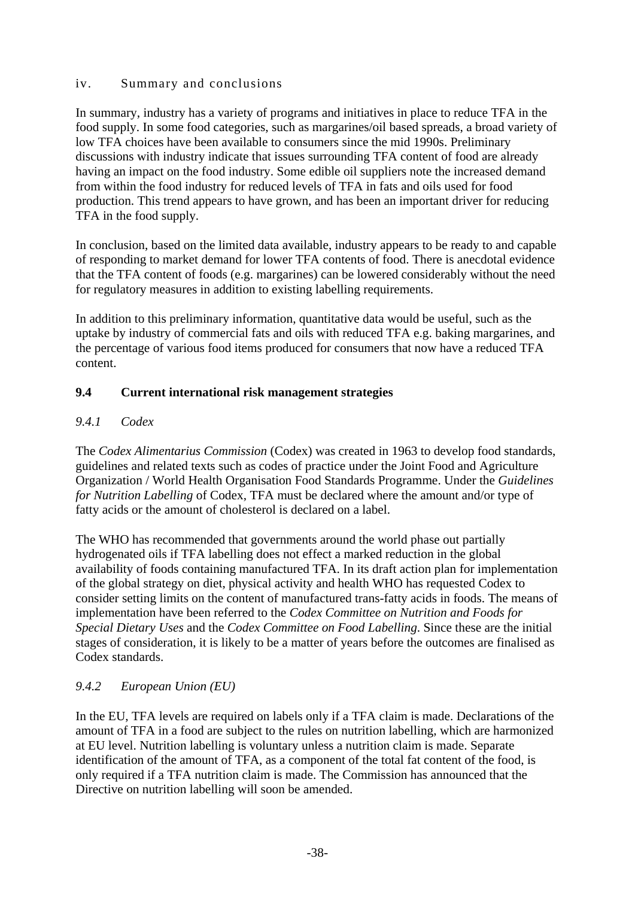iv. Summary and conclusions

In summary, industry has a variety of programs and initiatives in place to reduce TFA in the food supply. In some food categories, such as margarines/oil based spreads, a broad variety of low TFA choices have been available to consumers since the mid 1990s. Preliminary discussions with industry indicate that issues surrounding TFA content of food are already having an impact on the food industry. Some edible oil suppliers note the increased demand from within the food industry for reduced levels of TFA in fats and oils used for food production. This trend appears to have grown, and has been an important driver for reducing TFA in the food supply.

In conclusion, based on the limited data available, industry appears to be ready to and capable of responding to market demand for lower TFA contents of food. There is anecdotal evidence that the TFA content of foods (e.g. margarines) can be lowered considerably without the need for regulatory measures in addition to existing labelling requirements.

In addition to this preliminary information, quantitative data would be useful, such as the uptake by industry of commercial fats and oils with reduced TFA e.g. baking margarines, and the percentage of various food items produced for consumers that now have a reduced TFA content.

## 9.4 Current international risk management strategies

### *9.4.1 Codex*

The *Codex Alimentarius Commission* (Codex) was created in 1963 to develop food standards, guidelines and related texts such as codes of practice under the Joint Food and Agriculture Organization / World Health Organisation Food Standards Programme. Under the *Guidelines for Nutrition Labelling* of Codex, TFA must be declared where the amount and/or type of fatty acids or the amount of cholesterol is declared on a label.

The WHO has recommended that governments around the world phase out partially hydrogenated oils if TFA labelling does not effect a marked reduction in the global availability of foods containing manufactured TFA. In its draft action plan for implementation of the global strategy on diet, physical activity and health WHO has requested Codex to consider setting limits on the content of manufactured trans-fatty acids in foods. The means of implementation have been referred to the *Codex Committee on Nutrition and Foods for Special Dietary Uses* and the *Codex Committee on Food Labelling*. Since these are the initial stages of consideration, it is likely to be a matter of years before the outcomes are finalised as Codex standards.

### *9.4.2 European Union (EU)*

In the EU, TFA levels are required on labels only if a TFA claim is made. Declarations of the amount of TFA in a food are subject to the rules on nutrition labelling, which are harmonized at EU level. Nutrition labelling is voluntary unless a nutrition claim is made. Separate identification of the amount of TFA, as a component of the total fat content of the food, is only required if a TFA nutrition claim is made. The Commission has announced that the Directive on nutrition labelling will soon be amended.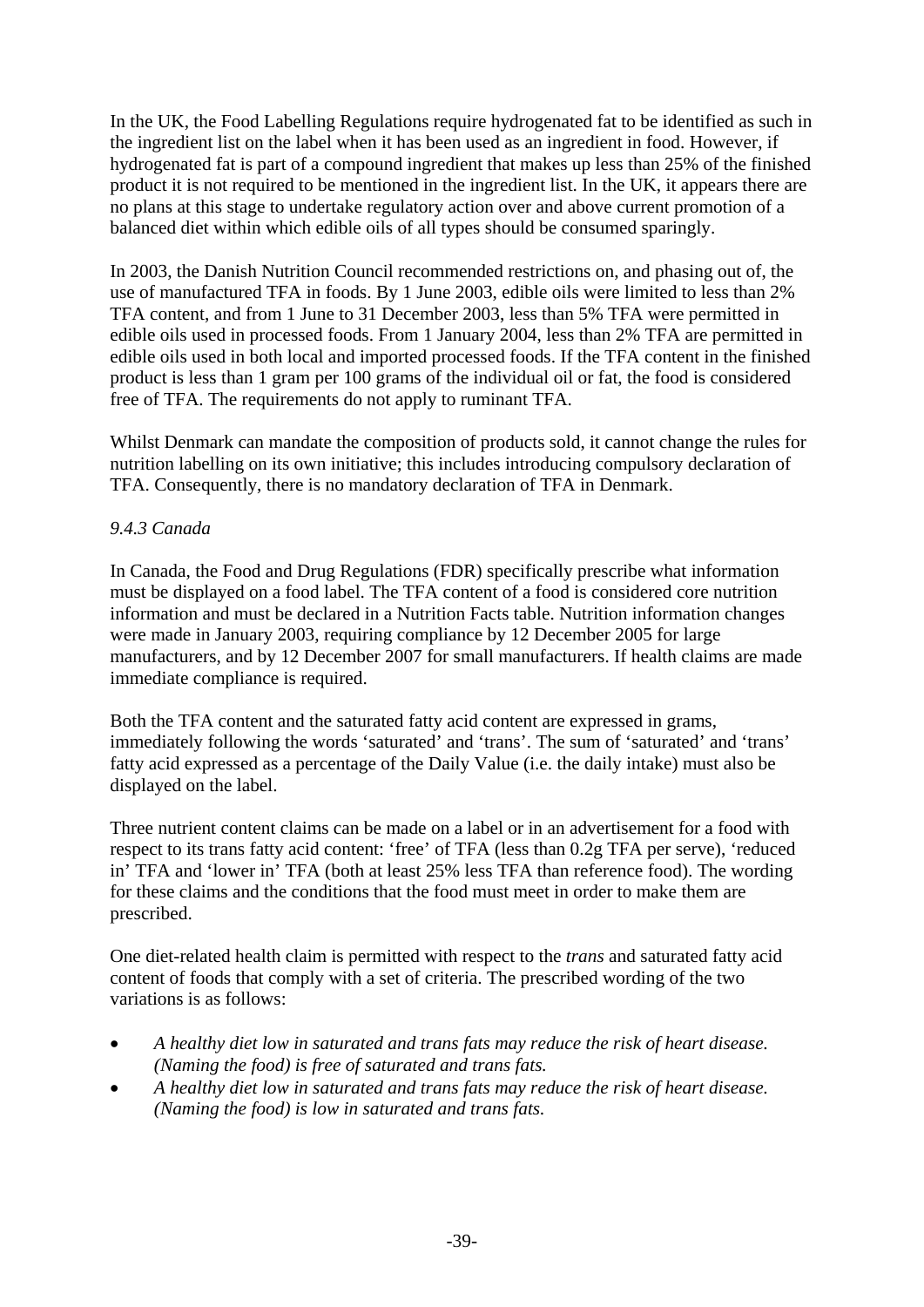In the UK, the Food Labelling Regulations require hydrogenated fat to be identified as such in the ingredient list on the label when it has been used as an ingredient in food. However, if hydrogenated fat is part of a compound ingredient that makes up less than 25% of the finished product it is not required to be mentioned in the ingredient list. In the UK, it appears there are no plans at this stage to undertake regulatory action over and above current promotion of a balanced diet within which edible oils of all types should be consumed sparingly.

In 2003, the Danish Nutrition Council recommended restrictions on, and phasing out of, the use of manufactured TFA in foods. By 1 June 2003, edible oils were limited to less than 2% TFA content, and from 1 June to 31 December 2003, less than 5% TFA were permitted in edible oils used in processed foods. From 1 January 2004, less than 2% TFA are permitted in edible oils used in both local and imported processed foods. If the TFA content in the finished product is less than 1 gram per 100 grams of the individual oil or fat, the food is considered free of TFA. The requirements do not apply to ruminant TFA.

Whilst Denmark can mandate the composition of products sold, it cannot change the rules for nutrition labelling on its own initiative; this includes introducing compulsory declaration of TFA. Consequently, there is no mandatory declaration of TFA in Denmark.

### *9.4.3 Canada*

In Canada, the Food and Drug Regulations (FDR) specifically prescribe what information must be displayed on a food label. The TFA content of a food is considered core nutrition information and must be declared in a Nutrition Facts table. Nutrition information changes were made in January 2003, requiring compliance by 12 December 2005 for large manufacturers, and by 12 December 2007 for small manufacturers. If health claims are made immediate compliance is required.

Both the TFA content and the saturated fatty acid content are expressed in grams, immediately following the words 'saturated' and 'trans'. The sum of 'saturated' and 'trans' fatty acid expressed as a percentage of the Daily Value (i.e. the daily intake) must also be displayed on the label.

Three nutrient content claims can be made on a label or in an advertisement for a food with respect to its trans fatty acid content: 'free' of TFA (less than 0.2g TFA per serve), 'reduced in' TFA and 'lower in' TFA (both at least 25% less TFA than reference food). The wording for these claims and the conditions that the food must meet in order to make them are prescribed.

One diet-related health claim is permitted with respect to the *trans* and saturated fatty acid content of foods that comply with a set of criteria. The prescribed wording of the two variations is as follows:

- *A healthy diet low in saturated and trans fats may reduce the risk of heart disease. (Naming the food) is free of saturated and trans fats.*
- *A healthy diet low in saturated and trans fats may reduce the risk of heart disease. (Naming the food) is low in saturated and trans fats.*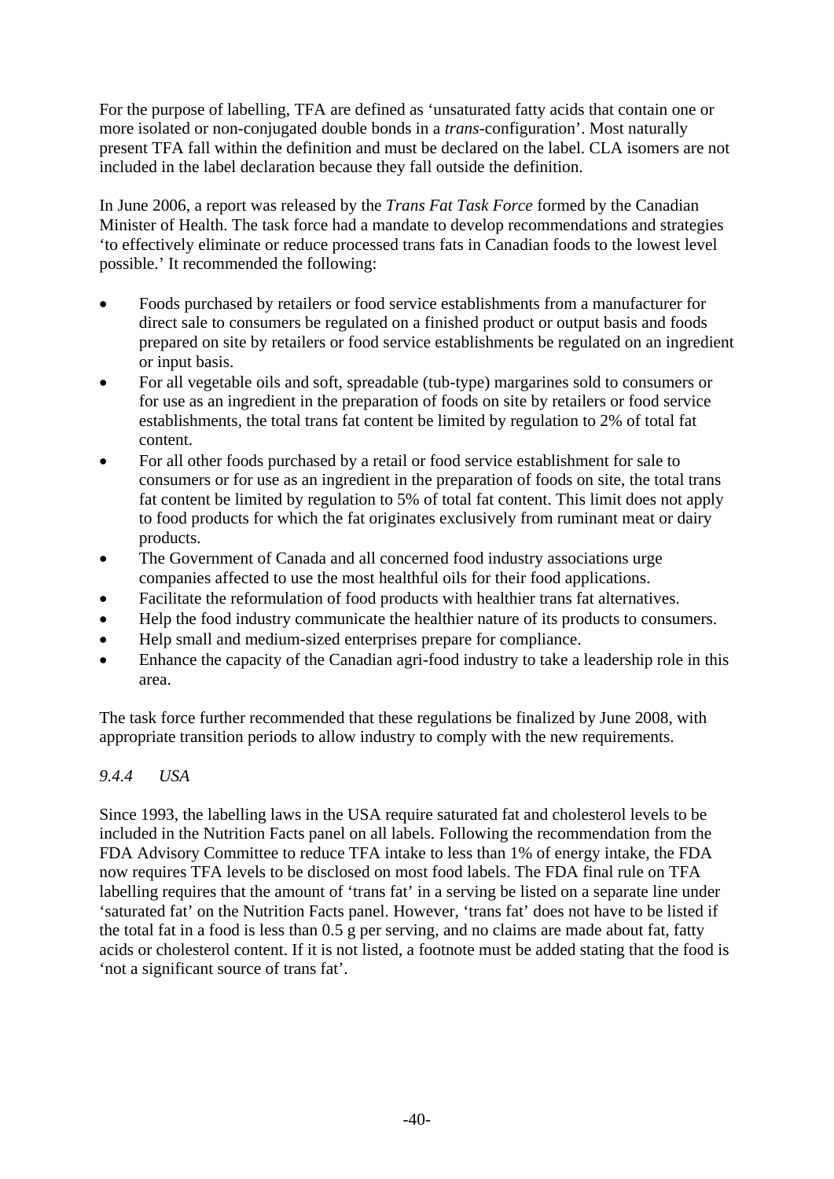For the purpose of labelling, TFA are defined as 'unsaturated fatty acids that contain one or more isolated or non-conjugated double bonds in a *trans*-configuration'. Most naturally present TFA fall within the definition and must be declared on the label. CLA isomers are not included in the label declaration because they fall outside the definition.

In June 2006, a report was released by the *Trans Fat Task Force* formed by the Canadian Minister of Health. The task force had a mandate to develop recommendations and strategies 'to effectively eliminate or reduce processed trans fats in Canadian foods to the lowest level possible.' It recommended the following:

- Foods purchased by retailers or food service establishments from a manufacturer for direct sale to consumers be regulated on a finished product or output basis and foods prepared on site by retailers or food service establishments be regulated on an ingredient or input basis.
- For all vegetable oils and soft, spreadable (tub-type) margarines sold to consumers or for use as an ingredient in the preparation of foods on site by retailers or food service establishments, the total trans fat content be limited by regulation to 2% of total fat content.
- For all other foods purchased by a retail or food service establishment for sale to consumers or for use as an ingredient in the preparation of foods on site, the total trans fat content be limited by regulation to 5% of total fat content. This limit does not apply to food products for which the fat originates exclusively from ruminant meat or dairy products.
- The Government of Canada and all concerned food industry associations urge companies affected to use the most healthful oils for their food applications.
- Facilitate the reformulation of food products with healthier trans fat alternatives.
- Help the food industry communicate the healthier nature of its products to consumers.
- Help small and medium-sized enterprises prepare for compliance.
- Enhance the capacity of the Canadian agri-food industry to take a leadership role in this area.

The task force further recommended that these regulations be finalized by June 2008, with appropriate transition periods to allow industry to comply with the new requirements.

### *9.4.4 USA*

Since 1993, the labelling laws in the USA require saturated fat and cholesterol levels to be included in the Nutrition Facts panel on all labels. Following the recommendation from the FDA Advisory Committee to reduce TFA intake to less than 1% of energy intake, the FDA now requires TFA levels to be disclosed on most food labels. The FDA final rule on TFA labelling requires that the amount of 'trans fat' in a serving be listed on a separate line under 'saturated fat' on the Nutrition Facts panel. However, 'trans fat' does not have to be listed if the total fat in a food is less than 0.5 g per serving, and no claims are made about fat, fatty acids or cholesterol content. If it is not listed, a footnote must be added stating that the food is 'not a significant source of trans fat'.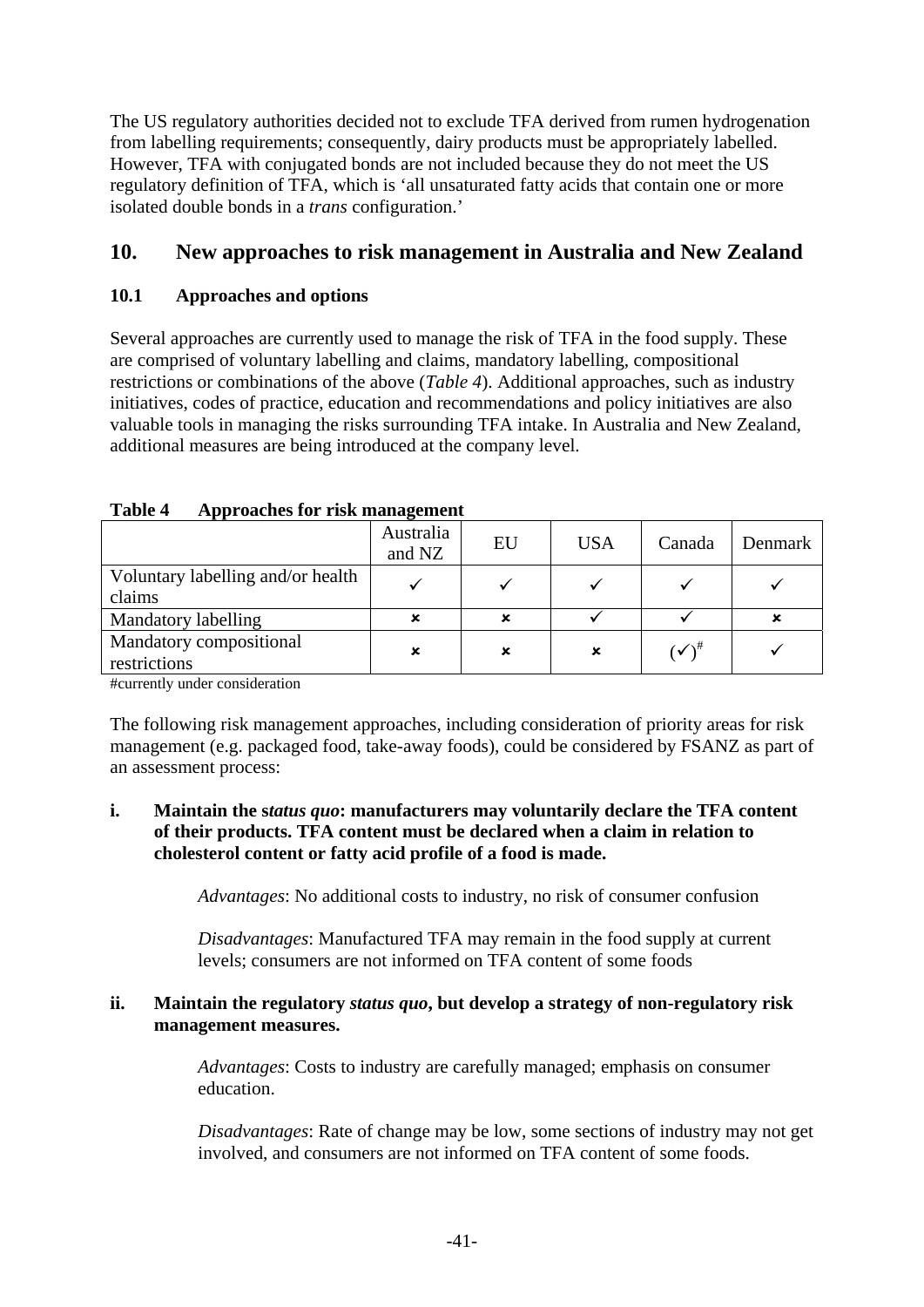The US regulatory authorities decided not to exclude TFA derived from rumen hydrogenation from labelling requirements; consequently, dairy products must be appropriately labelled. However, TFA with conjugated bonds are not included because they do not meet the US regulatory definition of TFA, which is 'all unsaturated fatty acids that contain one or more isolated double bonds in a *trans* configuration.'

## 10. New approaches to risk management in Australia and New Zealand

### 10.1 Approaches and options

Several approaches are currently used to manage the risk of TFA in the food supply. These are comprised of voluntary labelling and claims, mandatory labelling, compositional restrictions or combinations of the above (*Table 4*). Additional approaches, such as industry initiatives, codes of practice, education and recommendations and policy initiatives are also valuable tools in managing the risks surrounding TFA intake. In Australia and New Zealand, additional measures are being introduced at the company level.

**Table 4 Approaches for risk management**

| | Australia and NZ | EU | USA | Canada | Denmark |
|---|---|---|---|---|---|
| Voluntary labelling and/or health claims | ✓ | ✓ | ✓ | ✓ | ✓ |
| Mandatory labelling | ✗ | ✗ | ✓ | ✓ | ✗ |
| Mandatory compositional restrictions | ✗ | ✗ | ✗ | (✓)# | ✓ |

#currently under consideration

The following risk management approaches, including consideration of priority areas for risk management (e.g. packaged food, take-away foods), could be considered by FSANZ as part of an assessment process:

**i. Maintain the s*tatus quo*: manufacturers may voluntarily declare the TFA content of their products. TFA content must be declared when a claim in relation to cholesterol content or fatty acid profile of a food is made.**

*Advantages*: No additional costs to industry, no risk of consumer confusion

*Disadvantages*: Manufactured TFA may remain in the food supply at current levels; consumers are not informed on TFA content of some foods

**ii. Maintain the regulatory *status quo*, but develop a strategy of non-regulatory risk management measures.**

*Advantages*: Costs to industry are carefully managed; emphasis on consumer education.

*Disadvantages*: Rate of change may be low, some sections of industry may not get involved, and consumers are not informed on TFA content of some foods.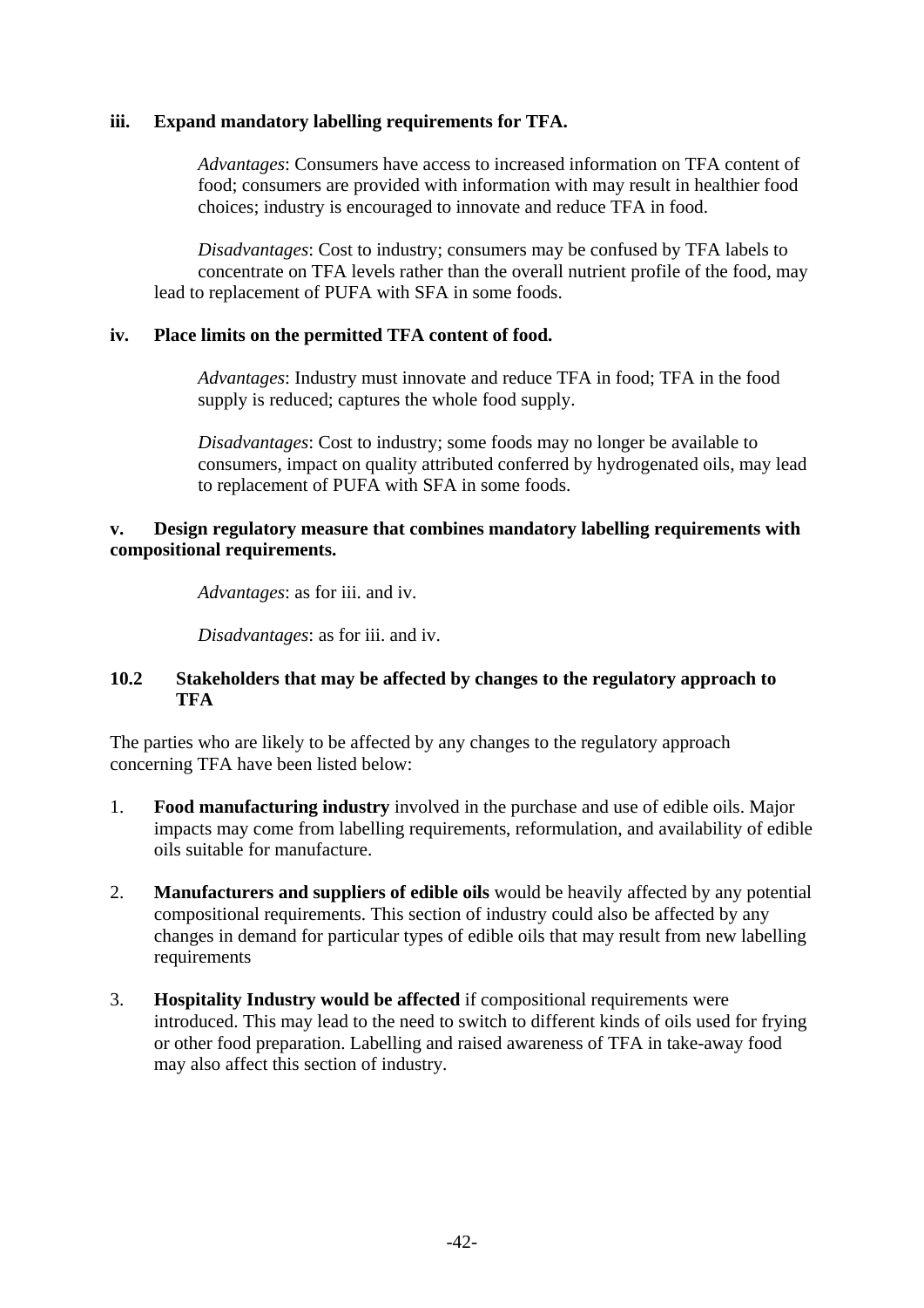**iii. Expand mandatory labelling requirements for TFA.**

*Advantages*: Consumers have access to increased information on TFA content of food; consumers are provided with information with may result in healthier food choices; industry is encouraged to innovate and reduce TFA in food.

*Disadvantages*: Cost to industry; consumers may be confused by TFA labels to concentrate on TFA levels rather than the overall nutrient profile of the food, may lead to replacement of PUFA with SFA in some foods.

**iv. Place limits on the permitted TFA content of food.**

*Advantages*: Industry must innovate and reduce TFA in food; TFA in the food supply is reduced; captures the whole food supply.

*Disadvantages*: Cost to industry; some foods may no longer be available to consumers, impact on quality attributed conferred by hydrogenated oils, may lead to replacement of PUFA with SFA in some foods.

**v. Design regulatory measure that combines mandatory labelling requirements with compositional requirements.**

*Advantages*: as for iii. and iv.

*Disadvantages*: as for iii. and iv.

## 10.2 Stakeholders that may be affected by changes to the regulatory approach to TFA

The parties who are likely to be affected by any changes to the regulatory approach concerning TFA have been listed below:

1. **Food manufacturing industry** involved in the purchase and use of edible oils. Major impacts may come from labelling requirements, reformulation, and availability of edible oils suitable for manufacture.

2. **Manufacturers and suppliers of edible oils** would be heavily affected by any potential compositional requirements. This section of industry could also be affected by any changes in demand for particular types of edible oils that may result from new labelling requirements

3. **Hospitality Industry would be affected** if compositional requirements were introduced. This may lead to the need to switch to different kinds of oils used for frying or other food preparation. Labelling and raised awareness of TFA in take-away food may also affect this section of industry.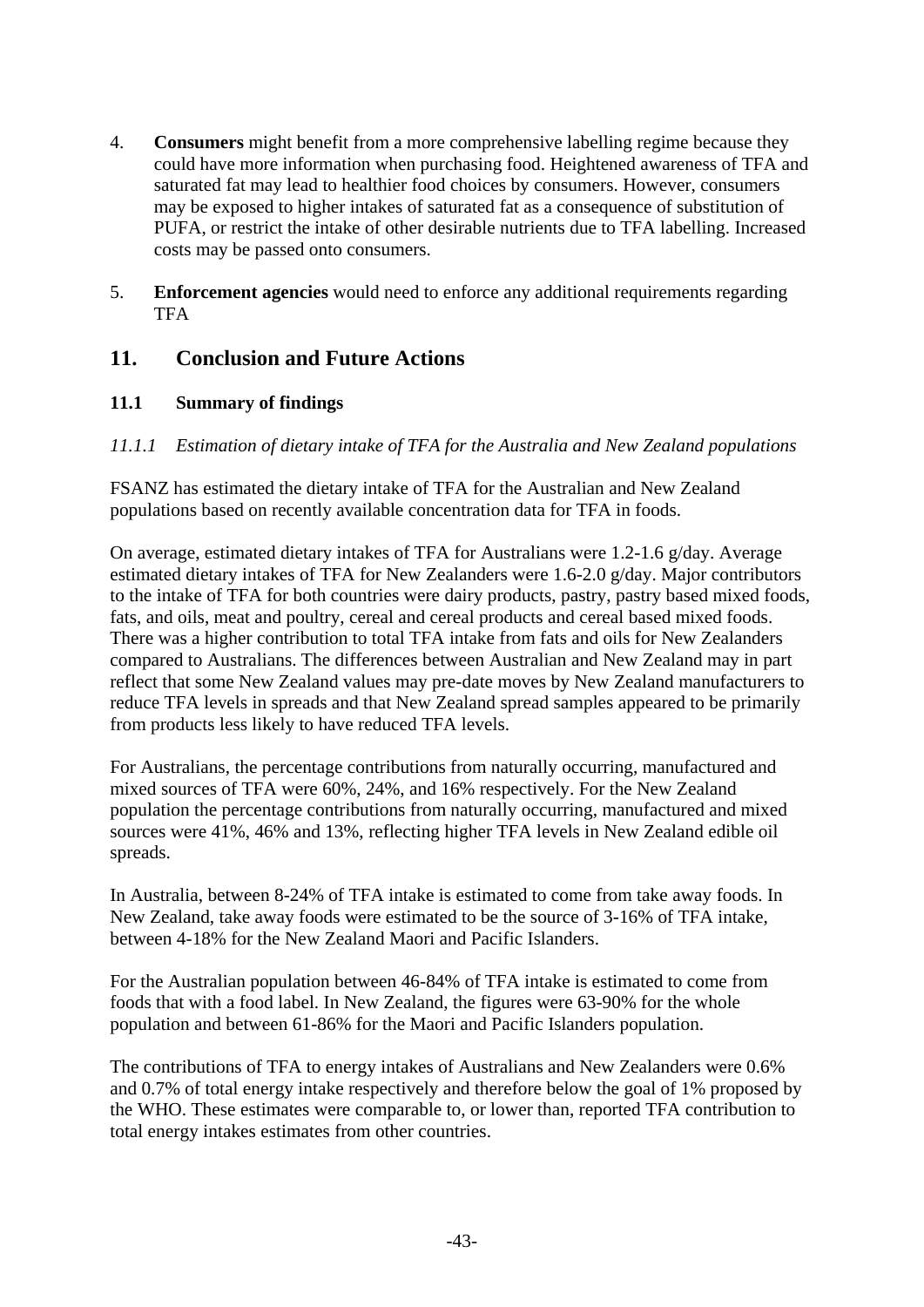4. **Consumers** might benefit from a more comprehensive labelling regime because they could have more information when purchasing food. Heightened awareness of TFA and saturated fat may lead to healthier food choices by consumers. However, consumers may be exposed to higher intakes of saturated fat as a consequence of substitution of PUFA, or restrict the intake of other desirable nutrients due to TFA labelling. Increased costs may be passed onto consumers.

5. **Enforcement agencies** would need to enforce any additional requirements regarding TFA

## 11. Conclusion and Future Actions

### 11.1 Summary of findings

#### *11.1.1 Estimation of dietary intake of TFA for the Australia and New Zealand populations*

FSANZ has estimated the dietary intake of TFA for the Australian and New Zealand populations based on recently available concentration data for TFA in foods.

On average, estimated dietary intakes of TFA for Australians were 1.2-1.6 g/day. Average estimated dietary intakes of TFA for New Zealanders were 1.6-2.0 g/day. Major contributors to the intake of TFA for both countries were dairy products, pastry, pastry based mixed foods, fats, and oils, meat and poultry, cereal and cereal products and cereal based mixed foods. There was a higher contribution to total TFA intake from fats and oils for New Zealanders compared to Australians. The differences between Australian and New Zealand may in part reflect that some New Zealand values may pre-date moves by New Zealand manufacturers to reduce TFA levels in spreads and that New Zealand spread samples appeared to be primarily from products less likely to have reduced TFA levels.

For Australians, the percentage contributions from naturally occurring, manufactured and mixed sources of TFA were 60%, 24%, and 16% respectively. For the New Zealand population the percentage contributions from naturally occurring, manufactured and mixed sources were 41%, 46% and 13%, reflecting higher TFA levels in New Zealand edible oil spreads.

In Australia, between 8-24% of TFA intake is estimated to come from take away foods. In New Zealand, take away foods were estimated to be the source of 3-16% of TFA intake, between 4-18% for the New Zealand Maori and Pacific Islanders.

For the Australian population between 46-84% of TFA intake is estimated to come from foods that with a food label. In New Zealand, the figures were 63-90% for the whole population and between 61-86% for the Maori and Pacific Islanders population.

The contributions of TFA to energy intakes of Australians and New Zealanders were 0.6% and 0.7% of total energy intake respectively and therefore below the goal of 1% proposed by the WHO. These estimates were comparable to, or lower than, reported TFA contribution to total energy intakes estimates from other countries.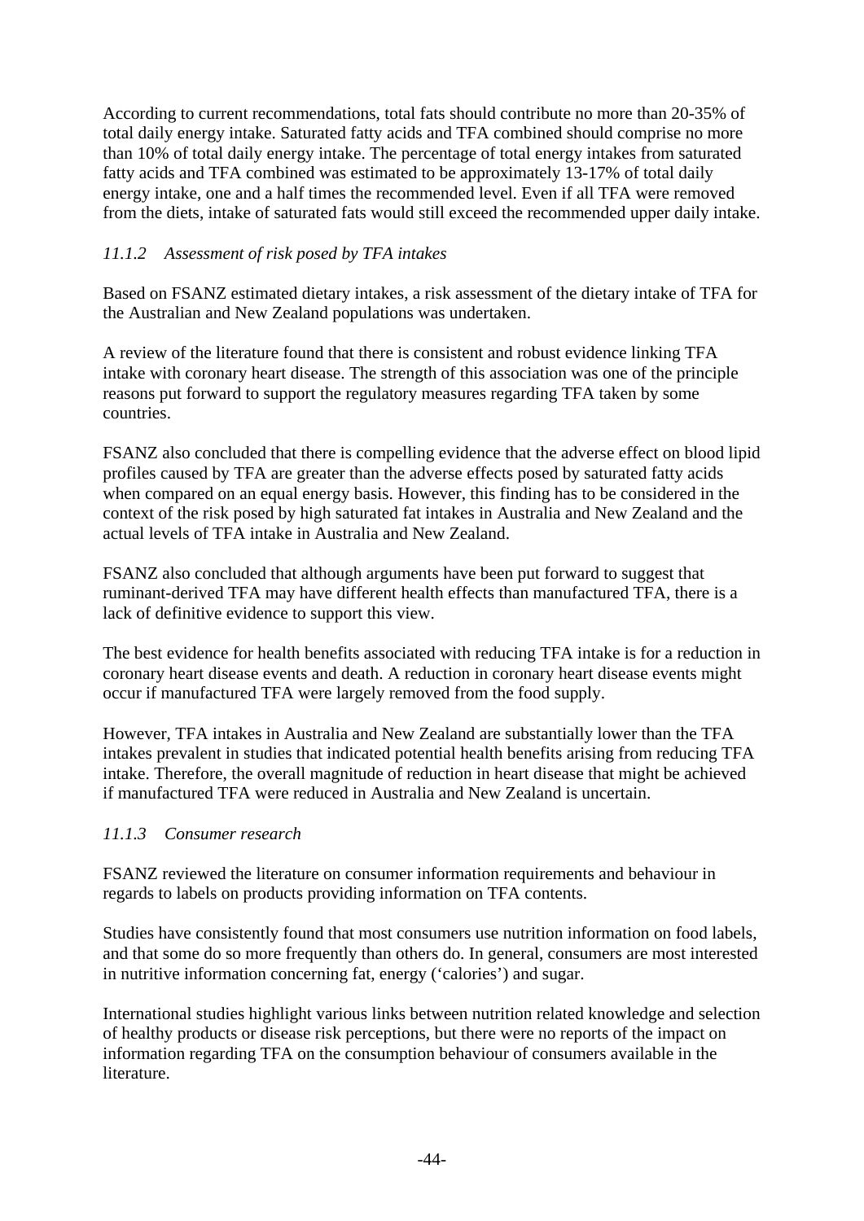According to current recommendations, total fats should contribute no more than 20-35% of total daily energy intake. Saturated fatty acids and TFA combined should comprise no more than 10% of total daily energy intake. The percentage of total energy intakes from saturated fatty acids and TFA combined was estimated to be approximately 13-17% of total daily energy intake, one and a half times the recommended level. Even if all TFA were removed from the diets, intake of saturated fats would still exceed the recommended upper daily intake.

#### *11.1.2 Assessment of risk posed by TFA intakes*

Based on FSANZ estimated dietary intakes, a risk assessment of the dietary intake of TFA for the Australian and New Zealand populations was undertaken.

A review of the literature found that there is consistent and robust evidence linking TFA intake with coronary heart disease. The strength of this association was one of the principle reasons put forward to support the regulatory measures regarding TFA taken by some countries.

FSANZ also concluded that there is compelling evidence that the adverse effect on blood lipid profiles caused by TFA are greater than the adverse effects posed by saturated fatty acids when compared on an equal energy basis. However, this finding has to be considered in the context of the risk posed by high saturated fat intakes in Australia and New Zealand and the actual levels of TFA intake in Australia and New Zealand.

FSANZ also concluded that although arguments have been put forward to suggest that ruminant-derived TFA may have different health effects than manufactured TFA, there is a lack of definitive evidence to support this view.

The best evidence for health benefits associated with reducing TFA intake is for a reduction in coronary heart disease events and death. A reduction in coronary heart disease events might occur if manufactured TFA were largely removed from the food supply.

However, TFA intakes in Australia and New Zealand are substantially lower than the TFA intakes prevalent in studies that indicated potential health benefits arising from reducing TFA intake. Therefore, the overall magnitude of reduction in heart disease that might be achieved if manufactured TFA were reduced in Australia and New Zealand is uncertain.

#### *11.1.3 Consumer research*

FSANZ reviewed the literature on consumer information requirements and behaviour in regards to labels on products providing information on TFA contents.

Studies have consistently found that most consumers use nutrition information on food labels, and that some do so more frequently than others do. In general, consumers are most interested in nutritive information concerning fat, energy ('calories') and sugar.

International studies highlight various links between nutrition related knowledge and selection of healthy products or disease risk perceptions, but there were no reports of the impact on information regarding TFA on the consumption behaviour of consumers available in the literature.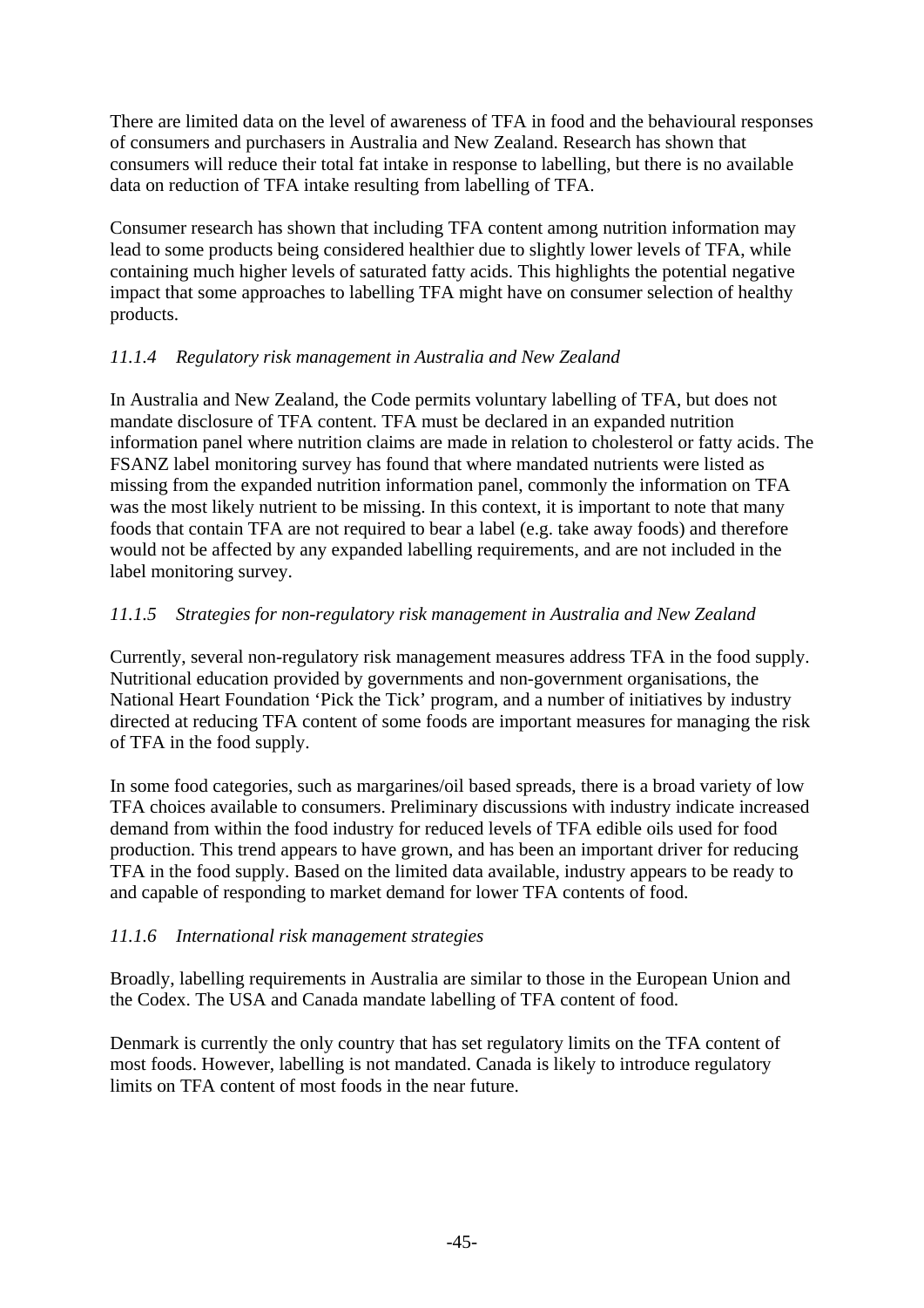There are limited data on the level of awareness of TFA in food and the behavioural responses of consumers and purchasers in Australia and New Zealand. Research has shown that consumers will reduce their total fat intake in response to labelling, but there is no available data on reduction of TFA intake resulting from labelling of TFA.

Consumer research has shown that including TFA content among nutrition information may lead to some products being considered healthier due to slightly lower levels of TFA, while containing much higher levels of saturated fatty acids. This highlights the potential negative impact that some approaches to labelling TFA might have on consumer selection of healthy products.

#### *11.1.4 Regulatory risk management in Australia and New Zealand*

In Australia and New Zealand, the Code permits voluntary labelling of TFA, but does not mandate disclosure of TFA content. TFA must be declared in an expanded nutrition information panel where nutrition claims are made in relation to cholesterol or fatty acids. The FSANZ label monitoring survey has found that where mandated nutrients were listed as missing from the expanded nutrition information panel, commonly the information on TFA was the most likely nutrient to be missing. In this context, it is important to note that many foods that contain TFA are not required to bear a label (e.g. take away foods) and therefore would not be affected by any expanded labelling requirements, and are not included in the label monitoring survey.

#### *11.1.5 Strategies for non-regulatory risk management in Australia and New Zealand*

Currently, several non-regulatory risk management measures address TFA in the food supply. Nutritional education provided by governments and non-government organisations, the National Heart Foundation 'Pick the Tick' program, and a number of initiatives by industry directed at reducing TFA content of some foods are important measures for managing the risk of TFA in the food supply.

In some food categories, such as margarines/oil based spreads, there is a broad variety of low TFA choices available to consumers. Preliminary discussions with industry indicate increased demand from within the food industry for reduced levels of TFA edible oils used for food production. This trend appears to have grown, and has been an important driver for reducing TFA in the food supply. Based on the limited data available, industry appears to be ready to and capable of responding to market demand for lower TFA contents of food.

#### *11.1.6 International risk management strategies*

Broadly, labelling requirements in Australia are similar to those in the European Union and the Codex. The USA and Canada mandate labelling of TFA content of food.

Denmark is currently the only country that has set regulatory limits on the TFA content of most foods. However, labelling is not mandated. Canada is likely to introduce regulatory limits on TFA content of most foods in the near future.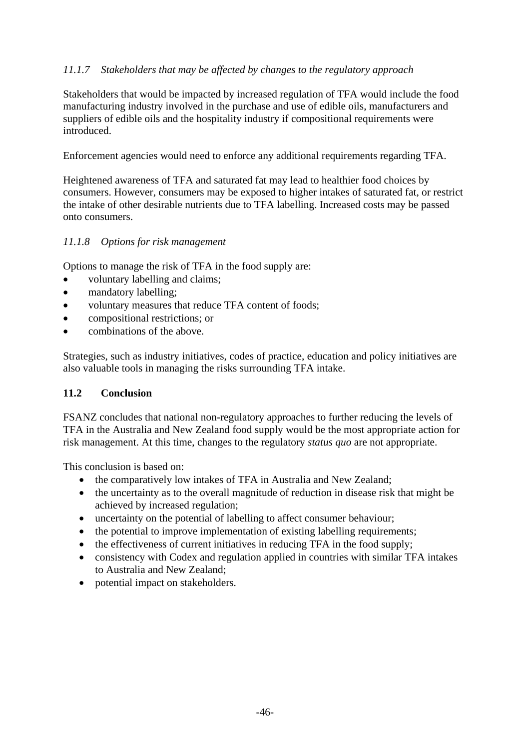### *11.1.7 Stakeholders that may be affected by changes to the regulatory approach*

Stakeholders that would be impacted by increased regulation of TFA would include the food manufacturing industry involved in the purchase and use of edible oils, manufacturers and suppliers of edible oils and the hospitality industry if compositional requirements were introduced.

Enforcement agencies would need to enforce any additional requirements regarding TFA.

Heightened awareness of TFA and saturated fat may lead to healthier food choices by consumers. However, consumers may be exposed to higher intakes of saturated fat, or restrict the intake of other desirable nutrients due to TFA labelling. Increased costs may be passed onto consumers.

### *11.1.8 Options for risk management*

Options to manage the risk of TFA in the food supply are:

- voluntary labelling and claims;
- mandatory labelling;
- voluntary measures that reduce TFA content of foods;
- compositional restrictions; or
- combinations of the above.

Strategies, such as industry initiatives, codes of practice, education and policy initiatives are also valuable tools in managing the risks surrounding TFA intake.

## **11.2 Conclusion**

FSANZ concludes that national non-regulatory approaches to further reducing the levels of TFA in the Australia and New Zealand food supply would be the most appropriate action for risk management. At this time, changes to the regulatory *status quo* are not appropriate.

This conclusion is based on:

- the comparatively low intakes of TFA in Australia and New Zealand;
- the uncertainty as to the overall magnitude of reduction in disease risk that might be achieved by increased regulation;
- uncertainty on the potential of labelling to affect consumer behaviour;
- the potential to improve implementation of existing labelling requirements;
- the effectiveness of current initiatives in reducing TFA in the food supply;
- consistency with Codex and regulation applied in countries with similar TFA intakes to Australia and New Zealand;
- potential impact on stakeholders.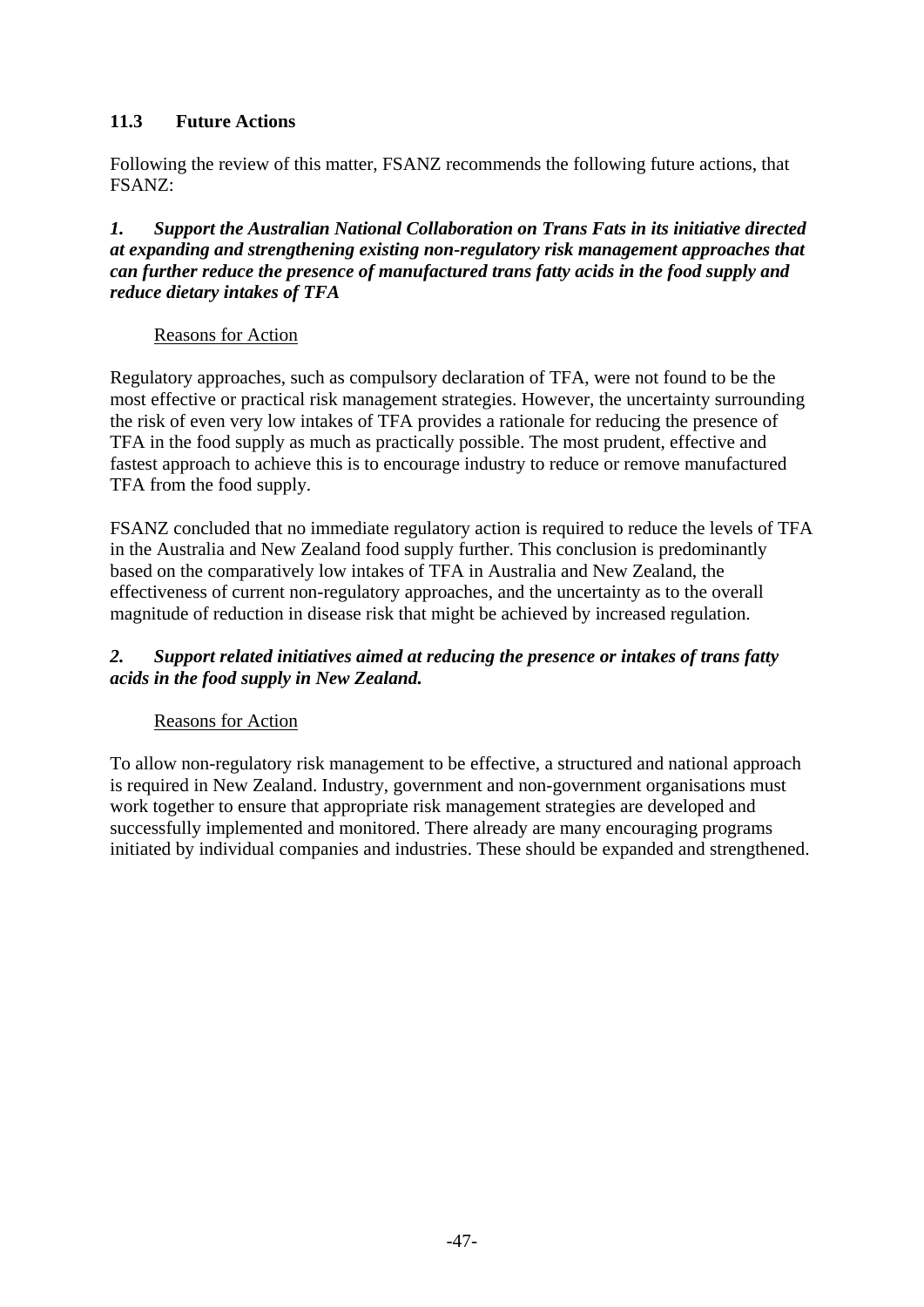### 11.3 Future Actions

Following the review of this matter, FSANZ recommends the following future actions, that FSANZ:

***1. Support the Australian National Collaboration on Trans Fats in its initiative directed at expanding and strengthening existing non-regulatory risk management approaches that can further reduce the presence of manufactured trans fatty acids in the food supply and reduce dietary intakes of TFA***

<u>Reasons for Action</u>

Regulatory approaches, such as compulsory declaration of TFA, were not found to be the most effective or practical risk management strategies. However, the uncertainty surrounding the risk of even very low intakes of TFA provides a rationale for reducing the presence of TFA in the food supply as much as practically possible. The most prudent, effective and fastest approach to achieve this is to encourage industry to reduce or remove manufactured TFA from the food supply.

FSANZ concluded that no immediate regulatory action is required to reduce the levels of TFA in the Australia and New Zealand food supply further. This conclusion is predominantly based on the comparatively low intakes of TFA in Australia and New Zealand, the effectiveness of current non-regulatory approaches, and the uncertainty as to the overall magnitude of reduction in disease risk that might be achieved by increased regulation.

***2. Support related initiatives aimed at reducing the presence or intakes of trans fatty acids in the food supply in New Zealand.***

<u>Reasons for Action</u>

To allow non-regulatory risk management to be effective, a structured and national approach is required in New Zealand. Industry, government and non-government organisations must work together to ensure that appropriate risk management strategies are developed and successfully implemented and monitored. There already are many encouraging programs initiated by individual companies and industries. These should be expanded and strengthened.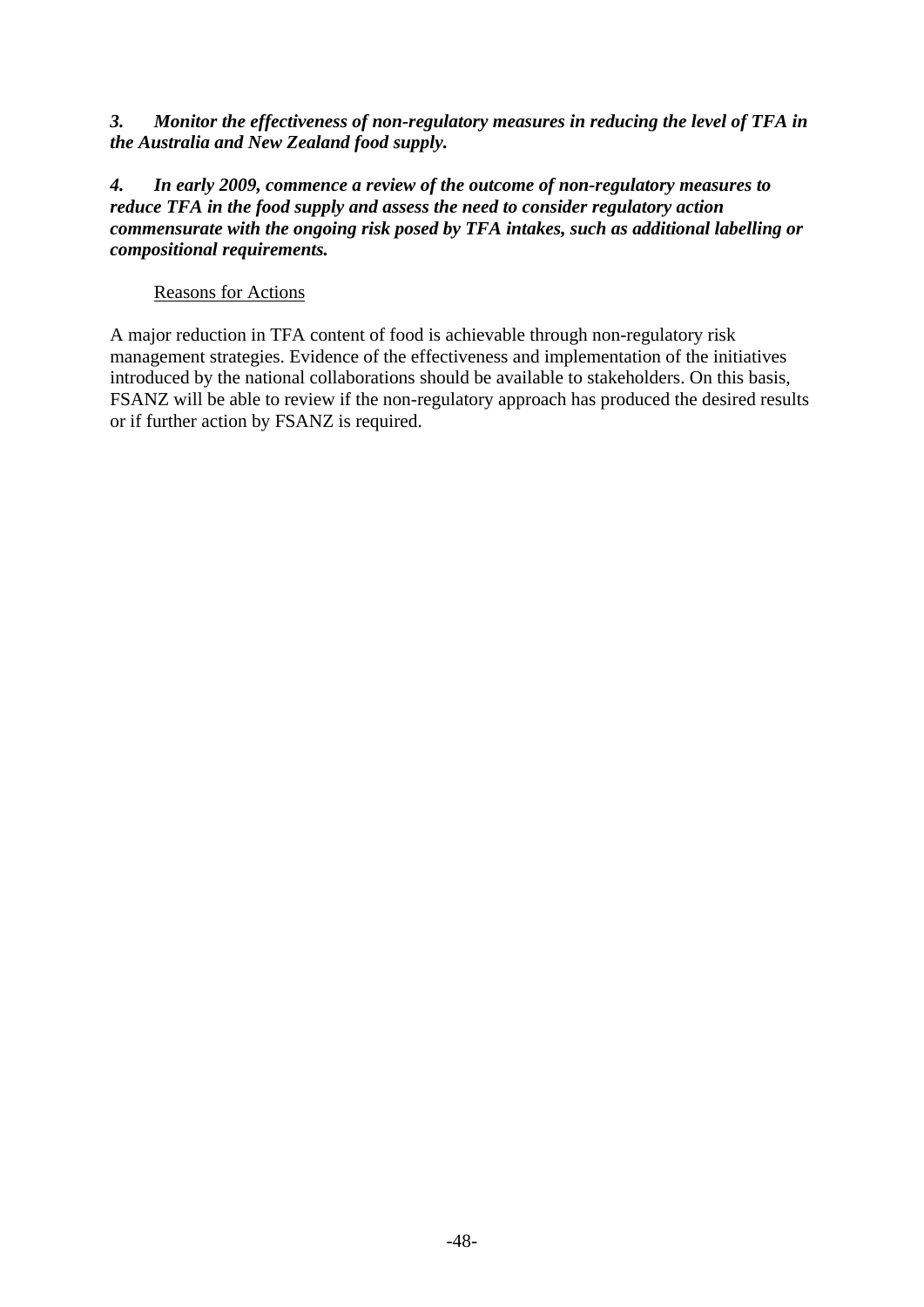***3. Monitor the effectiveness of non-regulatory measures in reducing the level of TFA in the Australia and New Zealand food supply.***

***4. In early 2009, commence a review of the outcome of non-regulatory measures to reduce TFA in the food supply and assess the need to consider regulatory action commensurate with the ongoing risk posed by TFA intakes, such as additional labelling or compositional requirements.***

<u>Reasons for Actions</u>

A major reduction in TFA content of food is achievable through non-regulatory risk management strategies. Evidence of the effectiveness and implementation of the initiatives introduced by the national collaborations should be available to stakeholders. On this basis, FSANZ will be able to review if the non-regulatory approach has produced the desired results or if further action by FSANZ is required.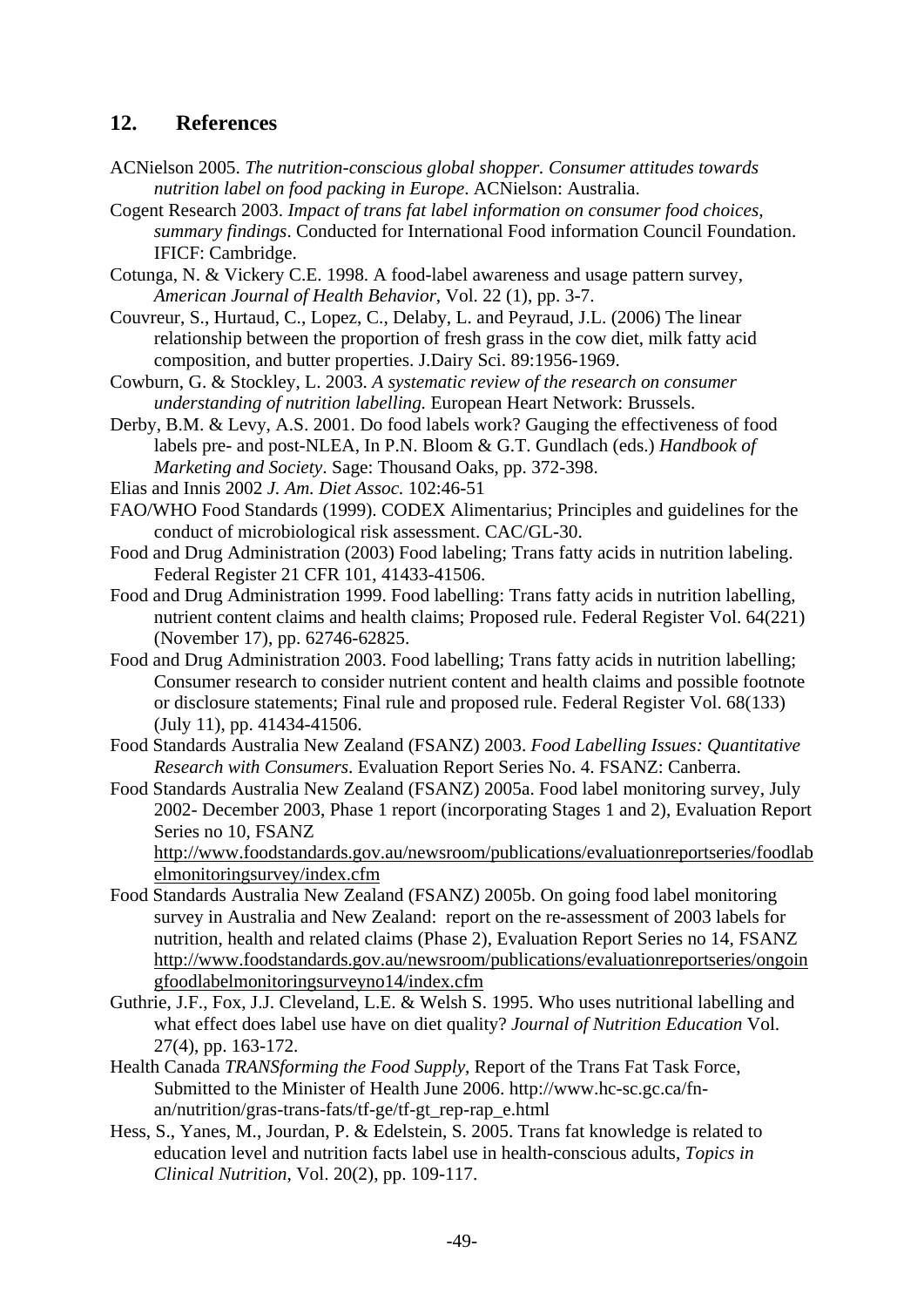## 12. References

ACNielson 2005. *The nutrition-conscious global shopper. Consumer attitudes towards nutrition label on food packing in Europe*. ACNielson: Australia.

Cogent Research 2003. *Impact of trans fat label information on consumer food choices, summary findings*. Conducted for International Food information Council Foundation. IFICF: Cambridge.

Cotunga, N. & Vickery C.E. 1998. A food-label awareness and usage pattern survey, *American Journal of Health Behavior*, Vol. 22 (1), pp. 3-7.

Couvreur, S., Hurtaud, C., Lopez, C., Delaby, L. and Peyraud, J.L. (2006) The linear relationship between the proportion of fresh grass in the cow diet, milk fatty acid composition, and butter properties. J.Dairy Sci. 89:1956-1969.

Cowburn, G. & Stockley, L. 2003. *A systematic review of the research on consumer understanding of nutrition labelling.* European Heart Network: Brussels.

Derby, B.M. & Levy, A.S. 2001. Do food labels work? Gauging the effectiveness of food labels pre- and post-NLEA, In P.N. Bloom & G.T. Gundlach (eds.) *Handbook of Marketing and Society*. Sage: Thousand Oaks, pp. 372-398.

Elias and Innis 2002 *J. Am. Diet Assoc.* 102:46-51

FAO/WHO Food Standards (1999). CODEX Alimentarius; Principles and guidelines for the conduct of microbiological risk assessment. CAC/GL-30.

Food and Drug Administration (2003) Food labeling; Trans fatty acids in nutrition labeling. Federal Register 21 CFR 101, 41433-41506.

Food and Drug Administration 1999. Food labelling: Trans fatty acids in nutrition labelling, nutrient content claims and health claims; Proposed rule. Federal Register Vol. 64(221) (November 17), pp. 62746-62825.

Food and Drug Administration 2003. Food labelling; Trans fatty acids in nutrition labelling; Consumer research to consider nutrient content and health claims and possible footnote or disclosure statements; Final rule and proposed rule. Federal Register Vol. 68(133) (July 11), pp. 41434-41506.

Food Standards Australia New Zealand (FSANZ) 2003. *Food Labelling Issues: Quantitative Research with Consumers*. Evaluation Report Series No. 4. FSANZ: Canberra.

Food Standards Australia New Zealand (FSANZ) 2005a. Food label monitoring survey, July 2002- December 2003, Phase 1 report (incorporating Stages 1 and 2), Evaluation Report Series no 10, FSANZ http://www.foodstandards.gov.au/newsroom/publications/evaluationreportseries/foodlabelmonitoringsurvey/index.cfm

Food Standards Australia New Zealand (FSANZ) 2005b. On going food label monitoring survey in Australia and New Zealand: report on the re-assessment of 2003 labels for nutrition, health and related claims (Phase 2), Evaluation Report Series no 14, FSANZ http://www.foodstandards.gov.au/newsroom/publications/evaluationreportseries/ongoingfoodlabelmonitoringsurveyno14/index.cfm

Guthrie, J.F., Fox, J.J. Cleveland, L.E. & Welsh S. 1995. Who uses nutritional labelling and what effect does label use have on diet quality? *Journal of Nutrition Education* Vol. 27(4), pp. 163-172.

Health Canada *TRANSforming the Food Supply*, Report of the Trans Fat Task Force, Submitted to the Minister of Health June 2006. http://www.hc-sc.gc.ca/fn-an/nutrition/gras-trans-fats/tf-ge/tf-gt_rep-rap_e.html

Hess, S., Yanes, M., Jourdan, P. & Edelstein, S. 2005. Trans fat knowledge is related to education level and nutrition facts label use in health-conscious adults, *Topics in Clinical Nutrition*, Vol. 20(2), pp. 109-117.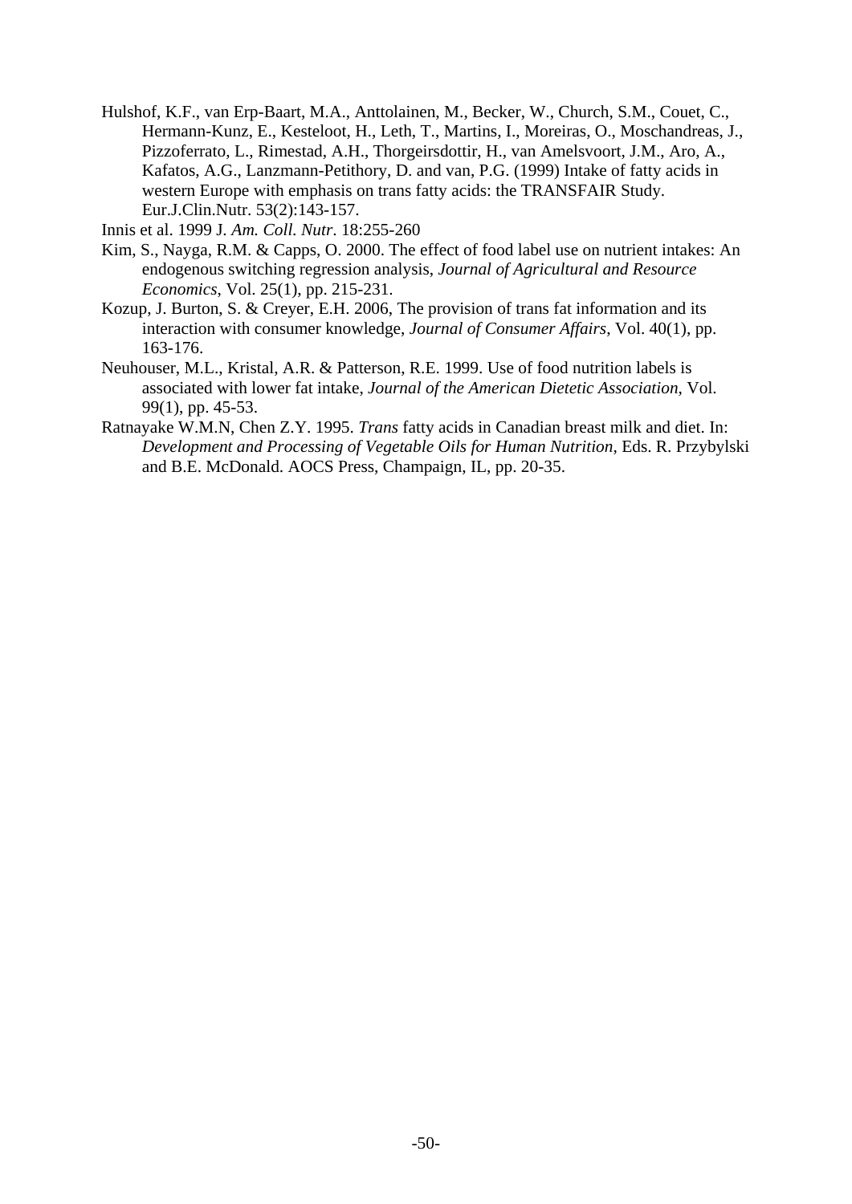Hulshof, K.F., van Erp-Baart, M.A., Anttolainen, M., Becker, W., Church, S.M., Couet, C., Hermann-Kunz, E., Kesteloot, H., Leth, T., Martins, I., Moreiras, O., Moschandreas, J., Pizzoferrato, L., Rimestad, A.H., Thorgeirsdottir, H., van Amelsvoort, J.M., Aro, A., Kafatos, A.G., Lanzmann-Petithory, D. and van, P.G. (1999) Intake of fatty acids in western Europe with emphasis on trans fatty acids: the TRANSFAIR Study. Eur.J.Clin.Nutr. 53(2):143-157.

Innis et al. 1999 J. *Am. Coll. Nutr*. 18:255-260

Kim, S., Nayga, R.M. & Capps, O. 2000. The effect of food label use on nutrient intakes: An endogenous switching regression analysis, *Journal of Agricultural and Resource Economics*, Vol. 25(1), pp. 215-231.

Kozup, J. Burton, S. & Creyer, E.H. 2006, The provision of trans fat information and its interaction with consumer knowledge, *Journal of Consumer Affairs*, Vol. 40(1), pp. 163-176.

Neuhouser, M.L., Kristal, A.R. & Patterson, R.E. 1999. Use of food nutrition labels is associated with lower fat intake, *Journal of the American Dietetic Association*, Vol. 99(1), pp. 45-53.

Ratnayake W.M.N, Chen Z.Y. 1995. *Trans* fatty acids in Canadian breast milk and diet. In: *Development and Processing of Vegetable Oils for Human Nutrition*, Eds. R. Przybylski and B.E. McDonald. AOCS Press, Champaign, IL, pp. 20-35.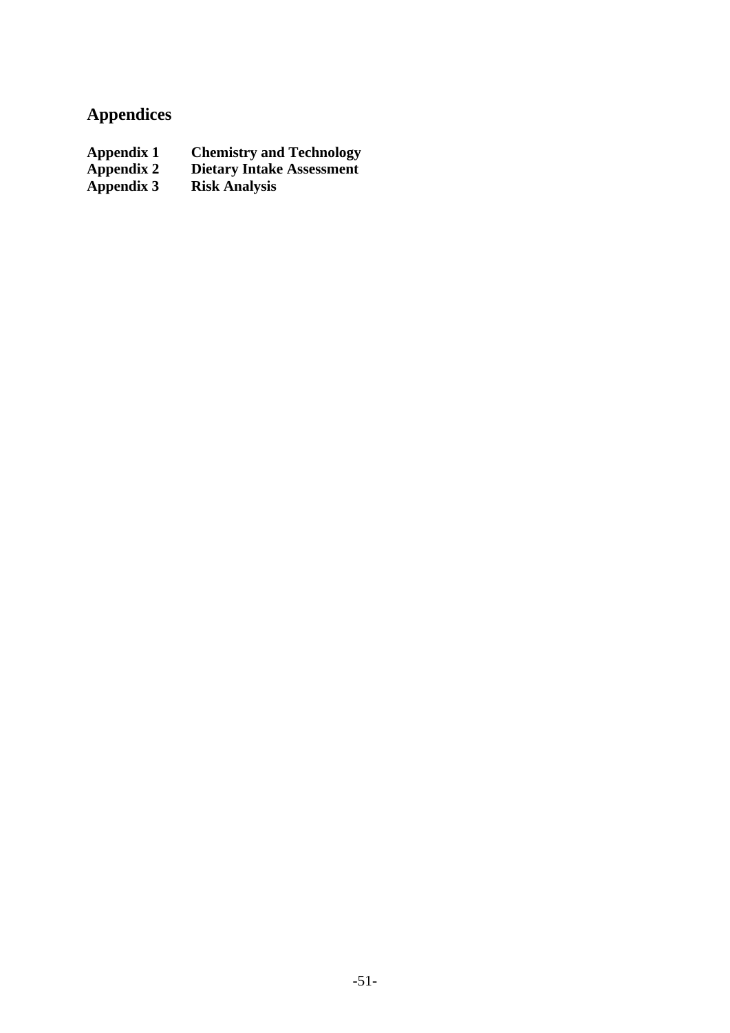# Appendices

| | |
|---|---|
| **Appendix 1** | **Chemistry and Technology** |
| **Appendix 2** | **Dietary Intake Assessment** |
| **Appendix 3** | **Risk Analysis** |